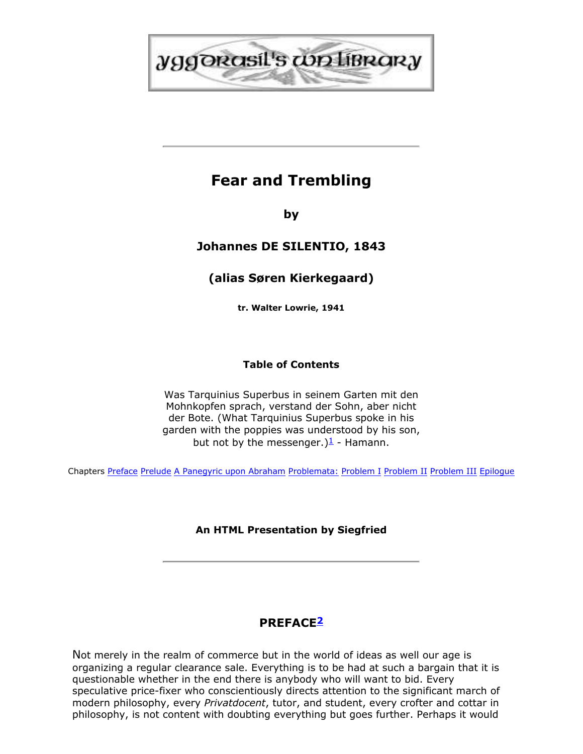# Fear and Trembling

**by**

**Johannes DE SILENTIO, 1843**

**(alias Søren Kierkegaard)**

**tr. Walter Lowrie, 1941**

**Table of Contents**

Was Tarquinius Superbus in seinem Garten mit den Mohnkopfen sprach, verstand der Sohn, aber nicht der Bote. (What Tarquinius Superbus spoke in his garden with the poppies was understood by his son, but not by the messenger.)[1] - Hamann.

Chapters Preface Prelude A Panegyric upon Abraham Problemata: Problem I Problem II Problem III Epilogue

**An HTML Presentation by Siegfried**

## PREFACE[2]

Not merely in the realm of commerce but in the world of ideas as well our age is organizing a regular clearance sale. Everything is to be had at such a bargain that it is questionable whether in the end there is anybody who will want to bid. Every speculative price-fixer who conscientiously directs attention to the significant march of modern philosophy, every *Privatdocent*, tutor, and student, every crofter and cottar in philosophy, is not content with doubting everything but goes further. Perhaps it would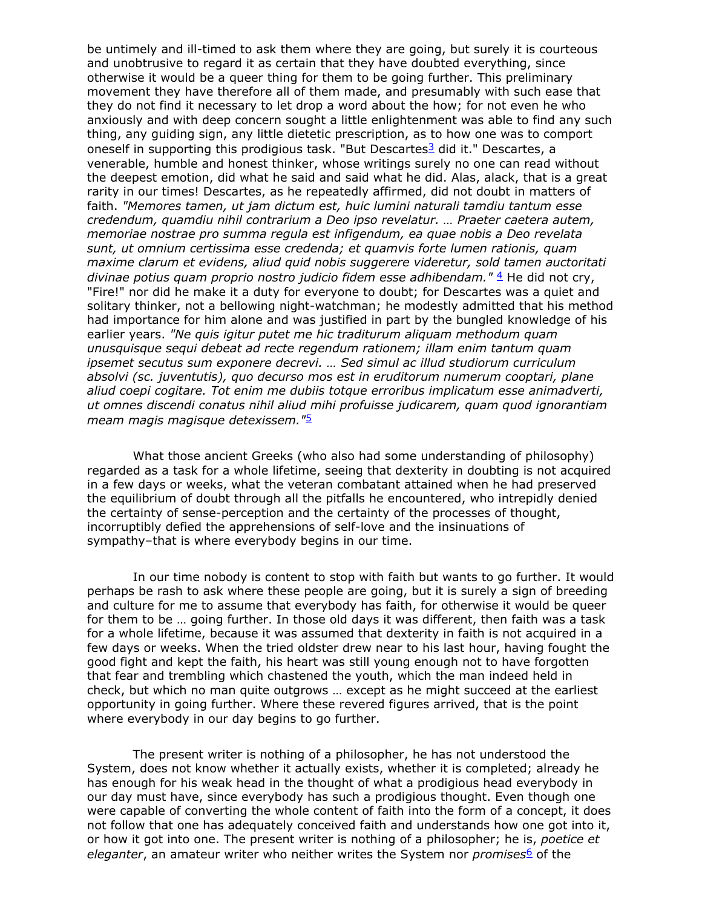be untimely and ill-timed to ask them where they are going, but surely it is courteous and unobtrusive to regard it as certain that they have doubted everything, since otherwise it would be a queer thing for them to be going further. This preliminary movement they have therefore all of them made, and presumably with such ease that they do not find it necessary to let drop a word about the how; for not even he who anxiously and with deep concern sought a little enlightenment was able to find any such thing, any guiding sign, any little dietetic prescription, as to how one was to comport oneself in supporting this prodigious task. "But Descartes[3] did it." Descartes, a venerable, humble and honest thinker, whose writings surely no one can read without the deepest emotion, did what he said and said what he did. Alas, alack, that is a great rarity in our times! Descartes, as he repeatedly affirmed, did not doubt in matters of faith. *"Memores tamen, ut jam dictum est, huic lumini naturali tamdiu tantum esse credendum, quamdiu nihil contrarium a Deo ipso revelatur. … Praeter caetera autem, memoriae nostrae pro summa regula est infigendum, ea quae nobis a Deo revelata sunt, ut omnium certissima esse credenda; et quamvis forte lumen rationis, quam maxime clarum et evidens, aliud quid nobis suggerere videretur, sold tamen auctoritati divinae potius quam proprio nostro judicio fidem esse adhibendam."* [4] He did not cry, "Fire!" nor did he make it a duty for everyone to doubt; for Descartes was a quiet and solitary thinker, not a bellowing night-watchman; he modestly admitted that his method had importance for him alone and was justified in part by the bungled knowledge of his earlier years. *"Ne quis igitur putet me hic traditurum aliquam methodum quam unusquisque sequi debeat ad recte regendum rationem; illam enim tantum quam ipsemet secutus sum exponere decrevi. … Sed simul ac illud studiorum curriculum absolvi (sc. juventutis), quo decurso mos est in eruditorum numerum cooptari, plane aliud coepi cogitare. Tot enim me dubiis totque erroribus implicatum esse animadverti, ut omnes discendi conatus nihil aliud mihi profuisse judicarem, quam quod ignorantiam meam magis magisque detexissem."*[5]

What those ancient Greeks (who also had some understanding of philosophy) regarded as a task for a whole lifetime, seeing that dexterity in doubting is not acquired in a few days or weeks, what the veteran combatant attained when he had preserved the equilibrium of doubt through all the pitfalls he encountered, who intrepidly denied the certainty of sense-perception and the certainty of the processes of thought, incorruptibly defied the apprehensions of self-love and the insinuations of sympathy–that is where everybody begins in our time.

In our time nobody is content to stop with faith but wants to go further. It would perhaps be rash to ask where these people are going, but it is surely a sign of breeding and culture for me to assume that everybody has faith, for otherwise it would be queer for them to be … going further. In those old days it was different, then faith was a task for a whole lifetime, because it was assumed that dexterity in faith is not acquired in a few days or weeks. When the tried oldster drew near to his last hour, having fought the good fight and kept the faith, his heart was still young enough not to have forgotten that fear and trembling which chastened the youth, which the man indeed held in check, but which no man quite outgrows … except as he might succeed at the earliest opportunity in going further. Where these revered figures arrived, that is the point where everybody in our day begins to go further.

The present writer is nothing of a philosopher, he has not understood the System, does not know whether it actually exists, whether it is completed; already he has enough for his weak head in the thought of what a prodigious head everybody in our day must have, since everybody has such a prodigious thought. Even though one were capable of converting the whole content of faith into the form of a concept, it does not follow that one has adequately conceived faith and understands how one got into it, or how it got into one. The present writer is nothing of a philosopher; he is, *poetice et eleganter*, an amateur writer who neither writes the System nor *promises*[6] of the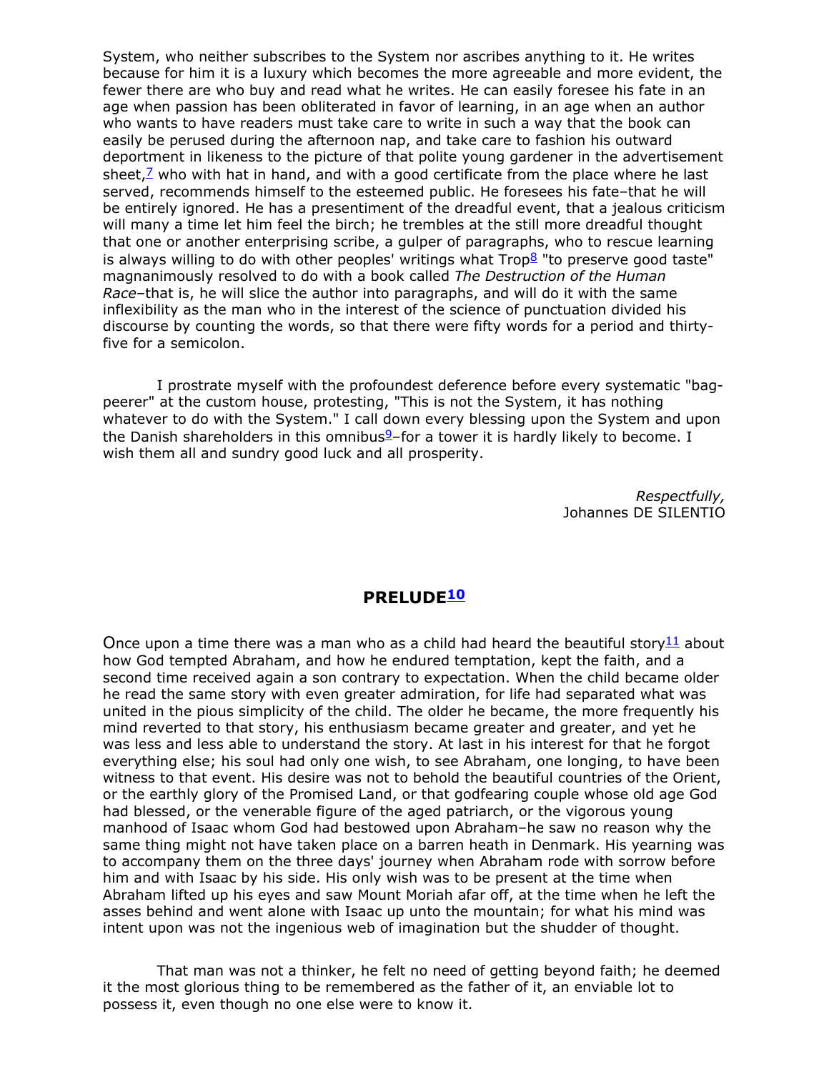System, who neither subscribes to the System nor ascribes anything to it. He writes because for him it is a luxury which becomes the more agreeable and more evident, the fewer there are who buy and read what he writes. He can easily foresee his fate in an age when passion has been obliterated in favor of learning, in an age when an author who wants to have readers must take care to write in such a way that the book can easily be perused during the afternoon nap, and take care to fashion his outward deportment in likeness to the picture of that polite young gardener in the advertisement sheet,[7] who with hat in hand, and with a good certificate from the place where he last served, recommends himself to the esteemed public. He foresees his fate–that he will be entirely ignored. He has a presentiment of the dreadful event, that a jealous criticism will many a time let him feel the birch; he trembles at the still more dreadful thought that one or another enterprising scribe, a gulper of paragraphs, who to rescue learning is always willing to do with other peoples' writings what Trop[8] "to preserve good taste" magnanimously resolved to do with a book called *The Destruction of the Human Race*–that is, he will slice the author into paragraphs, and will do it with the same inflexibility as the man who in the interest of the science of punctuation divided his discourse by counting the words, so that there were fifty words for a period and thirty-five for a semicolon.

I prostrate myself with the profoundest deference before every systematic "bag-peerer" at the custom house, protesting, "This is not the System, it has nothing whatever to do with the System." I call down every blessing upon the System and upon the Danish shareholders in this omnibus[9]–for a tower it is hardly likely to become. I wish them all and sundry good luck and all prosperity.

*Respectfully,*
Johannes DE SILENTIO

## PRELUDE[10]

Once upon a time there was a man who as a child had heard the beautiful story[11] about how God tempted Abraham, and how he endured temptation, kept the faith, and a second time received again a son contrary to expectation. When the child became older he read the same story with even greater admiration, for life had separated what was united in the pious simplicity of the child. The older he became, the more frequently his mind reverted to that story, his enthusiasm became greater and greater, and yet he was less and less able to understand the story. At last in his interest for that he forgot everything else; his soul had only one wish, to see Abraham, one longing, to have been witness to that event. His desire was not to behold the beautiful countries of the Orient, or the earthly glory of the Promised Land, or that godfearing couple whose old age God had blessed, or the venerable figure of the aged patriarch, or the vigorous young manhood of Isaac whom God had bestowed upon Abraham–he saw no reason why the same thing might not have taken place on a barren heath in Denmark. His yearning was to accompany them on the three days' journey when Abraham rode with sorrow before him and with Isaac by his side. His only wish was to be present at the time when Abraham lifted up his eyes and saw Mount Moriah afar off, at the time when he left the asses behind and went alone with Isaac up unto the mountain; for what his mind was intent upon was not the ingenious web of imagination but the shudder of thought.

That man was not a thinker, he felt no need of getting beyond faith; he deemed it the most glorious thing to be remembered as the father of it, an enviable lot to possess it, even though no one else were to know it.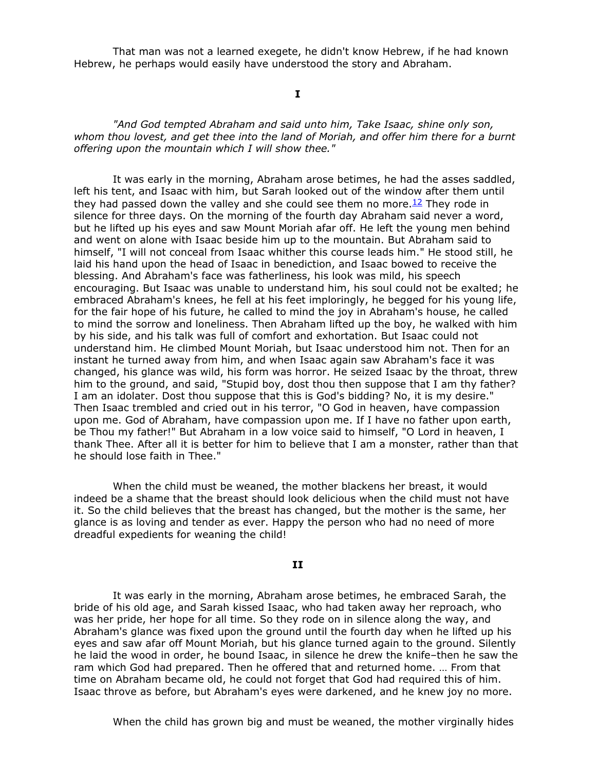That man was not a learned exegete, he didn't know Hebrew, if he had known Hebrew, he perhaps would easily have understood the story and Abraham.

**I**

*"And God tempted Abraham and said unto him, Take Isaac, shine only son, whom thou lovest, and get thee into the land of Moriah, and offer him there for a burnt offering upon the mountain which I will show thee."*

It was early in the morning, Abraham arose betimes, he had the asses saddled, left his tent, and Isaac with him, but Sarah looked out of the window after them until they had passed down the valley and she could see them no more.[12] They rode in silence for three days. On the morning of the fourth day Abraham said never a word, but he lifted up his eyes and saw Mount Moriah afar off. He left the young men behind and went on alone with Isaac beside him up to the mountain. But Abraham said to himself, "I will not conceal from Isaac whither this course leads him." He stood still, he laid his hand upon the head of Isaac in benediction, and Isaac bowed to receive the blessing. And Abraham's face was fatherliness, his look was mild, his speech encouraging. But Isaac was unable to understand him, his soul could not be exalted; he embraced Abraham's knees, he fell at his feet imploringly, he begged for his young life, for the fair hope of his future, he called to mind the joy in Abraham's house, he called to mind the sorrow and loneliness. Then Abraham lifted up the boy, he walked with him by his side, and his talk was full of comfort and exhortation. But Isaac could not understand him. He climbed Mount Moriah, but Isaac understood him not. Then for an instant he turned away from him, and when Isaac again saw Abraham's face it was changed, his glance was wild, his form was horror. He seized Isaac by the throat, threw him to the ground, and said, "Stupid boy, dost thou then suppose that I am thy father? I am an idolater. Dost thou suppose that this is God's bidding? No, it is my desire." Then Isaac trembled and cried out in his terror, "O God in heaven, have compassion upon me. God of Abraham, have compassion upon me. If I have no father upon earth, be Thou my father!" But Abraham in a low voice said to himself, "O Lord in heaven, I thank Thee. After all it is better for him to believe that I am a monster, rather than that he should lose faith in Thee."

When the child must be weaned, the mother blackens her breast, it would indeed be a shame that the breast should look delicious when the child must not have it. So the child believes that the breast has changed, but the mother is the same, her glance is as loving and tender as ever. Happy the person who had no need of more dreadful expedients for weaning the child!

**II**

It was early in the morning, Abraham arose betimes, he embraced Sarah, the bride of his old age, and Sarah kissed Isaac, who had taken away her reproach, who was her pride, her hope for all time. So they rode on in silence along the way, and Abraham's glance was fixed upon the ground until the fourth day when he lifted up his eyes and saw afar off Mount Moriah, but his glance turned again to the ground. Silently he laid the wood in order, he bound Isaac, in silence he drew the knife–then he saw the ram which God had prepared. Then he offered that and returned home. … From that time on Abraham became old, he could not forget that God had required this of him. Isaac throve as before, but Abraham's eyes were darkened, and he knew joy no more.

When the child has grown big and must be weaned, the mother virginally hides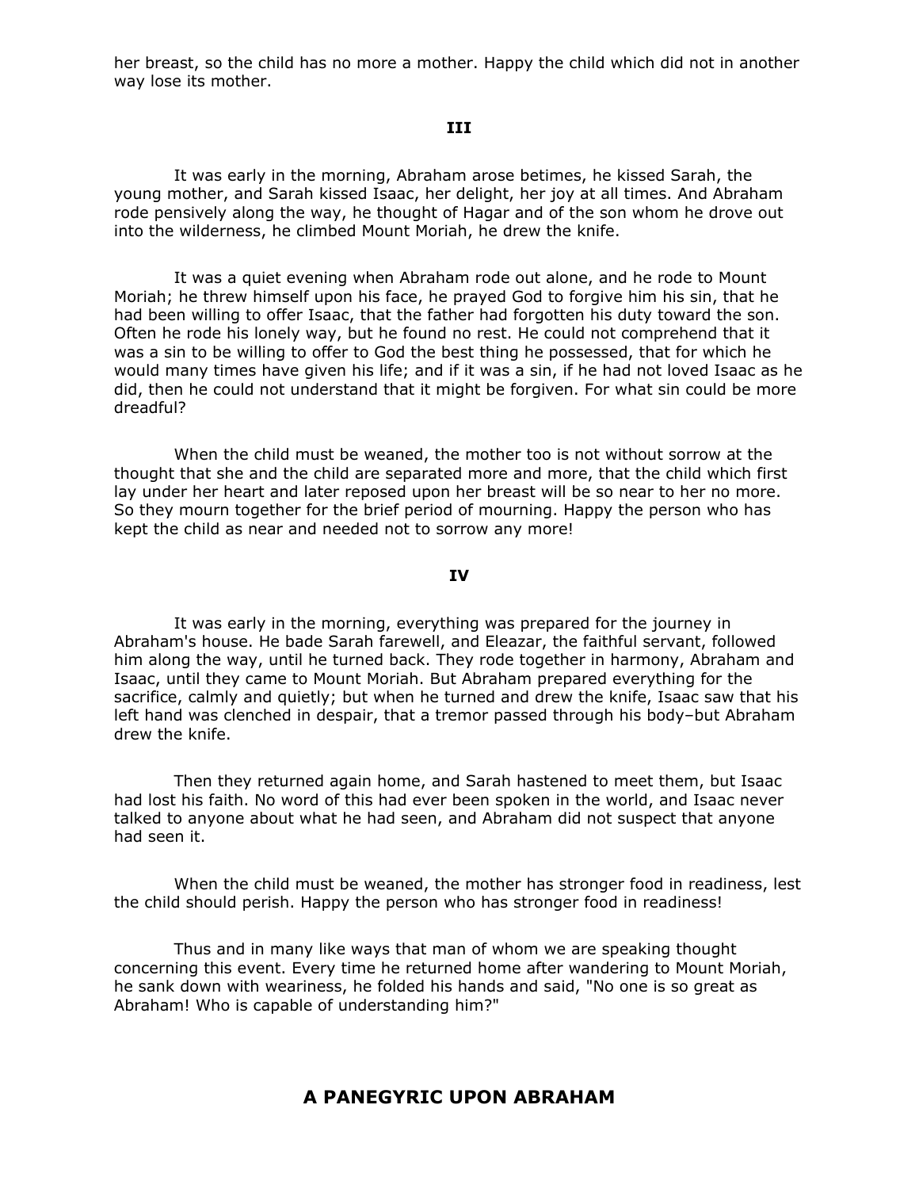her breast, so the child has no more a mother. Happy the child which did not in another way lose its mother.

### III

It was early in the morning, Abraham arose betimes, he kissed Sarah, the young mother, and Sarah kissed Isaac, her delight, her joy at all times. And Abraham rode pensively along the way, he thought of Hagar and of the son whom he drove out into the wilderness, he climbed Mount Moriah, he drew the knife.

It was a quiet evening when Abraham rode out alone, and he rode to Mount Moriah; he threw himself upon his face, he prayed God to forgive him his sin, that he had been willing to offer Isaac, that the father had forgotten his duty toward the son. Often he rode his lonely way, but he found no rest. He could not comprehend that it was a sin to be willing to offer to God the best thing he possessed, that for which he would many times have given his life; and if it was a sin, if he had not loved Isaac as he did, then he could not understand that it might be forgiven. For what sin could be more dreadful?

When the child must be weaned, the mother too is not without sorrow at the thought that she and the child are separated more and more, that the child which first lay under her heart and later reposed upon her breast will be so near to her no more. So they mourn together for the brief period of mourning. Happy the person who has kept the child as near and needed not to sorrow any more!

### IV

It was early in the morning, everything was prepared for the journey in Abraham's house. He bade Sarah farewell, and Eleazar, the faithful servant, followed him along the way, until he turned back. They rode together in harmony, Abraham and Isaac, until they came to Mount Moriah. But Abraham prepared everything for the sacrifice, calmly and quietly; but when he turned and drew the knife, Isaac saw that his left hand was clenched in despair, that a tremor passed through his body–but Abraham drew the knife.

Then they returned again home, and Sarah hastened to meet them, but Isaac had lost his faith. No word of this had ever been spoken in the world, and Isaac never talked to anyone about what he had seen, and Abraham did not suspect that anyone had seen it.

When the child must be weaned, the mother has stronger food in readiness, lest the child should perish. Happy the person who has stronger food in readiness!

Thus and in many like ways that man of whom we are speaking thought concerning this event. Every time he returned home after wandering to Mount Moriah, he sank down with weariness, he folded his hands and said, "No one is so great as Abraham! Who is capable of understanding him?"

## A PANEGYRIC UPON ABRAHAM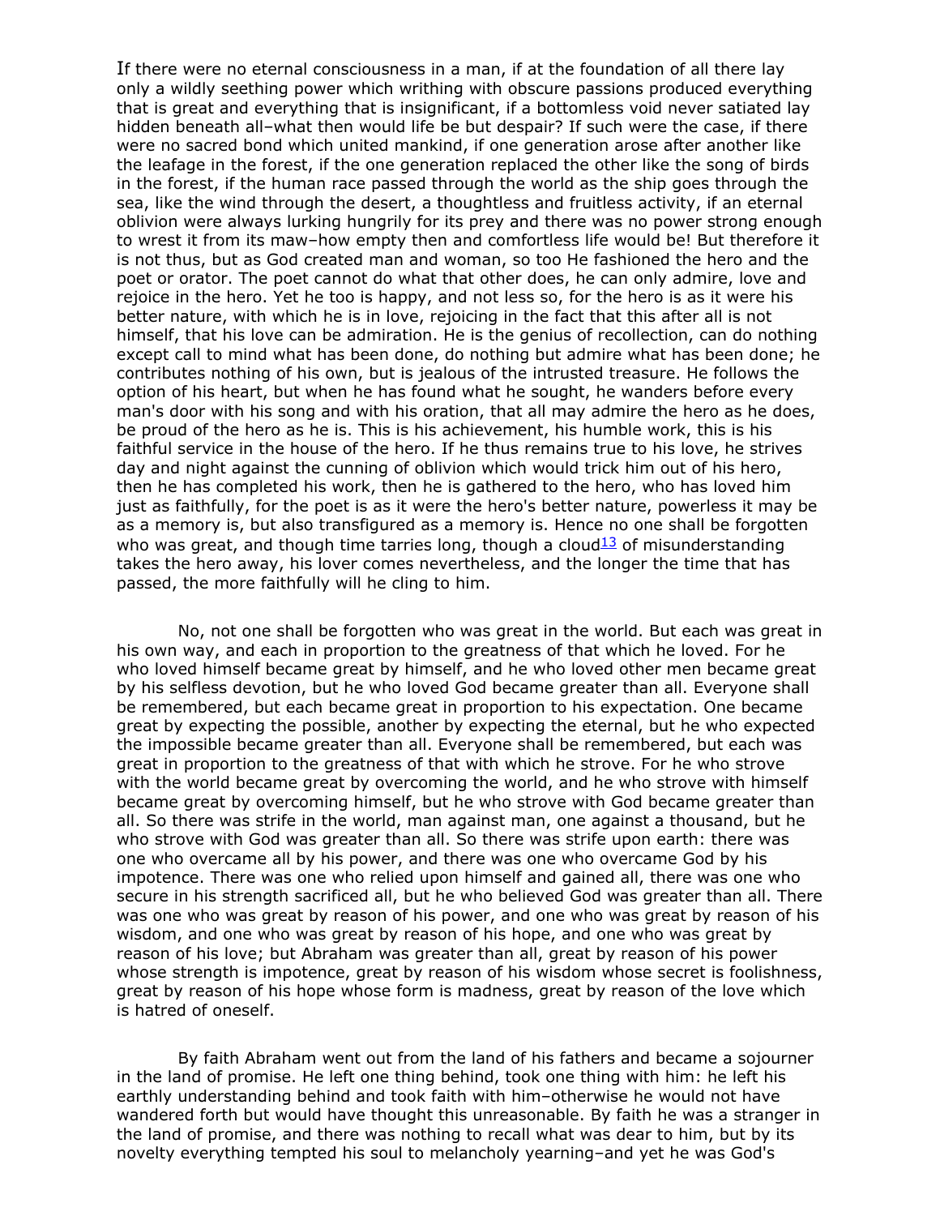If there were no eternal consciousness in a man, if at the foundation of all there lay only a wildly seething power which writhing with obscure passions produced everything that is great and everything that is insignificant, if a bottomless void never satiated lay hidden beneath all–what then would life be but despair? If such were the case, if there were no sacred bond which united mankind, if one generation arose after another like the leafage in the forest, if the one generation replaced the other like the song of birds in the forest, if the human race passed through the world as the ship goes through the sea, like the wind through the desert, a thoughtless and fruitless activity, if an eternal oblivion were always lurking hungrily for its prey and there was no power strong enough to wrest it from its maw–how empty then and comfortless life would be! But therefore it is not thus, but as God created man and woman, so too He fashioned the hero and the poet or orator. The poet cannot do what that other does, he can only admire, love and rejoice in the hero. Yet he too is happy, and not less so, for the hero is as it were his better nature, with which he is in love, rejoicing in the fact that this after all is not himself, that his love can be admiration. He is the genius of recollection, can do nothing except call to mind what has been done, do nothing but admire what has been done; he contributes nothing of his own, but is jealous of the intrusted treasure. He follows the option of his heart, but when he has found what he sought, he wanders before every man's door with his song and with his oration, that all may admire the hero as he does, be proud of the hero as he is. This is his achievement, his humble work, this is his faithful service in the house of the hero. If he thus remains true to his love, he strives day and night against the cunning of oblivion which would trick him out of his hero, then he has completed his work, then he is gathered to the hero, who has loved him just as faithfully, for the poet is as it were the hero's better nature, powerless it may be as a memory is, but also transfigured as a memory is. Hence no one shall be forgotten who was great, and though time tarries long, though a cloud[13] of misunderstanding takes the hero away, his lover comes nevertheless, and the longer the time that has passed, the more faithfully will he cling to him.

No, not one shall be forgotten who was great in the world. But each was great in his own way, and each in proportion to the greatness of that which he loved. For he who loved himself became great by himself, and he who loved other men became great by his selfless devotion, but he who loved God became greater than all. Everyone shall be remembered, but each became great in proportion to his expectation. One became great by expecting the possible, another by expecting the eternal, but he who expected the impossible became greater than all. Everyone shall be remembered, but each was great in proportion to the greatness of that with which he strove. For he who strove with the world became great by overcoming the world, and he who strove with himself became great by overcoming himself, but he who strove with God became greater than all. So there was strife in the world, man against man, one against a thousand, but he who strove with God was greater than all. So there was strife upon earth: there was one who overcame all by his power, and there was one who overcame God by his impotence. There was one who relied upon himself and gained all, there was one who secure in his strength sacrificed all, but he who believed God was greater than all. There was one who was great by reason of his power, and one who was great by reason of his wisdom, and one who was great by reason of his hope, and one who was great by reason of his love; but Abraham was greater than all, great by reason of his power whose strength is impotence, great by reason of his wisdom whose secret is foolishness, great by reason of his hope whose form is madness, great by reason of the love which is hatred of oneself.

By faith Abraham went out from the land of his fathers and became a sojourner in the land of promise. He left one thing behind, took one thing with him: he left his earthly understanding behind and took faith with him–otherwise he would not have wandered forth but would have thought this unreasonable. By faith he was a stranger in the land of promise, and there was nothing to recall what was dear to him, but by its novelty everything tempted his soul to melancholy yearning–and yet he was God's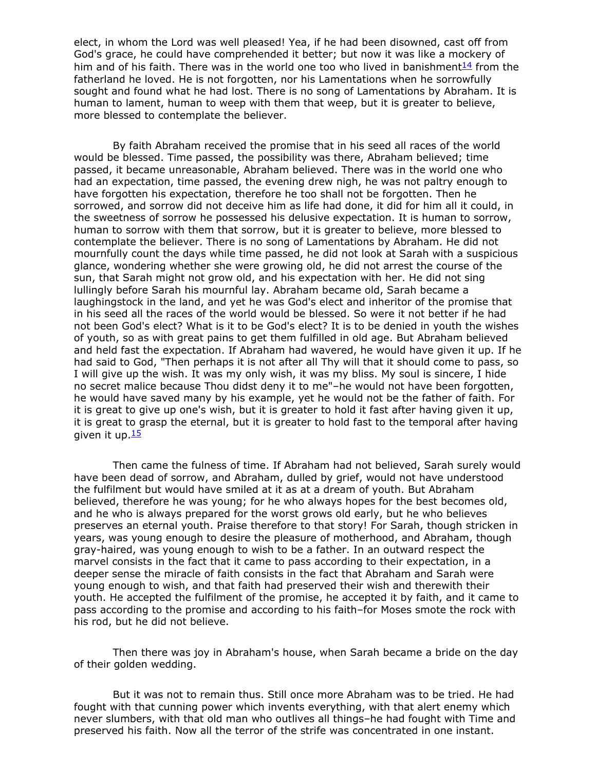elect, in whom the Lord was well pleased! Yea, if he had been disowned, cast off from God's grace, he could have comprehended it better; but now it was like a mockery of him and of his faith. There was in the world one too who lived in banishment[14] from the fatherland he loved. He is not forgotten, nor his Lamentations when he sorrowfully sought and found what he had lost. There is no song of Lamentations by Abraham. It is human to lament, human to weep with them that weep, but it is greater to believe, more blessed to contemplate the believer.

By faith Abraham received the promise that in his seed all races of the world would be blessed. Time passed, the possibility was there, Abraham believed; time passed, it became unreasonable, Abraham believed. There was in the world one who had an expectation, time passed, the evening drew nigh, he was not paltry enough to have forgotten his expectation, therefore he too shall not be forgotten. Then he sorrowed, and sorrow did not deceive him as life had done, it did for him all it could, in the sweetness of sorrow he possessed his delusive expectation. It is human to sorrow, human to sorrow with them that sorrow, but it is greater to believe, more blessed to contemplate the believer. There is no song of Lamentations by Abraham. He did not mournfully count the days while time passed, he did not look at Sarah with a suspicious glance, wondering whether she were growing old, he did not arrest the course of the sun, that Sarah might not grow old, and his expectation with her. He did not sing lullingly before Sarah his mournful lay. Abraham became old, Sarah became a laughingstock in the land, and yet he was God's elect and inheritor of the promise that in his seed all the races of the world would be blessed. So were it not better if he had not been God's elect? What is it to be God's elect? It is to be denied in youth the wishes of youth, so as with great pains to get them fulfilled in old age. But Abraham believed and held fast the expectation. If Abraham had wavered, he would have given it up. If he had said to God, "Then perhaps it is not after all Thy will that it should come to pass, so I will give up the wish. It was my only wish, it was my bliss. My soul is sincere, I hide no secret malice because Thou didst deny it to me"–he would not have been forgotten, he would have saved many by his example, yet he would not be the father of faith. For it is great to give up one's wish, but it is greater to hold it fast after having given it up, it is great to grasp the eternal, but it is greater to hold fast to the temporal after having given it up.[15]

Then came the fulness of time. If Abraham had not believed, Sarah surely would have been dead of sorrow, and Abraham, dulled by grief, would not have understood the fulfilment but would have smiled at it as at a dream of youth. But Abraham believed, therefore he was young; for he who always hopes for the best becomes old, and he who is always prepared for the worst grows old early, but he who believes preserves an eternal youth. Praise therefore to that story! For Sarah, though stricken in years, was young enough to desire the pleasure of motherhood, and Abraham, though gray-haired, was young enough to wish to be a father. In an outward respect the marvel consists in the fact that it came to pass according to their expectation, in a deeper sense the miracle of faith consists in the fact that Abraham and Sarah were young enough to wish, and that faith had preserved their wish and therewith their youth. He accepted the fulfilment of the promise, he accepted it by faith, and it came to pass according to the promise and according to his faith–for Moses smote the rock with his rod, but he did not believe.

Then there was joy in Abraham's house, when Sarah became a bride on the day of their golden wedding.

But it was not to remain thus. Still once more Abraham was to be tried. He had fought with that cunning power which invents everything, with that alert enemy which never slumbers, with that old man who outlives all things–he had fought with Time and preserved his faith. Now all the terror of the strife was concentrated in one instant.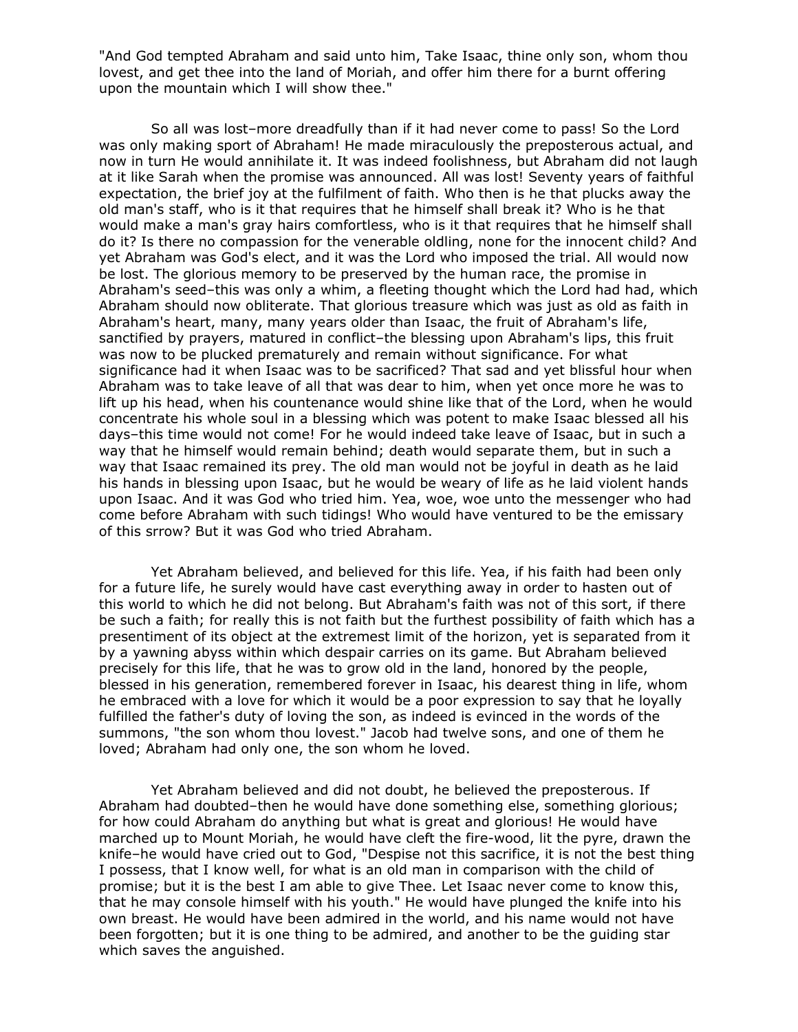"And God tempted Abraham and said unto him, Take Isaac, thine only son, whom thou lovest, and get thee into the land of Moriah, and offer him there for a burnt offering upon the mountain which I will show thee."

So all was lost–more dreadfully than if it had never come to pass! So the Lord was only making sport of Abraham! He made miraculously the preposterous actual, and now in turn He would annihilate it. It was indeed foolishness, but Abraham did not laugh at it like Sarah when the promise was announced. All was lost! Seventy years of faithful expectation, the brief joy at the fulfilment of faith. Who then is he that plucks away the old man's staff, who is it that requires that he himself shall break it? Who is he that would make a man's gray hairs comfortless, who is it that requires that he himself shall do it? Is there no compassion for the venerable oldling, none for the innocent child? And yet Abraham was God's elect, and it was the Lord who imposed the trial. All would now be lost. The glorious memory to be preserved by the human race, the promise in Abraham's seed–this was only a whim, a fleeting thought which the Lord had had, which Abraham should now obliterate. That glorious treasure which was just as old as faith in Abraham's heart, many, many years older than Isaac, the fruit of Abraham's life, sanctified by prayers, matured in conflict–the blessing upon Abraham's lips, this fruit was now to be plucked prematurely and remain without significance. For what significance had it when Isaac was to be sacrificed? That sad and yet blissful hour when Abraham was to take leave of all that was dear to him, when yet once more he was to lift up his head, when his countenance would shine like that of the Lord, when he would concentrate his whole soul in a blessing which was potent to make Isaac blessed all his days–this time would not come! For he would indeed take leave of Isaac, but in such a way that he himself would remain behind; death would separate them, but in such a way that Isaac remained its prey. The old man would not be joyful in death as he laid his hands in blessing upon Isaac, but he would be weary of life as he laid violent hands upon Isaac. And it was God who tried him. Yea, woe, woe unto the messenger who had come before Abraham with such tidings! Who would have ventured to be the emissary of this srrow? But it was God who tried Abraham.

Yet Abraham believed, and believed for this life. Yea, if his faith had been only for a future life, he surely would have cast everything away in order to hasten out of this world to which he did not belong. But Abraham's faith was not of this sort, if there be such a faith; for really this is not faith but the furthest possibility of faith which has a presentiment of its object at the extremest limit of the horizon, yet is separated from it by a yawning abyss within which despair carries on its game. But Abraham believed precisely for this life, that he was to grow old in the land, honored by the people, blessed in his generation, remembered forever in Isaac, his dearest thing in life, whom he embraced with a love for which it would be a poor expression to say that he loyally fulfilled the father's duty of loving the son, as indeed is evinced in the words of the summons, "the son whom thou lovest." Jacob had twelve sons, and one of them he loved; Abraham had only one, the son whom he loved.

Yet Abraham believed and did not doubt, he believed the preposterous. If Abraham had doubted–then he would have done something else, something glorious; for how could Abraham do anything but what is great and glorious! He would have marched up to Mount Moriah, he would have cleft the fire-wood, lit the pyre, drawn the knife–he would have cried out to God, "Despise not this sacrifice, it is not the best thing I possess, that I know well, for what is an old man in comparison with the child of promise; but it is the best I am able to give Thee. Let Isaac never come to know this, that he may console himself with his youth." He would have plunged the knife into his own breast. He would have been admired in the world, and his name would not have been forgotten; but it is one thing to be admired, and another to be the guiding star which saves the anguished.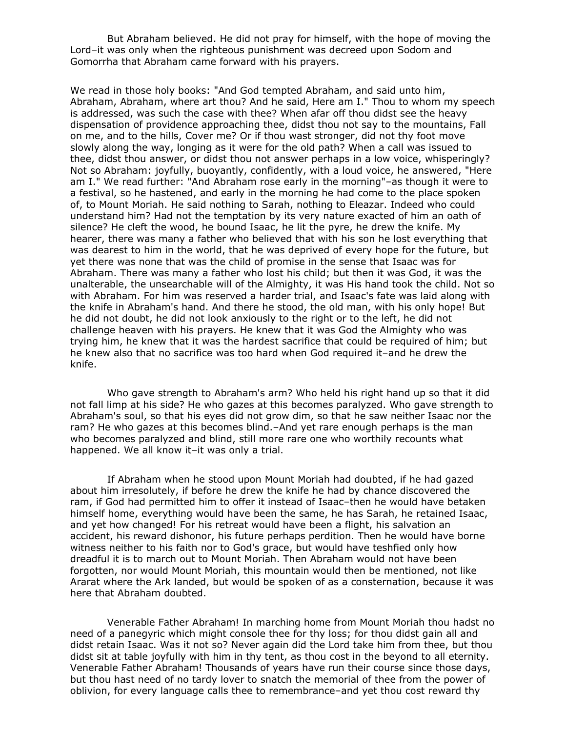But Abraham believed. He did not pray for himself, with the hope of moving the Lord–it was only when the righteous punishment was decreed upon Sodom and Gomorrha that Abraham came forward with his prayers.

We read in those holy books: "And God tempted Abraham, and said unto him, Abraham, Abraham, where art thou? And he said, Here am I." Thou to whom my speech is addressed, was such the case with thee? When afar off thou didst see the heavy dispensation of providence approaching thee, didst thou not say to the mountains, Fall on me, and to the hills, Cover me? Or if thou wast stronger, did not thy foot move slowly along the way, longing as it were for the old path? When a call was issued to thee, didst thou answer, or didst thou not answer perhaps in a low voice, whisperingly? Not so Abraham: joyfully, buoyantly, confidently, with a loud voice, he answered, "Here am I." We read further: "And Abraham rose early in the morning"–as though it were to a festival, so he hastened, and early in the morning he had come to the place spoken of, to Mount Moriah. He said nothing to Sarah, nothing to Eleazar. Indeed who could understand him? Had not the temptation by its very nature exacted of him an oath of silence? He cleft the wood, he bound Isaac, he lit the pyre, he drew the knife. My hearer, there was many a father who believed that with his son he lost everything that was dearest to him in the world, that he was deprived of every hope for the future, but yet there was none that was the child of promise in the sense that Isaac was for Abraham. There was many a father who lost his child; but then it was God, it was the unalterable, the unsearchable will of the Almighty, it was His hand took the child. Not so with Abraham. For him was reserved a harder trial, and Isaac's fate was laid along with the knife in Abraham's hand. And there he stood, the old man, with his only hope! But he did not doubt, he did not look anxiously to the right or to the left, he did not challenge heaven with his prayers. He knew that it was God the Almighty who was trying him, he knew that it was the hardest sacrifice that could be required of him; but he knew also that no sacrifice was too hard when God required it–and he drew the knife.

Who gave strength to Abraham's arm? Who held his right hand up so that it did not fall limp at his side? He who gazes at this becomes paralyzed. Who gave strength to Abraham's soul, so that his eyes did not grow dim, so that he saw neither Isaac nor the ram? He who gazes at this becomes blind.–And yet rare enough perhaps is the man who becomes paralyzed and blind, still more rare one who worthily recounts what happened. We all know it–it was only a trial.

If Abraham when he stood upon Mount Moriah had doubted, if he had gazed about him irresolutely, if before he drew the knife he had by chance discovered the ram, if God had permitted him to offer it instead of Isaac–then he would have betaken himself home, everything would have been the same, he has Sarah, he retained Isaac, and yet how changed! For his retreat would have been a flight, his salvation an accident, his reward dishonor, his future perhaps perdition. Then he would have borne witness neither to his faith nor to God's grace, but would have teshfied only how dreadful it is to march out to Mount Moriah. Then Abraham would not have been forgotten, nor would Mount Moriah, this mountain would then be mentioned, not like Ararat where the Ark landed, but would be spoken of as a consternation, because it was here that Abraham doubted.

Venerable Father Abraham! In marching home from Mount Moriah thou hadst no need of a panegyric which might console thee for thy loss; for thou didst gain all and didst retain Isaac. Was it not so? Never again did the Lord take him from thee, but thou didst sit at table joyfully with him in thy tent, as thou cost in the beyond to all eternity. Venerable Father Abraham! Thousands of years have run their course since those days, but thou hast need of no tardy lover to snatch the memorial of thee from the power of oblivion, for every language calls thee to remembrance–and yet thou cost reward thy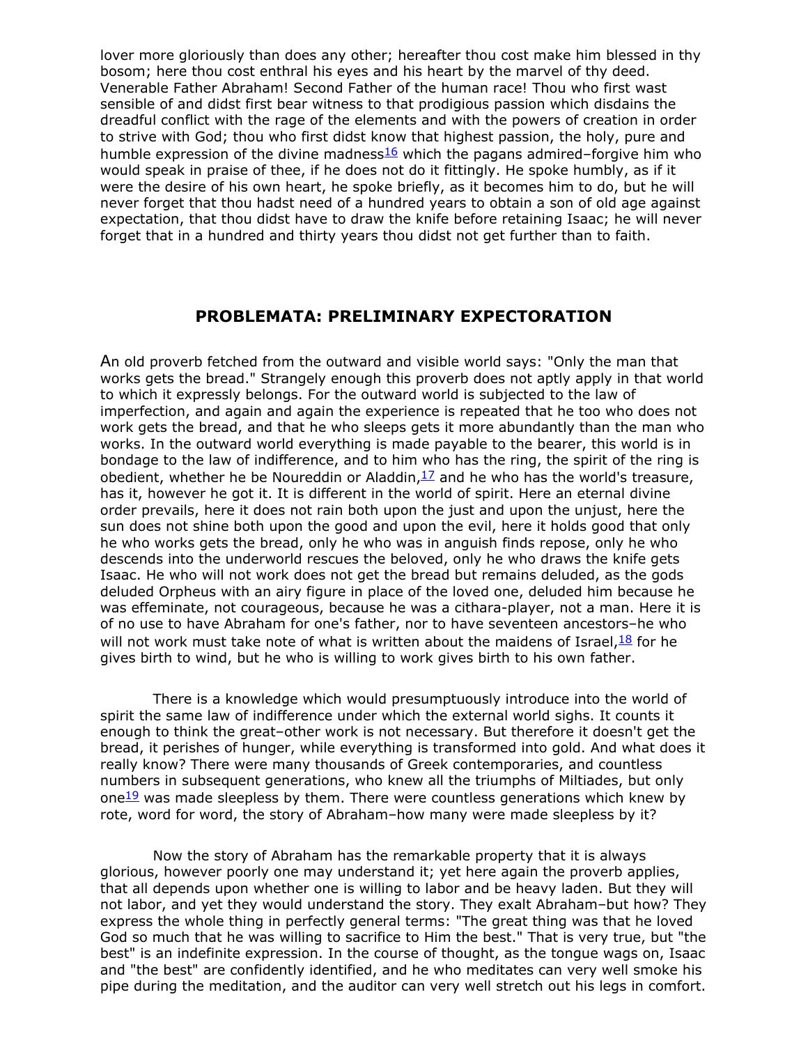lover more gloriously than does any other; hereafter thou cost make him blessed in thy bosom; here thou cost enthral his eyes and his heart by the marvel of thy deed. Venerable Father Abraham! Second Father of the human race! Thou who first wast sensible of and didst first bear witness to that prodigious passion which disdains the dreadful conflict with the rage of the elements and with the powers of creation in order to strive with God; thou who first didst know that highest passion, the holy, pure and humble expression of the divine madness[16] which the pagans admired–forgive him who would speak in praise of thee, if he does not do it fittingly. He spoke humbly, as if it were the desire of his own heart, he spoke briefly, as it becomes him to do, but he will never forget that thou hadst need of a hundred years to obtain a son of old age against expectation, that thou didst have to draw the knife before retaining Isaac; he will never forget that in a hundred and thirty years thou didst not get further than to faith.

## PROBLEMATA: PRELIMINARY EXPECTORATION

An old proverb fetched from the outward and visible world says: "Only the man that works gets the bread." Strangely enough this proverb does not aptly apply in that world to which it expressly belongs. For the outward world is subjected to the law of imperfection, and again and again the experience is repeated that he too who does not work gets the bread, and that he who sleeps gets it more abundantly than the man who works. In the outward world everything is made payable to the bearer, this world is in bondage to the law of indifference, and to him who has the ring, the spirit of the ring is obedient, whether he be Noureddin or Aladdin,[17] and he who has the world's treasure, has it, however he got it. It is different in the world of spirit. Here an eternal divine order prevails, here it does not rain both upon the just and upon the unjust, here the sun does not shine both upon the good and upon the evil, here it holds good that only he who works gets the bread, only he who was in anguish finds repose, only he who descends into the underworld rescues the beloved, only he who draws the knife gets Isaac. He who will not work does not get the bread but remains deluded, as the gods deluded Orpheus with an airy figure in place of the loved one, deluded him because he was effeminate, not courageous, because he was a cithara-player, not a man. Here it is of no use to have Abraham for one's father, nor to have seventeen ancestors–he who will not work must take note of what is written about the maidens of Israel,[18] for he gives birth to wind, but he who is willing to work gives birth to his own father.

There is a knowledge which would presumptuously introduce into the world of spirit the same law of indifference under which the external world sighs. It counts it enough to think the great–other work is not necessary. But therefore it doesn't get the bread, it perishes of hunger, while everything is transformed into gold. And what does it really know? There were many thousands of Greek contemporaries, and countless numbers in subsequent generations, who knew all the triumphs of Miltiades, but only one[19] was made sleepless by them. There were countless generations which knew by rote, word for word, the story of Abraham–how many were made sleepless by it?

Now the story of Abraham has the remarkable property that it is always glorious, however poorly one may understand it; yet here again the proverb applies, that all depends upon whether one is willing to labor and be heavy laden. But they will not labor, and yet they would understand the story. They exalt Abraham–but how? They express the whole thing in perfectly general terms: "The great thing was that he loved God so much that he was willing to sacrifice to Him the best." That is very true, but "the best" is an indefinite expression. In the course of thought, as the tongue wags on, Isaac and "the best" are confidently identified, and he who meditates can very well smoke his pipe during the meditation, and the auditor can very well stretch out his legs in comfort.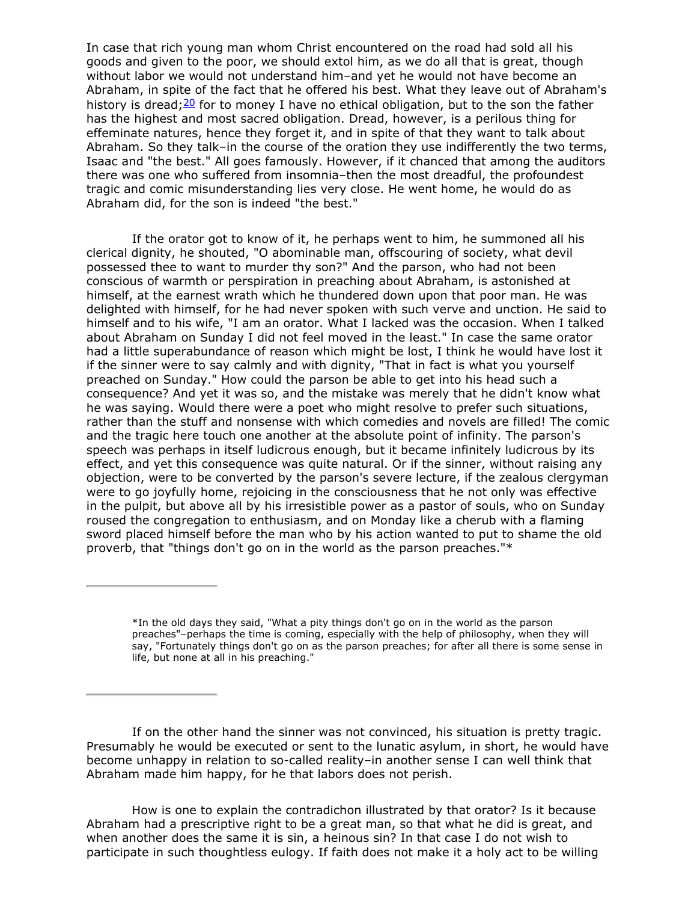In case that rich young man whom Christ encountered on the road had sold all his goods and given to the poor, we should extol him, as we do all that is great, though without labor we would not understand him–and yet he would not have become an Abraham, in spite of the fact that he offered his best. What they leave out of Abraham's history is dread;[20] for to money I have no ethical obligation, but to the son the father has the highest and most sacred obligation. Dread, however, is a perilous thing for effeminate natures, hence they forget it, and in spite of that they want to talk about Abraham. So they talk–in the course of the oration they use indifferently the two terms, Isaac and "the best." All goes famously. However, if it chanced that among the auditors there was one who suffered from insomnia–then the most dreadful, the profoundest tragic and comic misunderstanding lies very close. He went home, he would do as Abraham did, for the son is indeed "the best."

If the orator got to know of it, he perhaps went to him, he summoned all his clerical dignity, he shouted, "O abominable man, offscouring of society, what devil possessed thee to want to murder thy son?" And the parson, who had not been conscious of warmth or perspiration in preaching about Abraham, is astonished at himself, at the earnest wrath which he thundered down upon that poor man. He was delighted with himself, for he had never spoken with such verve and unction. He said to himself and to his wife, "I am an orator. What I lacked was the occasion. When I talked about Abraham on Sunday I did not feel moved in the least." In case the same orator had a little superabundance of reason which might be lost, I think he would have lost it if the sinner were to say calmly and with dignity, "That in fact is what you yourself preached on Sunday." How could the parson be able to get into his head such a consequence? And yet it was so, and the mistake was merely that he didn't know what he was saying. Would there were a poet who might resolve to prefer such situations, rather than the stuff and nonsense with which comedies and novels are filled! The comic and the tragic here touch one another at the absolute point of infinity. The parson's speech was perhaps in itself ludicrous enough, but it became infinitely ludicrous by its effect, and yet this consequence was quite natural. Or if the sinner, without raising any objection, were to be converted by the parson's severe lecture, if the zealous clergyman were to go joyfully home, rejoicing in the consciousness that he not only was effective in the pulpit, but above all by his irresistible power as a pastor of souls, who on Sunday roused the congregation to enthusiasm, and on Monday like a cherub with a flaming sword placed himself before the man who by his action wanted to put to shame the old proverb, that "things don't go on in the world as the parson preaches."*

---

*In the old days they said, "What a pity things don't go on in the world as the parson preaches"–perhaps the time is coming, especially with the help of philosophy, when they will say, "Fortunately things don't go on as the parson preaches; for after all there is some sense in life, but none at all in his preaching."

---

If on the other hand the sinner was not convinced, his situation is pretty tragic. Presumably he would be executed or sent to the lunatic asylum, in short, he would have become unhappy in relation to so-called reality–in another sense I can well think that Abraham made him happy, for he that labors does not perish.

How is one to explain the contradichon illustrated by that orator? Is it because Abraham had a prescriptive right to be a great man, so that what he did is great, and when another does the same it is sin, a heinous sin? In that case I do not wish to participate in such thoughtless eulogy. If faith does not make it a holy act to be willing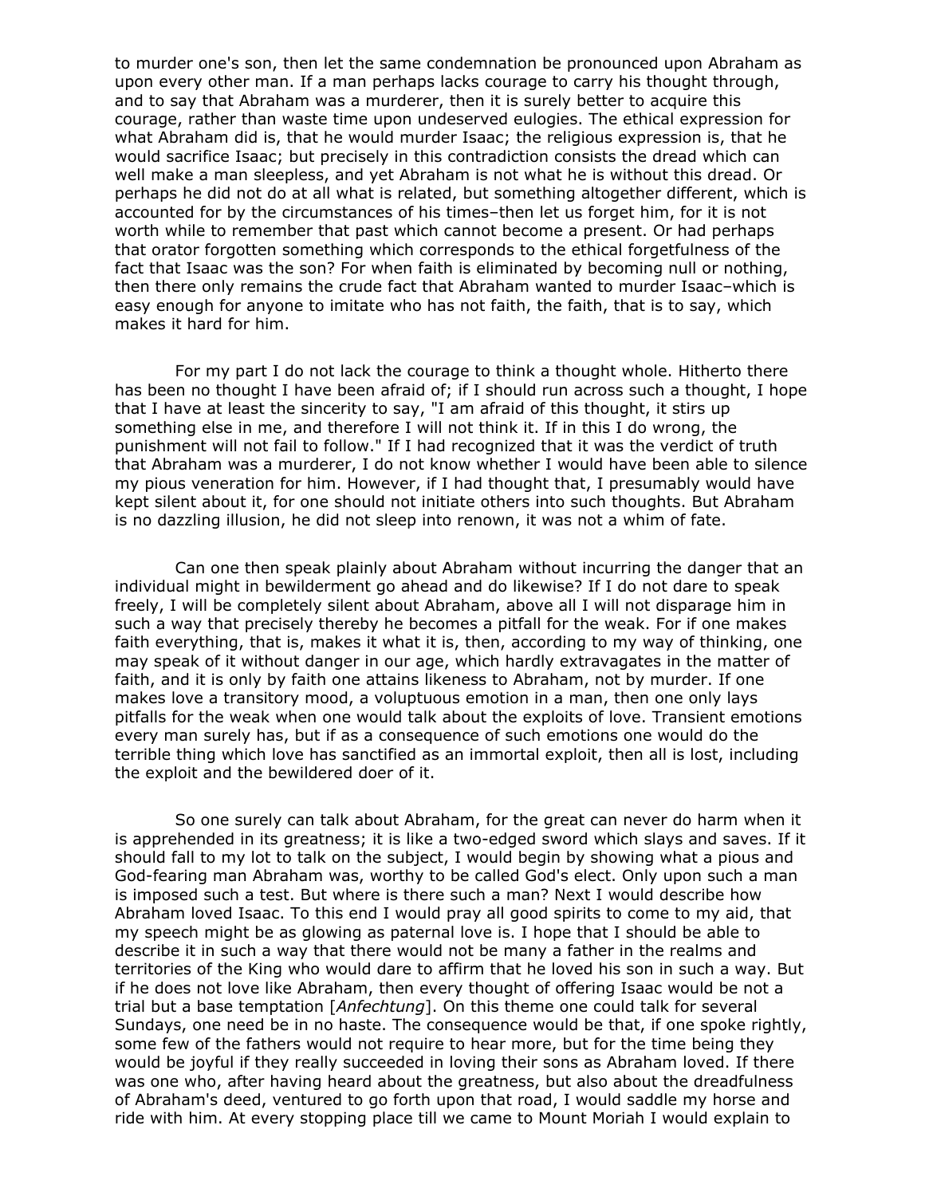to murder one's son, then let the same condemnation be pronounced upon Abraham as upon every other man. If a man perhaps lacks courage to carry his thought through, and to say that Abraham was a murderer, then it is surely better to acquire this courage, rather than waste time upon undeserved eulogies. The ethical expression for what Abraham did is, that he would murder Isaac; the religious expression is, that he would sacrifice Isaac; but precisely in this contradiction consists the dread which can well make a man sleepless, and yet Abraham is not what he is without this dread. Or perhaps he did not do at all what is related, but something altogether different, which is accounted for by the circumstances of his times–then let us forget him, for it is not worth while to remember that past which cannot become a present. Or had perhaps that orator forgotten something which corresponds to the ethical forgetfulness of the fact that Isaac was the son? For when faith is eliminated by becoming null or nothing, then there only remains the crude fact that Abraham wanted to murder Isaac–which is easy enough for anyone to imitate who has not faith, the faith, that is to say, which makes it hard for him.

For my part I do not lack the courage to think a thought whole. Hitherto there has been no thought I have been afraid of; if I should run across such a thought, I hope that I have at least the sincerity to say, "I am afraid of this thought, it stirs up something else in me, and therefore I will not think it. If in this I do wrong, the punishment will not fail to follow." If I had recognized that it was the verdict of truth that Abraham was a murderer, I do not know whether I would have been able to silence my pious veneration for him. However, if I had thought that, I presumably would have kept silent about it, for one should not initiate others into such thoughts. But Abraham is no dazzling illusion, he did not sleep into renown, it was not a whim of fate.

Can one then speak plainly about Abraham without incurring the danger that an individual might in bewilderment go ahead and do likewise? If I do not dare to speak freely, I will be completely silent about Abraham, above all I will not disparage him in such a way that precisely thereby he becomes a pitfall for the weak. For if one makes faith everything, that is, makes it what it is, then, according to my way of thinking, one may speak of it without danger in our age, which hardly extravagates in the matter of faith, and it is only by faith one attains likeness to Abraham, not by murder. If one makes love a transitory mood, a voluptuous emotion in a man, then one only lays pitfalls for the weak when one would talk about the exploits of love. Transient emotions every man surely has, but if as a consequence of such emotions one would do the terrible thing which love has sanctified as an immortal exploit, then all is lost, including the exploit and the bewildered doer of it.

So one surely can talk about Abraham, for the great can never do harm when it is apprehended in its greatness; it is like a two-edged sword which slays and saves. If it should fall to my lot to talk on the subject, I would begin by showing what a pious and God-fearing man Abraham was, worthy to be called God's elect. Only upon such a man is imposed such a test. But where is there such a man? Next I would describe how Abraham loved Isaac. To this end I would pray all good spirits to come to my aid, that my speech might be as glowing as paternal love is. I hope that I should be able to describe it in such a way that there would not be many a father in the realms and territories of the King who would dare to affirm that he loved his son in such a way. But if he does not love like Abraham, then every thought of offering Isaac would be not a trial but a base temptation [*Anfechtung*]. On this theme one could talk for several Sundays, one need be in no haste. The consequence would be that, if one spoke rightly, some few of the fathers would not require to hear more, but for the time being they would be joyful if they really succeeded in loving their sons as Abraham loved. If there was one who, after having heard about the greatness, but also about the dreadfulness of Abraham's deed, ventured to go forth upon that road, I would saddle my horse and ride with him. At every stopping place till we came to Mount Moriah I would explain to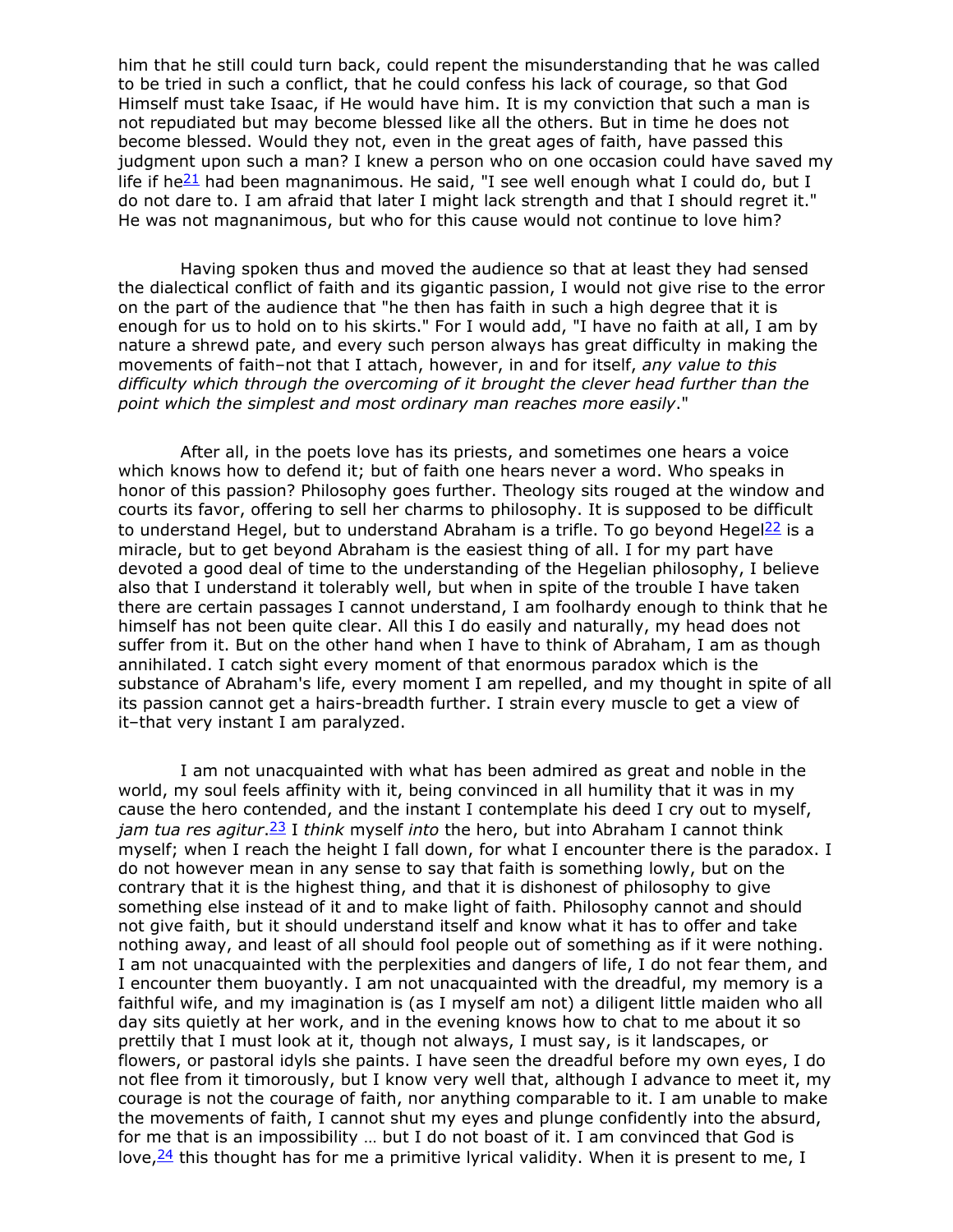him that he still could turn back, could repent the misunderstanding that he was called to be tried in such a conflict, that he could confess his lack of courage, so that God Himself must take Isaac, if He would have him. It is my conviction that such a man is not repudiated but may become blessed like all the others. But in time he does not become blessed. Would they not, even in the great ages of faith, have passed this judgment upon such a man? I knew a person who on one occasion could have saved my life if he[21] had been magnanimous. He said, "I see well enough what I could do, but I do not dare to. I am afraid that later I might lack strength and that I should regret it." He was not magnanimous, but who for this cause would not continue to love him?

Having spoken thus and moved the audience so that at least they had sensed the dialectical conflict of faith and its gigantic passion, I would not give rise to the error on the part of the audience that "he then has faith in such a high degree that it is enough for us to hold on to his skirts." For I would add, "I have no faith at all, I am by nature a shrewd pate, and every such person always has great difficulty in making the movements of faith–not that I attach, however, in and for itself, *any value to this difficulty which through the overcoming of it brought the clever head further than the point which the simplest and most ordinary man reaches more easily*."

After all, in the poets love has its priests, and sometimes one hears a voice which knows how to defend it; but of faith one hears never a word. Who speaks in honor of this passion? Philosophy goes further. Theology sits rouged at the window and courts its favor, offering to sell her charms to philosophy. It is supposed to be difficult to understand Hegel, but to understand Abraham is a trifle. To go beyond Hegel[22] is a miracle, but to get beyond Abraham is the easiest thing of all. I for my part have devoted a good deal of time to the understanding of the Hegelian philosophy, I believe also that I understand it tolerably well, but when in spite of the trouble I have taken there are certain passages I cannot understand, I am foolhardy enough to think that he himself has not been quite clear. All this I do easily and naturally, my head does not suffer from it. But on the other hand when I have to think of Abraham, I am as though annihilated. I catch sight every moment of that enormous paradox which is the substance of Abraham's life, every moment I am repelled, and my thought in spite of all its passion cannot get a hairs-breadth further. I strain every muscle to get a view of it–that very instant I am paralyzed.

I am not unacquainted with what has been admired as great and noble in the world, my soul feels affinity with it, being convinced in all humility that it was in my cause the hero contended, and the instant I contemplate his deed I cry out to myself, *jam tua res agitur*.[23] I *think* myself *into* the hero, but into Abraham I cannot think myself; when I reach the height I fall down, for what I encounter there is the paradox. I do not however mean in any sense to say that faith is something lowly, but on the contrary that it is the highest thing, and that it is dishonest of philosophy to give something else instead of it and to make light of faith. Philosophy cannot and should not give faith, but it should understand itself and know what it has to offer and take nothing away, and least of all should fool people out of something as if it were nothing. I am not unacquainted with the perplexities and dangers of life, I do not fear them, and I encounter them buoyantly. I am not unacquainted with the dreadful, my memory is a faithful wife, and my imagination is (as I myself am not) a diligent little maiden who all day sits quietly at her work, and in the evening knows how to chat to me about it so prettily that I must look at it, though not always, I must say, is it landscapes, or flowers, or pastoral idyls she paints. I have seen the dreadful before my own eyes, I do not flee from it timorously, but I know very well that, although I advance to meet it, my courage is not the courage of faith, nor anything comparable to it. I am unable to make the movements of faith, I cannot shut my eyes and plunge confidently into the absurd, for me that is an impossibility … but I do not boast of it. I am convinced that God is love,[24] this thought has for me a primitive lyrical validity. When it is present to me, I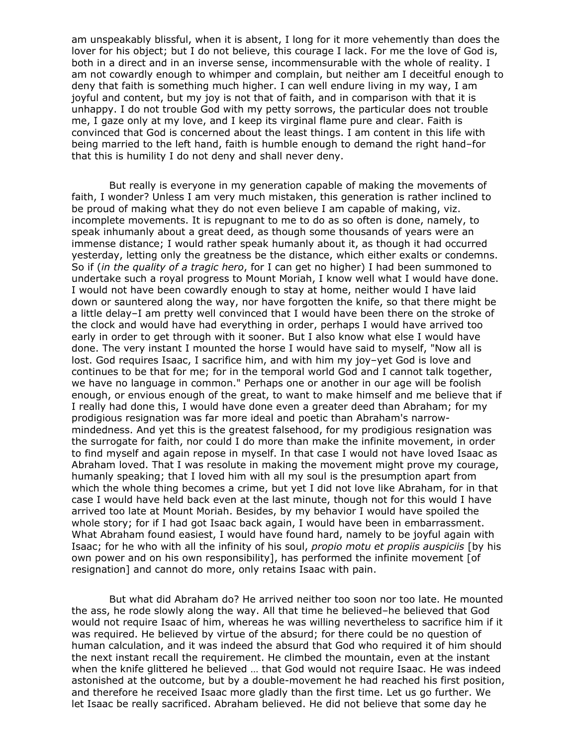am unspeakably blissful, when it is absent, I long for it more vehemently than does the lover for his object; but I do not believe, this courage I lack. For me the love of God is, both in a direct and in an inverse sense, incommensurable with the whole of reality. I am not cowardly enough to whimper and complain, but neither am I deceitful enough to deny that faith is something much higher. I can well endure living in my way, I am joyful and content, but my joy is not that of faith, and in comparison with that it is unhappy. I do not trouble God with my petty sorrows, the particular does not trouble me, I gaze only at my love, and I keep its virginal flame pure and clear. Faith is convinced that God is concerned about the least things. I am content in this life with being married to the left hand, faith is humble enough to demand the right hand–for that this is humility I do not deny and shall never deny.

But really is everyone in my generation capable of making the movements of faith, I wonder? Unless I am very much mistaken, this generation is rather inclined to be proud of making what they do not even believe I am capable of making, viz. incomplete movements. It is repugnant to me to do as so often is done, namely, to speak inhumanly about a great deed, as though some thousands of years were an immense distance; I would rather speak humanly about it, as though it had occurred yesterday, letting only the greatness be the distance, which either exalts or condemns. So if (*in the quality of a tragic hero*, for I can get no higher) I had been summoned to undertake such a royal progress to Mount Moriah, I know well what I would have done. I would not have been cowardly enough to stay at home, neither would I have laid down or sauntered along the way, nor have forgotten the knife, so that there might be a little delay–I am pretty well convinced that I would have been there on the stroke of the clock and would have had everything in order, perhaps I would have arrived too early in order to get through with it sooner. But I also know what else I would have done. The very instant I mounted the horse I would have said to myself, "Now all is lost. God requires Isaac, I sacrifice him, and with him my joy–yet God is love and continues to be that for me; for in the temporal world God and I cannot talk together, we have no language in common." Perhaps one or another in our age will be foolish enough, or envious enough of the great, to want to make himself and me believe that if I really had done this, I would have done even a greater deed than Abraham; for my prodigious resignation was far more ideal and poetic than Abraham's narrow-mindedness. And yet this is the greatest falsehood, for my prodigious resignation was the surrogate for faith, nor could I do more than make the infinite movement, in order to find myself and again repose in myself. In that case I would not have loved Isaac as Abraham loved. That I was resolute in making the movement might prove my courage, humanly speaking; that I loved him with all my soul is the presumption apart from which the whole thing becomes a crime, but yet I did not love like Abraham, for in that case I would have held back even at the last minute, though not for this would I have arrived too late at Mount Moriah. Besides, by my behavior I would have spoiled the whole story; for if I had got Isaac back again, I would have been in embarrassment. What Abraham found easiest, I would have found hard, namely to be joyful again with Isaac; for he who with all the infinity of his soul, *propio motu et propiis auspiciis* [by his own power and on his own responsibility], has performed the infinite movement [of resignation] and cannot do more, only retains Isaac with pain.

But what did Abraham do? He arrived neither too soon nor too late. He mounted the ass, he rode slowly along the way. All that time he believed–he believed that God would not require Isaac of him, whereas he was willing nevertheless to sacrifice him if it was required. He believed by virtue of the absurd; for there could be no question of human calculation, and it was indeed the absurd that God who required it of him should the next instant recall the requirement. He climbed the mountain, even at the instant when the knife glittered he believed … that God would not require Isaac. He was indeed astonished at the outcome, but by a double-movement he had reached his first position, and therefore he received Isaac more gladly than the first time. Let us go further. We let Isaac be really sacrificed. Abraham believed. He did not believe that some day he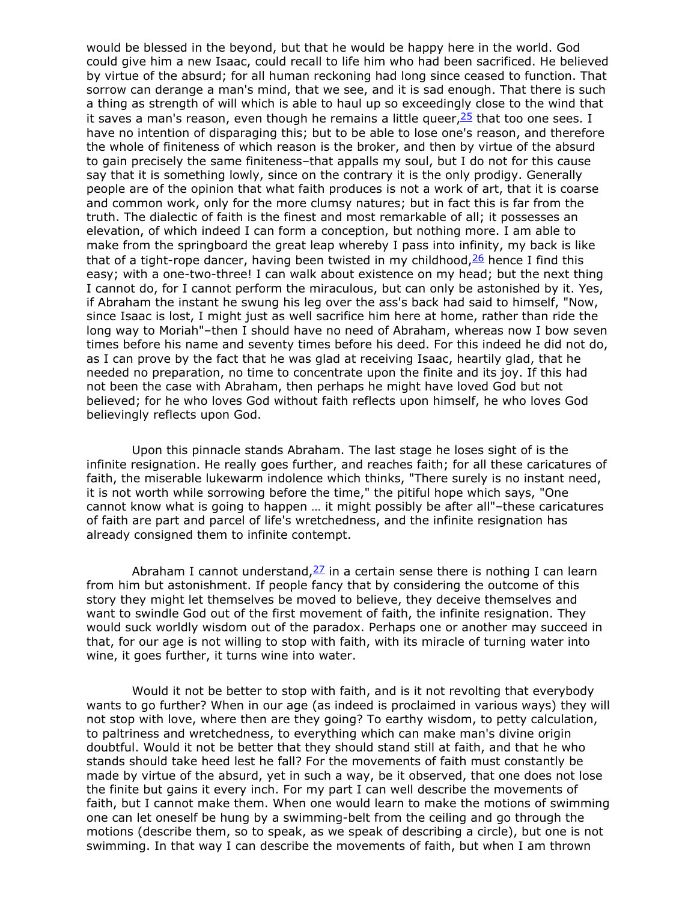would be blessed in the beyond, but that he would be happy here in the world. God could give him a new Isaac, could recall to life him who had been sacrificed. He believed by virtue of the absurd; for all human reckoning had long since ceased to function. That sorrow can derange a man's mind, that we see, and it is sad enough. That there is such a thing as strength of will which is able to haul up so exceedingly close to the wind that it saves a man's reason, even though he remains a little queer,[25] that too one sees. I have no intention of disparaging this; but to be able to lose one's reason, and therefore the whole of finiteness of which reason is the broker, and then by virtue of the absurd to gain precisely the same finiteness–that appalls my soul, but I do not for this cause say that it is something lowly, since on the contrary it is the only prodigy. Generally people are of the opinion that what faith produces is not a work of art, that it is coarse and common work, only for the more clumsy natures; but in fact this is far from the truth. The dialectic of faith is the finest and most remarkable of all; it possesses an elevation, of which indeed I can form a conception, but nothing more. I am able to make from the springboard the great leap whereby I pass into infinity, my back is like that of a tight-rope dancer, having been twisted in my childhood,[26] hence I find this easy; with a one-two-three! I can walk about existence on my head; but the next thing I cannot do, for I cannot perform the miraculous, but can only be astonished by it. Yes, if Abraham the instant he swung his leg over the ass's back had said to himself, "Now, since Isaac is lost, I might just as well sacrifice him here at home, rather than ride the long way to Moriah"–then I should have no need of Abraham, whereas now I bow seven times before his name and seventy times before his deed. For this indeed he did not do, as I can prove by the fact that he was glad at receiving Isaac, heartily glad, that he needed no preparation, no time to concentrate upon the finite and its joy. If this had not been the case with Abraham, then perhaps he might have loved God but not believed; for he who loves God without faith reflects upon himself, he who loves God believingly reflects upon God.

Upon this pinnacle stands Abraham. The last stage he loses sight of is the infinite resignation. He really goes further, and reaches faith; for all these caricatures of faith, the miserable lukewarm indolence which thinks, "There surely is no instant need, it is not worth while sorrowing before the time," the pitiful hope which says, "One cannot know what is going to happen … it might possibly be after all"–these caricatures of faith are part and parcel of life's wretchedness, and the infinite resignation has already consigned them to infinite contempt.

Abraham I cannot understand,[27] in a certain sense there is nothing I can learn from him but astonishment. If people fancy that by considering the outcome of this story they might let themselves be moved to believe, they deceive themselves and want to swindle God out of the first movement of faith, the infinite resignation. They would suck worldly wisdom out of the paradox. Perhaps one or another may succeed in that, for our age is not willing to stop with faith, with its miracle of turning water into wine, it goes further, it turns wine into water.

Would it not be better to stop with faith, and is it not revolting that everybody wants to go further? When in our age (as indeed is proclaimed in various ways) they will not stop with love, where then are they going? To earthy wisdom, to petty calculation, to paltriness and wretchedness, to everything which can make man's divine origin doubtful. Would it not be better that they should stand still at faith, and that he who stands should take heed lest he fall? For the movements of faith must constantly be made by virtue of the absurd, yet in such a way, be it observed, that one does not lose the finite but gains it every inch. For my part I can well describe the movements of faith, but I cannot make them. When one would learn to make the motions of swimming one can let oneself be hung by a swimming-belt from the ceiling and go through the motions (describe them, so to speak, as we speak of describing a circle), but one is not swimming. In that way I can describe the movements of faith, but when I am thrown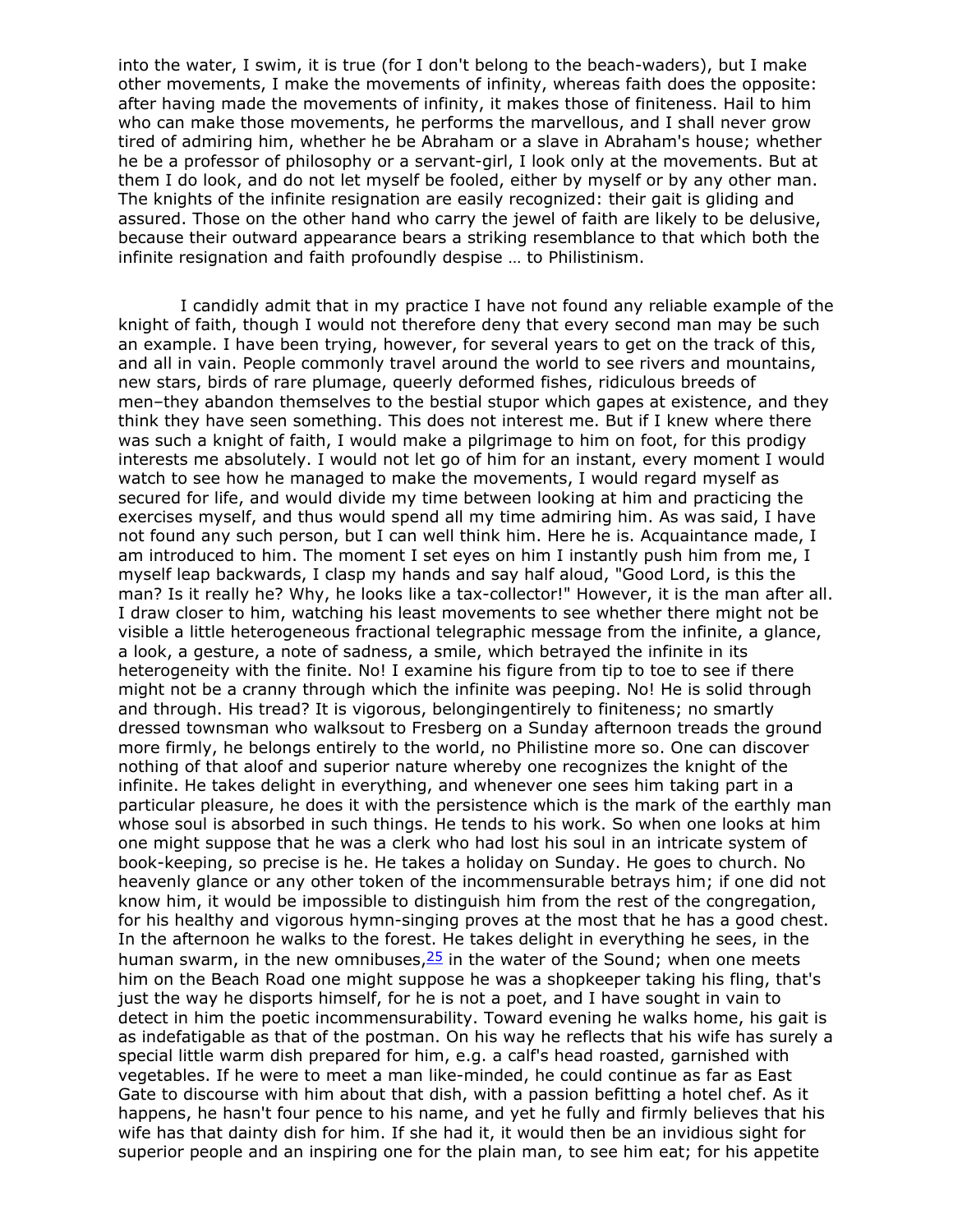into the water, I swim, it is true (for I don't belong to the beach-waders), but I make other movements, I make the movements of infinity, whereas faith does the opposite: after having made the movements of infinity, it makes those of finiteness. Hail to him who can make those movements, he performs the marvellous, and I shall never grow tired of admiring him, whether he be Abraham or a slave in Abraham's house; whether he be a professor of philosophy or a servant-girl, I look only at the movements. But at them I do look, and do not let myself be fooled, either by myself or by any other man. The knights of the infinite resignation are easily recognized: their gait is gliding and assured. Those on the other hand who carry the jewel of faith are likely to be delusive, because their outward appearance bears a striking resemblance to that which both the infinite resignation and faith profoundly despise … to Philistinism.

I candidly admit that in my practice I have not found any reliable example of the knight of faith, though I would not therefore deny that every second man may be such an example. I have been trying, however, for several years to get on the track of this, and all in vain. People commonly travel around the world to see rivers and mountains, new stars, birds of rare plumage, queerly deformed fishes, ridiculous breeds of men–they abandon themselves to the bestial stupor which gapes at existence, and they think they have seen something. This does not interest me. But if I knew where there was such a knight of faith, I would make a pilgrimage to him on foot, for this prodigy interests me absolutely. I would not let go of him for an instant, every moment I would watch to see how he managed to make the movements, I would regard myself as secured for life, and would divide my time between looking at him and practicing the exercises myself, and thus would spend all my time admiring him. As was said, I have not found any such person, but I can well think him. Here he is. Acquaintance made, I am introduced to him. The moment I set eyes on him I instantly push him from me, I myself leap backwards, I clasp my hands and say half aloud, "Good Lord, is this the man? Is it really he? Why, he looks like a tax-collector!" However, it is the man after all. I draw closer to him, watching his least movements to see whether there might not be visible a little heterogeneous fractional telegraphic message from the infinite, a glance, a look, a gesture, a note of sadness, a smile, which betrayed the infinite in its heterogeneity with the finite. No! I examine his figure from tip to toe to see if there might not be a cranny through which the infinite was peeping. No! He is solid through and through. His tread? It is vigorous, belongingentirely to finiteness; no smartly dressed townsman who walksout to Fresberg on a Sunday afternoon treads the ground more firmly, he belongs entirely to the world, no Philistine more so. One can discover nothing of that aloof and superior nature whereby one recognizes the knight of the infinite. He takes delight in everything, and whenever one sees him taking part in a particular pleasure, he does it with the persistence which is the mark of the earthly man whose soul is absorbed in such things. He tends to his work. So when one looks at him one might suppose that he was a clerk who had lost his soul in an intricate system of book-keeping, so precise is he. He takes a holiday on Sunday. He goes to church. No heavenly glance or any other token of the incommensurable betrays him; if one did not know him, it would be impossible to distinguish him from the rest of the congregation, for his healthy and vigorous hymn-singing proves at the most that he has a good chest. In the afternoon he walks to the forest. He takes delight in everything he sees, in the human swarm, in the new omnibuses,[25] in the water of the Sound; when one meets him on the Beach Road one might suppose he was a shopkeeper taking his fling, that's just the way he disports himself, for he is not a poet, and I have sought in vain to detect in him the poetic incommensurability. Toward evening he walks home, his gait is as indefatigable as that of the postman. On his way he reflects that his wife has surely a special little warm dish prepared for him, e.g. a calf's head roasted, garnished with vegetables. If he were to meet a man like-minded, he could continue as far as East Gate to discourse with him about that dish, with a passion befitting a hotel chef. As it happens, he hasn't four pence to his name, and yet he fully and firmly believes that his wife has that dainty dish for him. If she had it, it would then be an invidious sight for superior people and an inspiring one for the plain man, to see him eat; for his appetite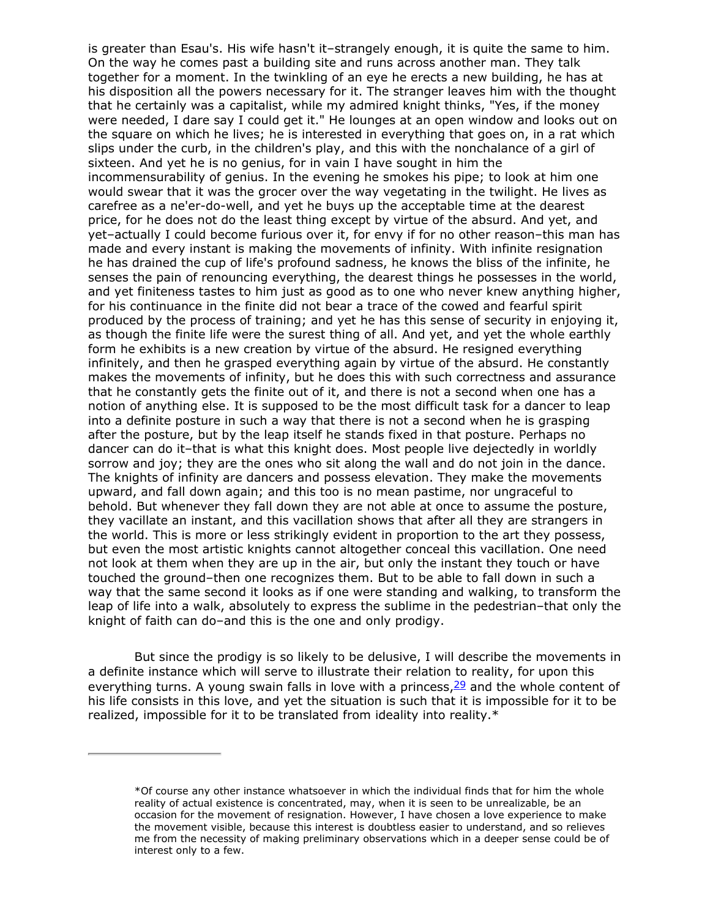is greater than Esau's. His wife hasn't it–strangely enough, it is quite the same to him. On the way he comes past a building site and runs across another man. They talk together for a moment. In the twinkling of an eye he erects a new building, he has at his disposition all the powers necessary for it. The stranger leaves him with the thought that he certainly was a capitalist, while my admired knight thinks, "Yes, if the money were needed, I dare say I could get it." He lounges at an open window and looks out on the square on which he lives; he is interested in everything that goes on, in a rat which slips under the curb, in the children's play, and this with the nonchalance of a girl of sixteen. And yet he is no genius, for in vain I have sought in him the incommensurability of genius. In the evening he smokes his pipe; to look at him one would swear that it was the grocer over the way vegetating in the twilight. He lives as carefree as a ne'er-do-well, and yet he buys up the acceptable time at the dearest price, for he does not do the least thing except by virtue of the absurd. And yet, and yet–actually I could become furious over it, for envy if for no other reason–this man has made and every instant is making the movements of infinity. With infinite resignation he has drained the cup of life's profound sadness, he knows the bliss of the infinite, he senses the pain of renouncing everything, the dearest things he possesses in the world, and yet finiteness tastes to him just as good as to one who never knew anything higher, for his continuance in the finite did not bear a trace of the cowed and fearful spirit produced by the process of training; and yet he has this sense of security in enjoying it, as though the finite life were the surest thing of all. And yet, and yet the whole earthly form he exhibits is a new creation by virtue of the absurd. He resigned everything infinitely, and then he grasped everything again by virtue of the absurd. He constantly makes the movements of infinity, but he does this with such correctness and assurance that he constantly gets the finite out of it, and there is not a second when one has a notion of anything else. It is supposed to be the most difficult task for a dancer to leap into a definite posture in such a way that there is not a second when he is grasping after the posture, but by the leap itself he stands fixed in that posture. Perhaps no dancer can do it–that is what this knight does. Most people live dejectedly in worldly sorrow and joy; they are the ones who sit along the wall and do not join in the dance. The knights of infinity are dancers and possess elevation. They make the movements upward, and fall down again; and this too is no mean pastime, nor ungraceful to behold. But whenever they fall down they are not able at once to assume the posture, they vacillate an instant, and this vacillation shows that after all they are strangers in the world. This is more or less strikingly evident in proportion to the art they possess, but even the most artistic knights cannot altogether conceal this vacillation. One need not look at them when they are up in the air, but only the instant they touch or have touched the ground–then one recognizes them. But to be able to fall down in such a way that the same second it looks as if one were standing and walking, to transform the leap of life into a walk, absolutely to express the sublime in the pedestrian–that only the knight of faith can do–and this is the one and only prodigy.

But since the prodigy is so likely to be delusive, I will describe the movements in a definite instance which will serve to illustrate their relation to reality, for upon this everything turns. A young swain falls in love with a princess,[29] and the whole content of his life consists in this love, and yet the situation is such that it is impossible for it to be realized, impossible for it to be translated from ideality into reality.*

---

*Of course any other instance whatsoever in which the individual finds that for him the whole reality of actual existence is concentrated, may, when it is seen to be unrealizable, be an occasion for the movement of resignation. However, I have chosen a love experience to make the movement visible, because this interest is doubtless easier to understand, and so relieves me from the necessity of making preliminary observations which in a deeper sense could be of interest only to a few.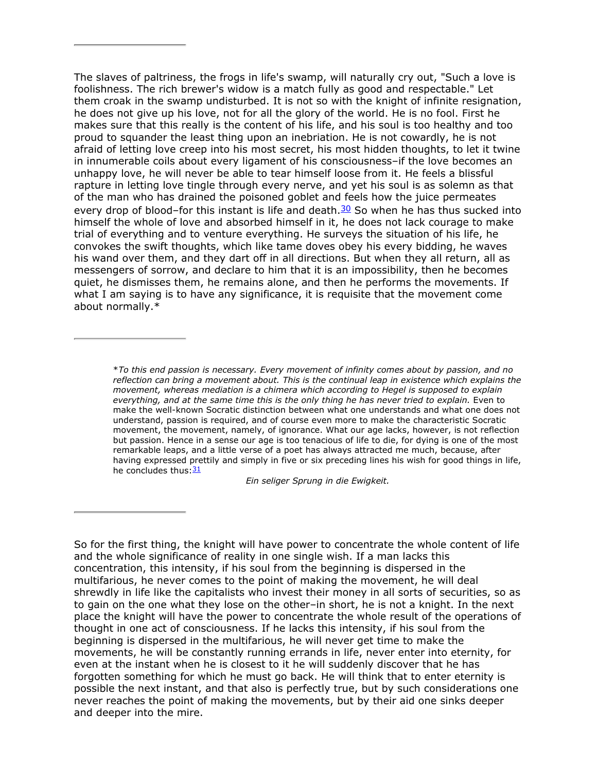The slaves of paltriness, the frogs in life's swamp, will naturally cry out, "Such a love is foolishness. The rich brewer's widow is a match fully as good and respectable." Let them croak in the swamp undisturbed. It is not so with the knight of infinite resignation, he does not give up his love, not for all the glory of the world. He is no fool. First he makes sure that this really is the content of his life, and his soul is too healthy and too proud to squander the least thing upon an inebriation. He is not cowardly, he is not afraid of letting love creep into his most secret, his most hidden thoughts, to let it twine in innumerable coils about every ligament of his consciousness–if the love becomes an unhappy love, he will never be able to tear himself loose from it. He feels a blissful rapture in letting love tingle through every nerve, and yet his soul is as solemn as that of the man who has drained the poisoned goblet and feels how the juice permeates every drop of blood–for this instant is life and death.[30] So when he has thus sucked into himself the whole of love and absorbed himself in it, he does not lack courage to make trial of everything and to venture everything. He surveys the situation of his life, he convokes the swift thoughts, which like tame doves obey his every bidding, he waves his wand over them, and they dart off in all directions. But when they all return, all as messengers of sorrow, and declare to him that it is an impossibility, then he becomes quiet, he dismisses them, he remains alone, and then he performs the movements. If what I am saying is to have any significance, it is requisite that the movement come about normally.*

---

> **To this end passion is necessary. Every movement of infinity comes about by passion, and no reflection can bring a movement about. This is the continual leap in existence which explains the movement, whereas mediation is a chimera which according to Hegel is supposed to explain everything, and at the same time this is the only thing he has never tried to explain.* Even to make the well-known Socratic distinction between what one understands and what one does not understand, passion is required, and of course even more to make the characteristic Socratic movement, the movement, namely, of ignorance. What our age lacks, however, is not reflection but passion. Hence in a sense our age is too tenacious of life to die, for dying is one of the most remarkable leaps, and a little verse of a poet has always attracted me much, because, after having expressed prettily and simply in five or six preceding lines his wish for good things in life, he concludes thus:[31]
>
> *Ein seliger Sprung in die Ewigkeit.*

---

So for the first thing, the knight will have power to concentrate the whole content of life and the whole significance of reality in one single wish. If a man lacks this concentration, this intensity, if his soul from the beginning is dispersed in the multifarious, he never comes to the point of making the movement, he will deal shrewdly in life like the capitalists who invest their money in all sorts of securities, so as to gain on the one what they lose on the other–in short, he is not a knight. In the next place the knight will have the power to concentrate the whole result of the operations of thought in one act of consciousness. If he lacks this intensity, if his soul from the beginning is dispersed in the multifarious, he will never get time to make the movements, he will be constantly running errands in life, never enter into eternity, for even at the instant when he is closest to it he will suddenly discover that he has forgotten something for which he must go back. He will think that to enter eternity is possible the next instant, and that also is perfectly true, but by such considerations one never reaches the point of making the movements, but by their aid one sinks deeper and deeper into the mire.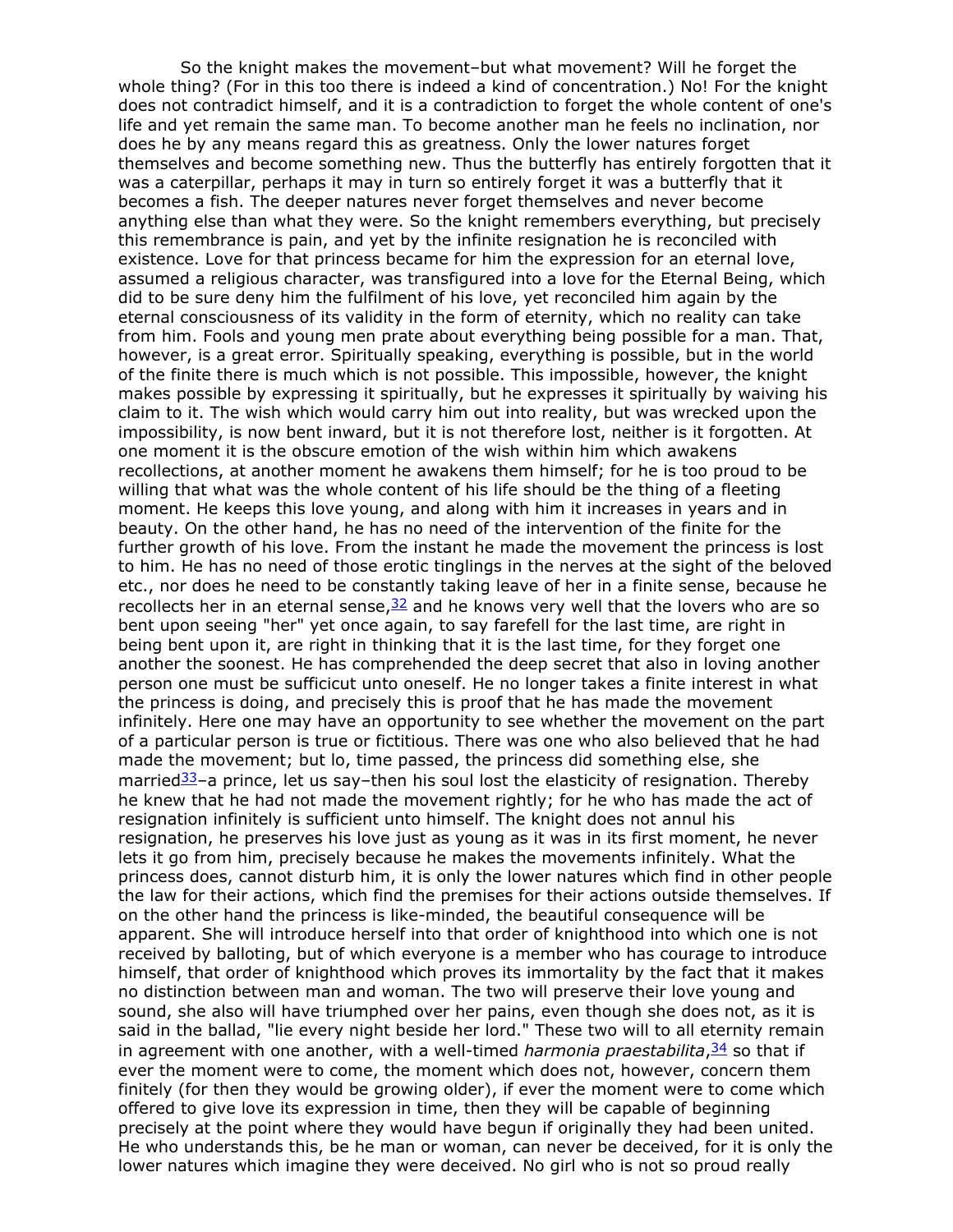So the knight makes the movement–but what movement? Will he forget the whole thing? (For in this too there is indeed a kind of concentration.) No! For the knight does not contradict himself, and it is a contradiction to forget the whole content of one's life and yet remain the same man. To become another man he feels no inclination, nor does he by any means regard this as greatness. Only the lower natures forget themselves and become something new. Thus the butterfly has entirely forgotten that it was a caterpillar, perhaps it may in turn so entirely forget it was a butterfly that it becomes a fish. The deeper natures never forget themselves and never become anything else than what they were. So the knight remembers everything, but precisely this remembrance is pain, and yet by the infinite resignation he is reconciled with existence. Love for that princess became for him the expression for an eternal love, assumed a religious character, was transfigured into a love for the Eternal Being, which did to be sure deny him the fulfilment of his love, yet reconciled him again by the eternal consciousness of its validity in the form of eternity, which no reality can take from him. Fools and young men prate about everything being possible for a man. That, however, is a great error. Spiritually speaking, everything is possible, but in the world of the finite there is much which is not possible. This impossible, however, the knight makes possible by expressing it spiritually, but he expresses it spiritually by waiving his claim to it. The wish which would carry him out into reality, but was wrecked upon the impossibility, is now bent inward, but it is not therefore lost, neither is it forgotten. At one moment it is the obscure emotion of the wish within him which awakens recollections, at another moment he awakens them himself; for he is too proud to be willing that what was the whole content of his life should be the thing of a fleeting moment. He keeps this love young, and along with him it increases in years and in beauty. On the other hand, he has no need of the intervention of the finite for the further growth of his love. From the instant he made the movement the princess is lost to him. He has no need of those erotic tinglings in the nerves at the sight of the beloved etc., nor does he need to be constantly taking leave of her in a finite sense, because he recollects her in an eternal sense,[32] and he knows very well that the lovers who are so bent upon seeing "her" yet once again, to say farefell for the last time, are right in being bent upon it, are right in thinking that it is the last time, for they forget one another the soonest. He has comprehended the deep secret that also in loving another person one must be sufficicut unto oneself. He no longer takes a finite interest in what the princess is doing, and precisely this is proof that he has made the movement infinitely. Here one may have an opportunity to see whether the movement on the part of a particular person is true or fictitious. There was one who also believed that he had made the movement; but lo, time passed, the princess did something else, she married[33]–a prince, let us say–then his soul lost the elasticity of resignation. Thereby he knew that he had not made the movement rightly; for he who has made the act of resignation infinitely is sufficient unto himself. The knight does not annul his resignation, he preserves his love just as young as it was in its first moment, he never lets it go from him, precisely because he makes the movements infinitely. What the princess does, cannot disturb him, it is only the lower natures which find in other people the law for their actions, which find the premises for their actions outside themselves. If on the other hand the princess is like-minded, the beautiful consequence will be apparent. She will introduce herself into that order of knighthood into which one is not received by balloting, but of which everyone is a member who has courage to introduce himself, that order of knighthood which proves its immortality by the fact that it makes no distinction between man and woman. The two will preserve their love young and sound, she also will have triumphed over her pains, even though she does not, as it is said in the ballad, "lie every night beside her lord." These two will to all eternity remain in agreement with one another, with a well-timed *harmonia praestabilita*,[34] so that if ever the moment were to come, the moment which does not, however, concern them finitely (for then they would be growing older), if ever the moment were to come which offered to give love its expression in time, then they will be capable of beginning precisely at the point where they would have begun if originally they had been united. He who understands this, be he man or woman, can never be deceived, for it is only the lower natures which imagine they were deceived. No girl who is not so proud really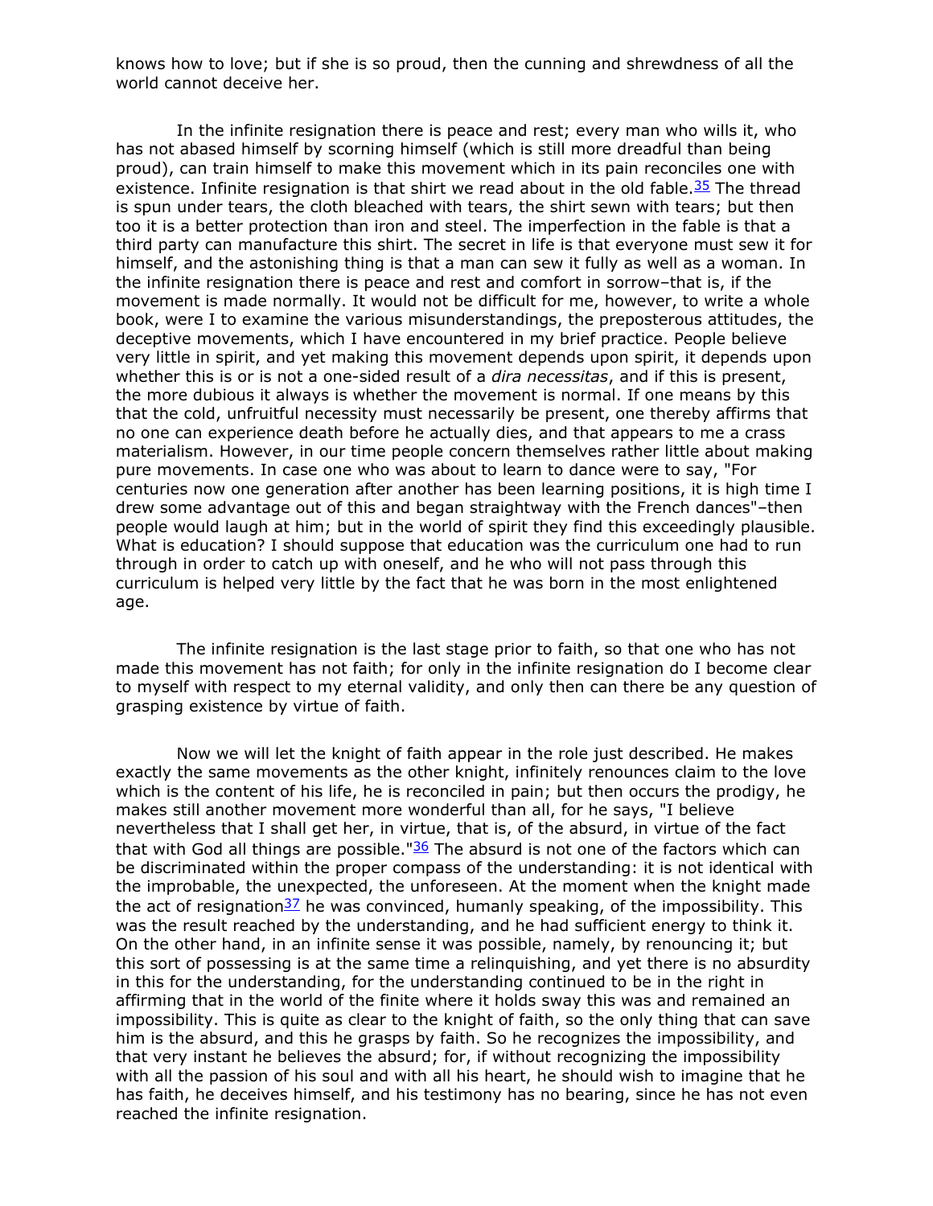knows how to love; but if she is so proud, then the cunning and shrewdness of all the world cannot deceive her.

In the infinite resignation there is peace and rest; every man who wills it, who has not abased himself by scorning himself (which is still more dreadful than being proud), can train himself to make this movement which in its pain reconciles one with existence. Infinite resignation is that shirt we read about in the old fable.[35] The thread is spun under tears, the cloth bleached with tears, the shirt sewn with tears; but then too it is a better protection than iron and steel. The imperfection in the fable is that a third party can manufacture this shirt. The secret in life is that everyone must sew it for himself, and the astonishing thing is that a man can sew it fully as well as a woman. In the infinite resignation there is peace and rest and comfort in sorrow–that is, if the movement is made normally. It would not be difficult for me, however, to write a whole book, were I to examine the various misunderstandings, the preposterous attitudes, the deceptive movements, which I have encountered in my brief practice. People believe very little in spirit, and yet making this movement depends upon spirit, it depends upon whether this is or is not a one-sided result of a *dira necessitas*, and if this is present, the more dubious it always is whether the movement is normal. If one means by this that the cold, unfruitful necessity must necessarily be present, one thereby affirms that no one can experience death before he actually dies, and that appears to me a crass materialism. However, in our time people concern themselves rather little about making pure movements. In case one who was about to learn to dance were to say, "For centuries now one generation after another has been learning positions, it is high time I drew some advantage out of this and began straightway with the French dances"–then people would laugh at him; but in the world of spirit they find this exceedingly plausible. What is education? I should suppose that education was the curriculum one had to run through in order to catch up with oneself, and he who will not pass through this curriculum is helped very little by the fact that he was born in the most enlightened age.

The infinite resignation is the last stage prior to faith, so that one who has not made this movement has not faith; for only in the infinite resignation do I become clear to myself with respect to my eternal validity, and only then can there be any question of grasping existence by virtue of faith.

Now we will let the knight of faith appear in the role just described. He makes exactly the same movements as the other knight, infinitely renounces claim to the love which is the content of his life, he is reconciled in pain; but then occurs the prodigy, he makes still another movement more wonderful than all, for he says, "I believe nevertheless that I shall get her, in virtue, that is, of the absurd, in virtue of the fact that with God all things are possible."[36] The absurd is not one of the factors which can be discriminated within the proper compass of the understanding: it is not identical with the improbable, the unexpected, the unforeseen. At the moment when the knight made the act of resignation[37] he was convinced, humanly speaking, of the impossibility. This was the result reached by the understanding, and he had sufficient energy to think it. On the other hand, in an infinite sense it was possible, namely, by renouncing it; but this sort of possessing is at the same time a relinquishing, and yet there is no absurdity in this for the understanding, for the understanding continued to be in the right in affirming that in the world of the finite where it holds sway this was and remained an impossibility. This is quite as clear to the knight of faith, so the only thing that can save him is the absurd, and this he grasps by faith. So he recognizes the impossibility, and that very instant he believes the absurd; for, if without recognizing the impossibility with all the passion of his soul and with all his heart, he should wish to imagine that he has faith, he deceives himself, and his testimony has no bearing, since he has not even reached the infinite resignation.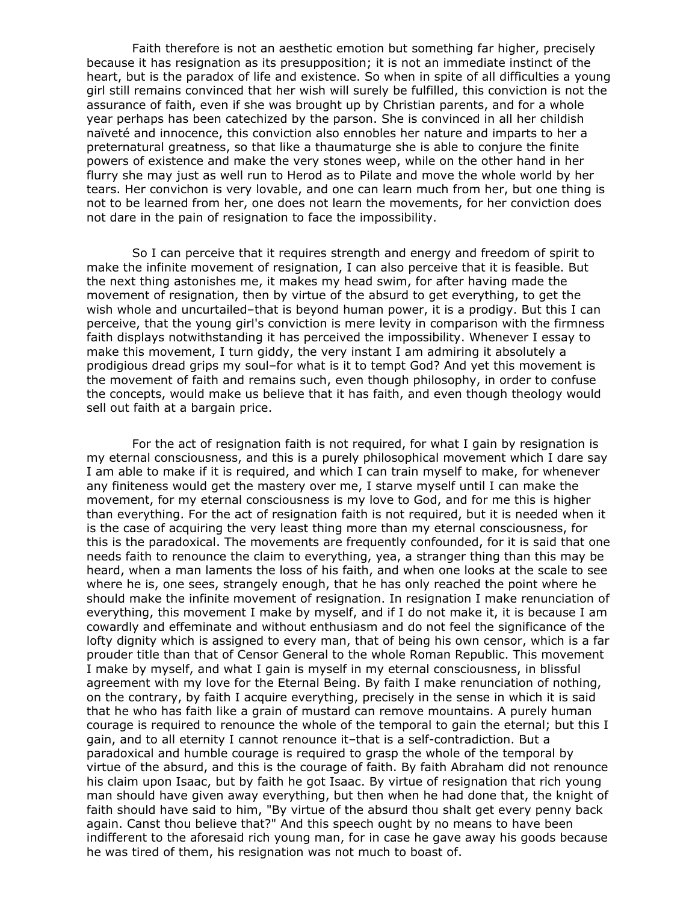Faith therefore is not an aesthetic emotion but something far higher, precisely because it has resignation as its presupposition; it is not an immediate instinct of the heart, but is the paradox of life and existence. So when in spite of all difficulties a young girl still remains convinced that her wish will surely be fulfilled, this conviction is not the assurance of faith, even if she was brought up by Christian parents, and for a whole year perhaps has been catechized by the parson. She is convinced in all her childish naïveté and innocence, this conviction also ennobles her nature and imparts to her a preternatural greatness, so that like a thaumaturge she is able to conjure the finite powers of existence and make the very stones weep, while on the other hand in her flurry she may just as well run to Herod as to Pilate and move the whole world by her tears. Her convichon is very lovable, and one can learn much from her, but one thing is not to be learned from her, one does not learn the movements, for her conviction does not dare in the pain of resignation to face the impossibility.

So I can perceive that it requires strength and energy and freedom of spirit to make the infinite movement of resignation, I can also perceive that it is feasible. But the next thing astonishes me, it makes my head swim, for after having made the movement of resignation, then by virtue of the absurd to get everything, to get the wish whole and uncurtailed–that is beyond human power, it is a prodigy. But this I can perceive, that the young girl's conviction is mere levity in comparison with the firmness faith displays notwithstanding it has perceived the impossibility. Whenever I essay to make this movement, I turn giddy, the very instant I am admiring it absolutely a prodigious dread grips my soul–for what is it to tempt God? And yet this movement is the movement of faith and remains such, even though philosophy, in order to confuse the concepts, would make us believe that it has faith, and even though theology would sell out faith at a bargain price.

For the act of resignation faith is not required, for what I gain by resignation is my eternal consciousness, and this is a purely philosophical movement which I dare say I am able to make if it is required, and which I can train myself to make, for whenever any finiteness would get the mastery over me, I starve myself until I can make the movement, for my eternal consciousness is my love to God, and for me this is higher than everything. For the act of resignation faith is not required, but it is needed when it is the case of acquiring the very least thing more than my eternal consciousness, for this is the paradoxical. The movements are frequently confounded, for it is said that one needs faith to renounce the claim to everything, yea, a stranger thing than this may be heard, when a man laments the loss of his faith, and when one looks at the scale to see where he is, one sees, strangely enough, that he has only reached the point where he should make the infinite movement of resignation. In resignation I make renunciation of everything, this movement I make by myself, and if I do not make it, it is because I am cowardly and effeminate and without enthusiasm and do not feel the significance of the lofty dignity which is assigned to every man, that of being his own censor, which is a far prouder title than that of Censor General to the whole Roman Republic. This movement I make by myself, and what I gain is myself in my eternal consciousness, in blissful agreement with my love for the Eternal Being. By faith I make renunciation of nothing, on the contrary, by faith I acquire everything, precisely in the sense in which it is said that he who has faith like a grain of mustard can remove mountains. A purely human courage is required to renounce the whole of the temporal to gain the eternal; but this I gain, and to all eternity I cannot renounce it–that is a self-contradiction. But a paradoxical and humble courage is required to grasp the whole of the temporal by virtue of the absurd, and this is the courage of faith. By faith Abraham did not renounce his claim upon Isaac, but by faith he got Isaac. By virtue of resignation that rich young man should have given away everything, but then when he had done that, the knight of faith should have said to him, "By virtue of the absurd thou shalt get every penny back again. Canst thou believe that?" And this speech ought by no means to have been indifferent to the aforesaid rich young man, for in case he gave away his goods because he was tired of them, his resignation was not much to boast of.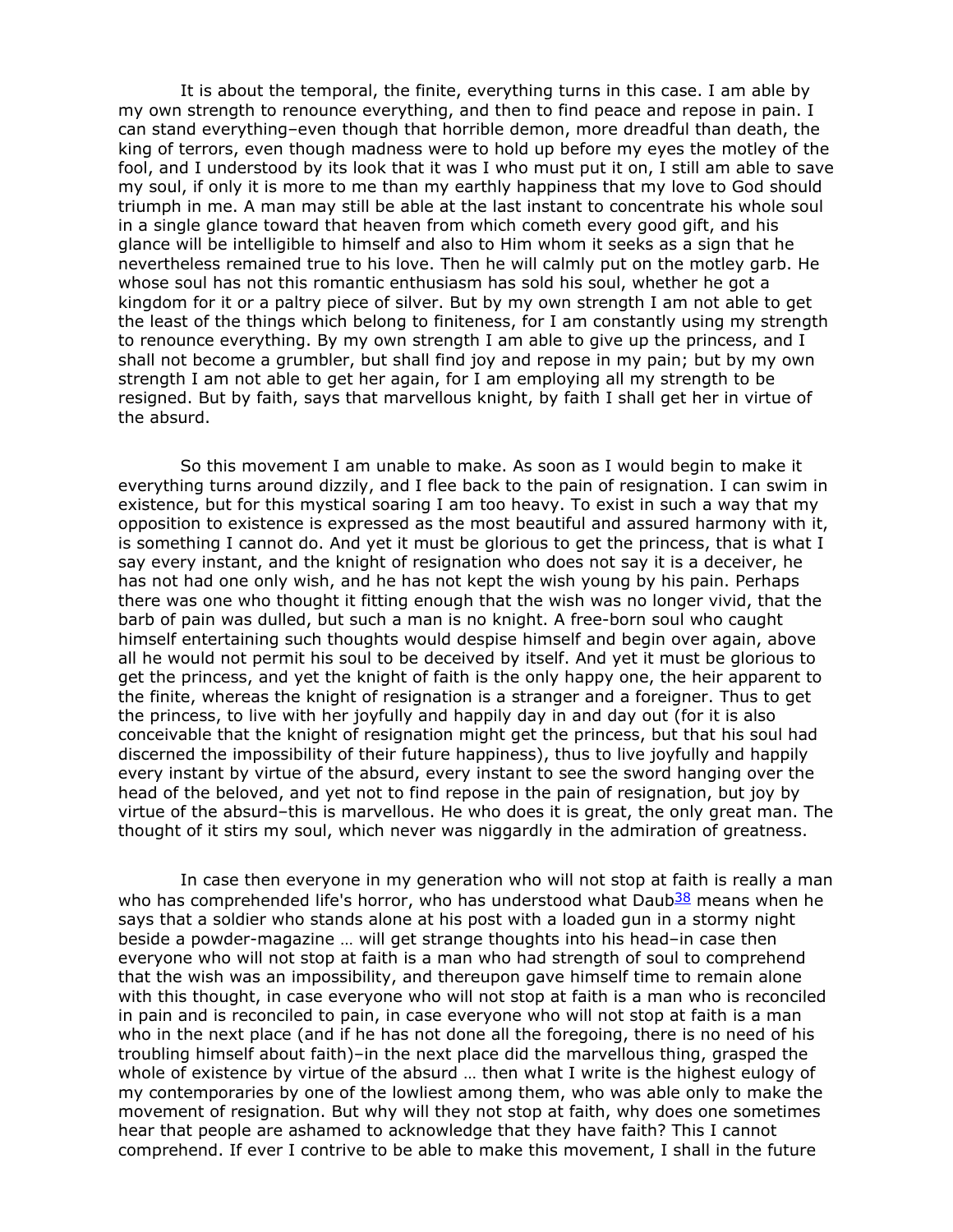It is about the temporal, the finite, everything turns in this case. I am able by my own strength to renounce everything, and then to find peace and repose in pain. I can stand everything–even though that horrible demon, more dreadful than death, the king of terrors, even though madness were to hold up before my eyes the motley of the fool, and I understood by its look that it was I who must put it on, I still am able to save my soul, if only it is more to me than my earthly happiness that my love to God should triumph in me. A man may still be able at the last instant to concentrate his whole soul in a single glance toward that heaven from which cometh every good gift, and his glance will be intelligible to himself and also to Him whom it seeks as a sign that he nevertheless remained true to his love. Then he will calmly put on the motley garb. He whose soul has not this romantic enthusiasm has sold his soul, whether he got a kingdom for it or a paltry piece of silver. But by my own strength I am not able to get the least of the things which belong to finiteness, for I am constantly using my strength to renounce everything. By my own strength I am able to give up the princess, and I shall not become a grumbler, but shall find joy and repose in my pain; but by my own strength I am not able to get her again, for I am employing all my strength to be resigned. But by faith, says that marvellous knight, by faith I shall get her in virtue of the absurd.

So this movement I am unable to make. As soon as I would begin to make it everything turns around dizzily, and I flee back to the pain of resignation. I can swim in existence, but for this mystical soaring I am too heavy. To exist in such a way that my opposition to existence is expressed as the most beautiful and assured harmony with it, is something I cannot do. And yet it must be glorious to get the princess, that is what I say every instant, and the knight of resignation who does not say it is a deceiver, he has not had one only wish, and he has not kept the wish young by his pain. Perhaps there was one who thought it fitting enough that the wish was no longer vivid, that the barb of pain was dulled, but such a man is no knight. A free-born soul who caught himself entertaining such thoughts would despise himself and begin over again, above all he would not permit his soul to be deceived by itself. And yet it must be glorious to get the princess, and yet the knight of faith is the only happy one, the heir apparent to the finite, whereas the knight of resignation is a stranger and a foreigner. Thus to get the princess, to live with her joyfully and happily day in and day out (for it is also conceivable that the knight of resignation might get the princess, but that his soul had discerned the impossibility of their future happiness), thus to live joyfully and happily every instant by virtue of the absurd, every instant to see the sword hanging over the head of the beloved, and yet not to find repose in the pain of resignation, but joy by virtue of the absurd–this is marvellous. He who does it is great, the only great man. The thought of it stirs my soul, which never was niggardly in the admiration of greatness.

In case then everyone in my generation who will not stop at faith is really a man who has comprehended life's horror, who has understood what Daub[38] means when he says that a soldier who stands alone at his post with a loaded gun in a stormy night beside a powder-magazine … will get strange thoughts into his head–in case then everyone who will not stop at faith is a man who had strength of soul to comprehend that the wish was an impossibility, and thereupon gave himself time to remain alone with this thought, in case everyone who will not stop at faith is a man who is reconciled in pain and is reconciled to pain, in case everyone who will not stop at faith is a man who in the next place (and if he has not done all the foregoing, there is no need of his troubling himself about faith)–in the next place did the marvellous thing, grasped the whole of existence by virtue of the absurd … then what I write is the highest eulogy of my contemporaries by one of the lowliest among them, who was able only to make the movement of resignation. But why will they not stop at faith, why does one sometimes hear that people are ashamed to acknowledge that they have faith? This I cannot comprehend. If ever I contrive to be able to make this movement, I shall in the future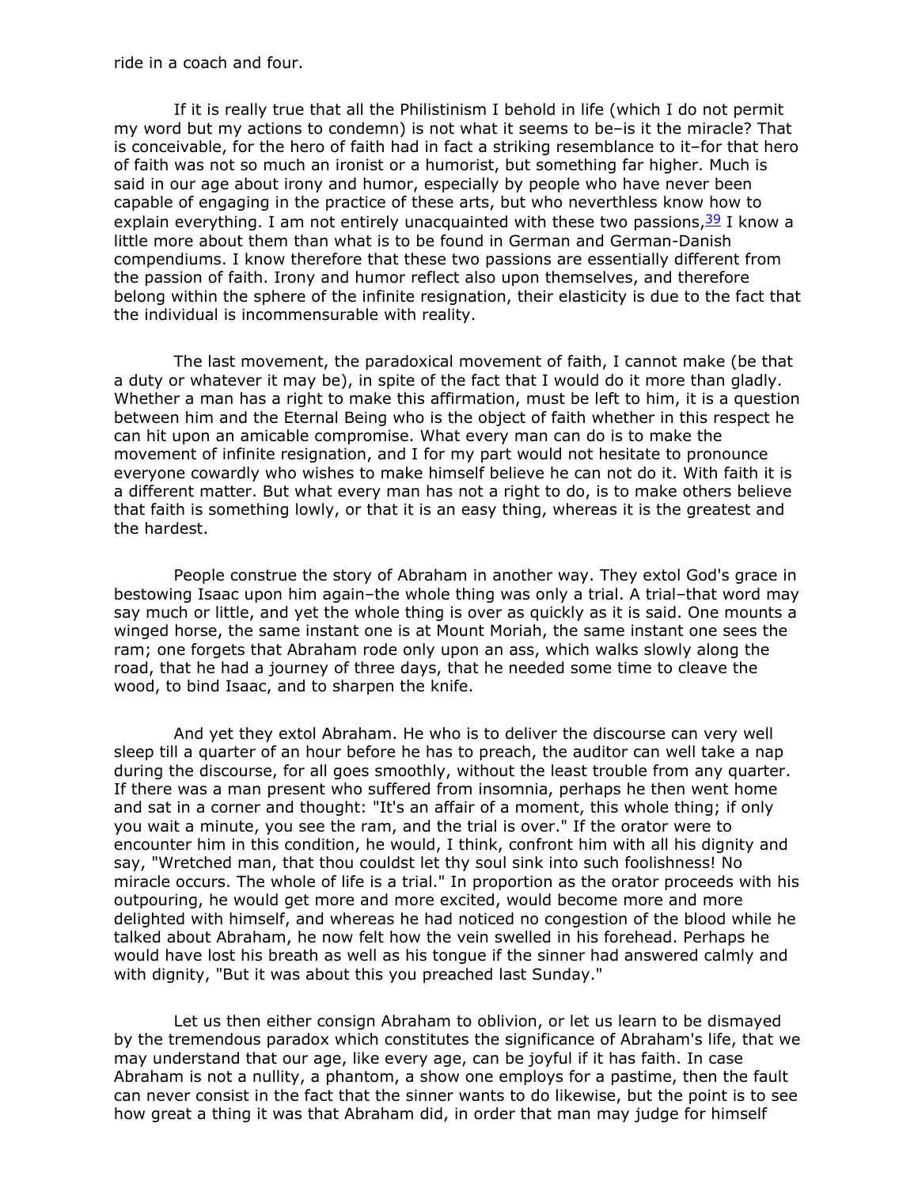ride in a coach and four.

If it is really true that all the Philistinism I behold in life (which I do not permit my word but my actions to condemn) is not what it seems to be–is it the miracle? That is conceivable, for the hero of faith had in fact a striking resemblance to it–for that hero of faith was not so much an ironist or a humorist, but something far higher. Much is said in our age about irony and humor, especially by people who have never been capable of engaging in the practice of these arts, but who neverthless know how to explain everything. I am not entirely unacquainted with these two passions,[39] I know a little more about them than what is to be found in German and German-Danish compendiums. I know therefore that these two passions are essentially different from the passion of faith. Irony and humor reflect also upon themselves, and therefore belong within the sphere of the infinite resignation, their elasticity is due to the fact that the individual is incommensurable with reality.

The last movement, the paradoxical movement of faith, I cannot make (be that a duty or whatever it may be), in spite of the fact that I would do it more than gladly. Whether a man has a right to make this affirmation, must be left to him, it is a question between him and the Eternal Being who is the object of faith whether in this respect he can hit upon an amicable compromise. What every man can do is to make the movement of infinite resignation, and I for my part would not hesitate to pronounce everyone cowardly who wishes to make himself believe he can not do it. With faith it is a different matter. But what every man has not a right to do, is to make others believe that faith is something lowly, or that it is an easy thing, whereas it is the greatest and the hardest.

People construe the story of Abraham in another way. They extol God's grace in bestowing Isaac upon him again–the whole thing was only a trial. A trial–that word may say much or little, and yet the whole thing is over as quickly as it is said. One mounts a winged horse, the same instant one is at Mount Moriah, the same instant one sees the ram; one forgets that Abraham rode only upon an ass, which walks slowly along the road, that he had a journey of three days, that he needed some time to cleave the wood, to bind Isaac, and to sharpen the knife.

And yet they extol Abraham. He who is to deliver the discourse can very well sleep till a quarter of an hour before he has to preach, the auditor can well take a nap during the discourse, for all goes smoothly, without the least trouble from any quarter. If there was a man present who suffered from insomnia, perhaps he then went home and sat in a corner and thought: "It's an affair of a moment, this whole thing; if only you wait a minute, you see the ram, and the trial is over." If the orator were to encounter him in this condition, he would, I think, confront him with all his dignity and say, "Wretched man, that thou couldst let thy soul sink into such foolishness! No miracle occurs. The whole of life is a trial." In proportion as the orator proceeds with his outpouring, he would get more and more excited, would become more and more delighted with himself, and whereas he had noticed no congestion of the blood while he talked about Abraham, he now felt how the vein swelled in his forehead. Perhaps he would have lost his breath as well as his tongue if the sinner had answered calmly and with dignity, "But it was about this you preached last Sunday."

Let us then either consign Abraham to oblivion, or let us learn to be dismayed by the tremendous paradox which constitutes the significance of Abraham's life, that we may understand that our age, like every age, can be joyful if it has faith. In case Abraham is not a nullity, a phantom, a show one employs for a pastime, then the fault can never consist in the fact that the sinner wants to do likewise, but the point is to see how great a thing it was that Abraham did, in order that man may judge for himself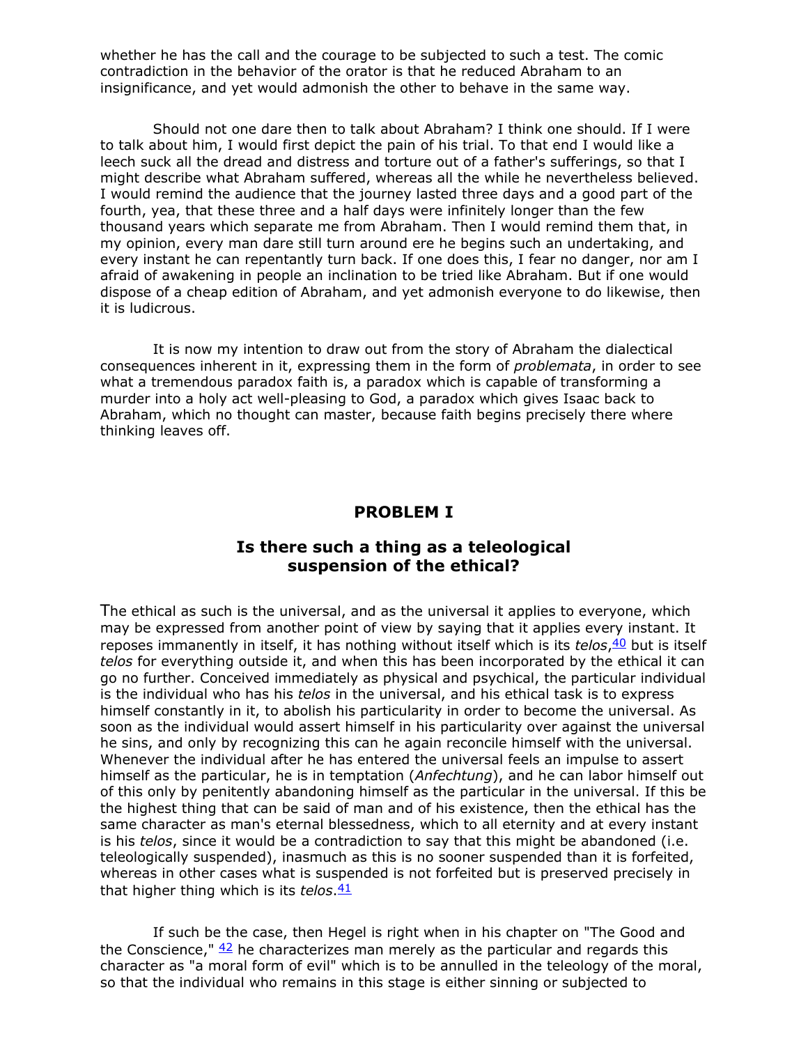whether he has the call and the courage to be subjected to such a test. The comic contradiction in the behavior of the orator is that he reduced Abraham to an insignificance, and yet would admonish the other to behave in the same way.

Should not one dare then to talk about Abraham? I think one should. If I were to talk about him, I would first depict the pain of his trial. To that end I would like a leech suck all the dread and distress and torture out of a father's sufferings, so that I might describe what Abraham suffered, whereas all the while he nevertheless believed. I would remind the audience that the journey lasted three days and a good part of the fourth, yea, that these three and a half days were infinitely longer than the few thousand years which separate me from Abraham. Then I would remind them that, in my opinion, every man dare still turn around ere he begins such an undertaking, and every instant he can repentantly turn back. If one does this, I fear no danger, nor am I afraid of awakening in people an inclination to be tried like Abraham. But if one would dispose of a cheap edition of Abraham, and yet admonish everyone to do likewise, then it is ludicrous.

It is now my intention to draw out from the story of Abraham the dialectical consequences inherent in it, expressing them in the form of *problemata*, in order to see what a tremendous paradox faith is, a paradox which is capable of transforming a murder into a holy act well-pleasing to God, a paradox which gives Isaac back to Abraham, which no thought can master, because faith begins precisely there where thinking leaves off.

## PROBLEM I

## Is there such a thing as a teleological suspension of the ethical?

The ethical as such is the universal, and as the universal it applies to everyone, which may be expressed from another point of view by saying that it applies every instant. It reposes immanently in itself, it has nothing without itself which is its *telos*,[40] but is itself *telos* for everything outside it, and when this has been incorporated by the ethical it can go no further. Conceived immediately as physical and psychical, the particular individual is the individual who has his *telos* in the universal, and his ethical task is to express himself constantly in it, to abolish his particularity in order to become the universal. As soon as the individual would assert himself in his particularity over against the universal he sins, and only by recognizing this can he again reconcile himself with the universal. Whenever the individual after he has entered the universal feels an impulse to assert himself as the particular, he is in temptation (*Anfechtung*), and he can labor himself out of this only by penitently abandoning himself as the particular in the universal. If this be the highest thing that can be said of man and of his existence, then the ethical has the same character as man's eternal blessedness, which to all eternity and at every instant is his *telos*, since it would be a contradiction to say that this might be abandoned (i.e. teleologically suspended), inasmuch as this is no sooner suspended than it is forfeited, whereas in other cases what is suspended is not forfeited but is preserved precisely in that higher thing which is its *telos*.[41]

If such be the case, then Hegel is right when in his chapter on "The Good and the Conscience," [42] he characterizes man merely as the particular and regards this character as "a moral form of evil" which is to be annulled in the teleology of the moral, so that the individual who remains in this stage is either sinning or subjected to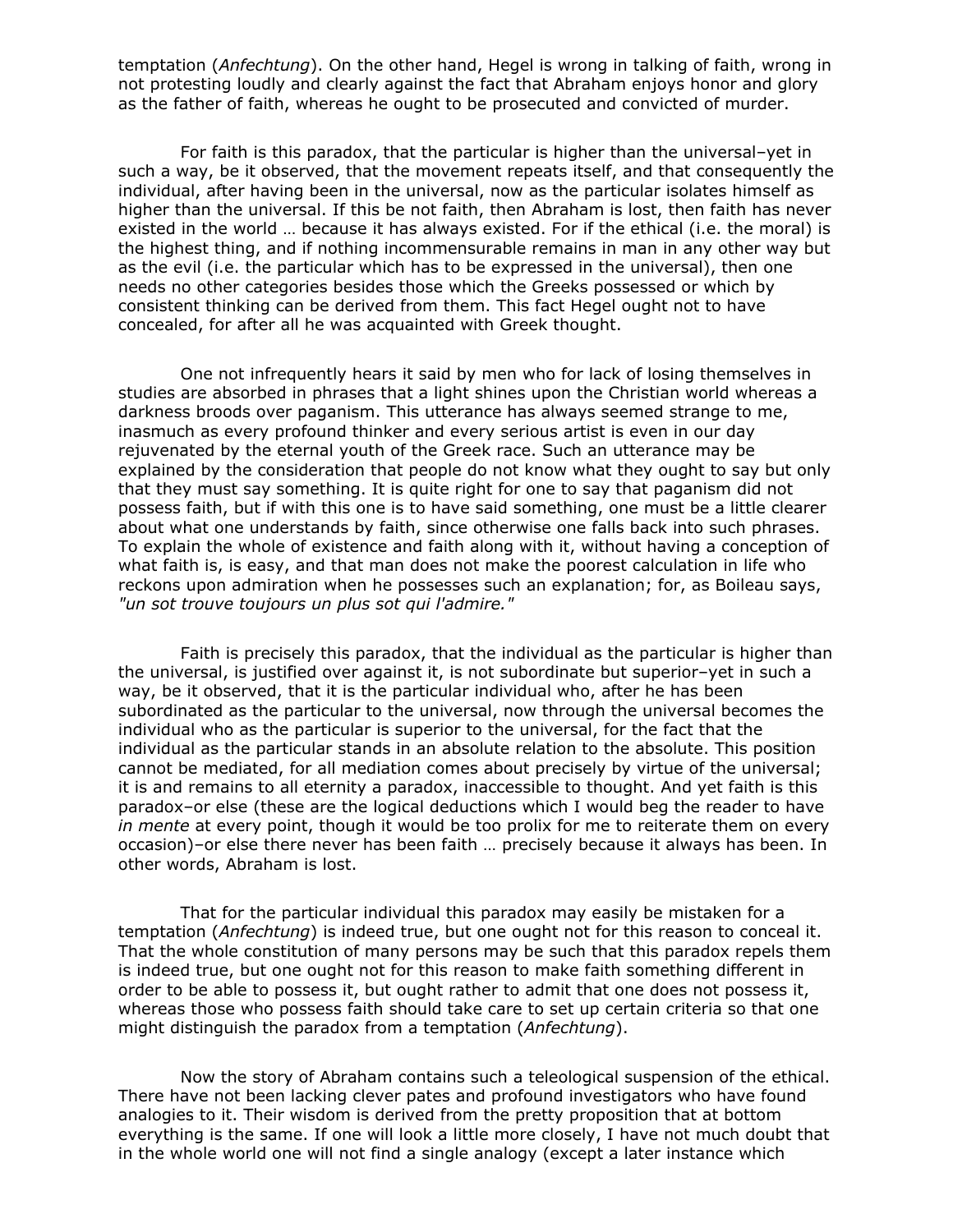temptation (*Anfechtung*). On the other hand, Hegel is wrong in talking of faith, wrong in not protesting loudly and clearly against the fact that Abraham enjoys honor and glory as the father of faith, whereas he ought to be prosecuted and convicted of murder.

For faith is this paradox, that the particular is higher than the universal–yet in such a way, be it observed, that the movement repeats itself, and that consequently the individual, after having been in the universal, now as the particular isolates himself as higher than the universal. If this be not faith, then Abraham is lost, then faith has never existed in the world … because it has always existed. For if the ethical (i.e. the moral) is the highest thing, and if nothing incommensurable remains in man in any other way but as the evil (i.e. the particular which has to be expressed in the universal), then one needs no other categories besides those which the Greeks possessed or which by consistent thinking can be derived from them. This fact Hegel ought not to have concealed, for after all he was acquainted with Greek thought.

One not infrequently hears it said by men who for lack of losing themselves in studies are absorbed in phrases that a light shines upon the Christian world whereas a darkness broods over paganism. This utterance has always seemed strange to me, inasmuch as every profound thinker and every serious artist is even in our day rejuvenated by the eternal youth of the Greek race. Such an utterance may be explained by the consideration that people do not know what they ought to say but only that they must say something. It is quite right for one to say that paganism did not possess faith, but if with this one is to have said something, one must be a little clearer about what one understands by faith, since otherwise one falls back into such phrases. To explain the whole of existence and faith along with it, without having a conception of what faith is, is easy, and that man does not make the poorest calculation in life who reckons upon admiration when he possesses such an explanation; for, as Boileau says, *"un sot trouve toujours un plus sot qui l'admire."*

Faith is precisely this paradox, that the individual as the particular is higher than the universal, is justified over against it, is not subordinate but superior–yet in such a way, be it observed, that it is the particular individual who, after he has been subordinated as the particular to the universal, now through the universal becomes the individual who as the particular is superior to the universal, for the fact that the individual as the particular stands in an absolute relation to the absolute. This position cannot be mediated, for all mediation comes about precisely by virtue of the universal; it is and remains to all eternity a paradox, inaccessible to thought. And yet faith is this paradox–or else (these are the logical deductions which I would beg the reader to have *in mente* at every point, though it would be too prolix for me to reiterate them on every occasion)–or else there never has been faith … precisely because it always has been. In other words, Abraham is lost.

That for the particular individual this paradox may easily be mistaken for a temptation (*Anfechtung*) is indeed true, but one ought not for this reason to conceal it. That the whole constitution of many persons may be such that this paradox repels them is indeed true, but one ought not for this reason to make faith something different in order to be able to possess it, but ought rather to admit that one does not possess it, whereas those who possess faith should take care to set up certain criteria so that one might distinguish the paradox from a temptation (*Anfechtung*).

Now the story of Abraham contains such a teleological suspension of the ethical. There have not been lacking clever pates and profound investigators who have found analogies to it. Their wisdom is derived from the pretty proposition that at bottom everything is the same. If one will look a little more closely, I have not much doubt that in the whole world one will not find a single analogy (except a later instance which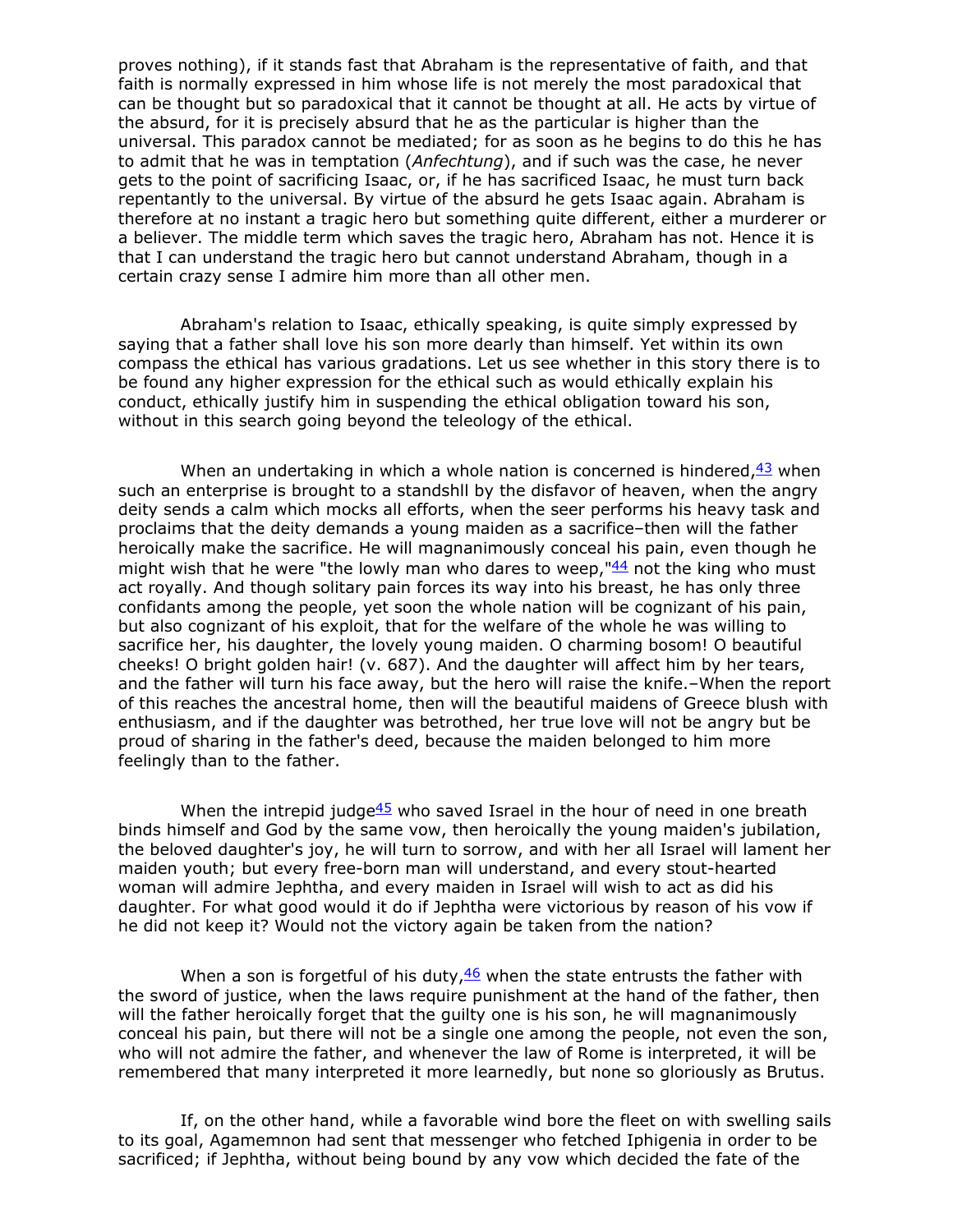proves nothing), if it stands fast that Abraham is the representative of faith, and that faith is normally expressed in him whose life is not merely the most paradoxical that can be thought but so paradoxical that it cannot be thought at all. He acts by virtue of the absurd, for it is precisely absurd that he as the particular is higher than the universal. This paradox cannot be mediated; for as soon as he begins to do this he has to admit that he was in temptation (*Anfechtung*), and if such was the case, he never gets to the point of sacrificing Isaac, or, if he has sacrificed Isaac, he must turn back repentantly to the universal. By virtue of the absurd he gets Isaac again. Abraham is therefore at no instant a tragic hero but something quite different, either a murderer or a believer. The middle term which saves the tragic hero, Abraham has not. Hence it is that I can understand the tragic hero but cannot understand Abraham, though in a certain crazy sense I admire him more than all other men.

Abraham's relation to Isaac, ethically speaking, is quite simply expressed by saying that a father shall love his son more dearly than himself. Yet within its own compass the ethical has various gradations. Let us see whether in this story there is to be found any higher expression for the ethical such as would ethically explain his conduct, ethically justify him in suspending the ethical obligation toward his son, without in this search going beyond the teleology of the ethical.

When an undertaking in which a whole nation is concerned is hindered,[43] when such an enterprise is brought to a standshll by the disfavor of heaven, when the angry deity sends a calm which mocks all efforts, when the seer performs his heavy task and proclaims that the deity demands a young maiden as a sacrifice–then will the father heroically make the sacrifice. He will magnanimously conceal his pain, even though he might wish that he were "the lowly man who dares to weep,"[44] not the king who must act royally. And though solitary pain forces its way into his breast, he has only three confidants among the people, yet soon the whole nation will be cognizant of his pain, but also cognizant of his exploit, that for the welfare of the whole he was willing to sacrifice her, his daughter, the lovely young maiden. O charming bosom! O beautiful cheeks! O bright golden hair! (v. 687). And the daughter will affect him by her tears, and the father will turn his face away, but the hero will raise the knife.–When the report of this reaches the ancestral home, then will the beautiful maidens of Greece blush with enthusiasm, and if the daughter was betrothed, her true love will not be angry but be proud of sharing in the father's deed, because the maiden belonged to him more feelingly than to the father.

When the intrepid judge[45] who saved Israel in the hour of need in one breath binds himself and God by the same vow, then heroically the young maiden's jubilation, the beloved daughter's joy, he will turn to sorrow, and with her all Israel will lament her maiden youth; but every free-born man will understand, and every stout-hearted woman will admire Jephtha, and every maiden in Israel will wish to act as did his daughter. For what good would it do if Jephtha were victorious by reason of his vow if he did not keep it? Would not the victory again be taken from the nation?

When a son is forgetful of his duty,[46] when the state entrusts the father with the sword of justice, when the laws require punishment at the hand of the father, then will the father heroically forget that the guilty one is his son, he will magnanimously conceal his pain, but there will not be a single one among the people, not even the son, who will not admire the father, and whenever the law of Rome is interpreted, it will be remembered that many interpreted it more learnedly, but none so gloriously as Brutus.

If, on the other hand, while a favorable wind bore the fleet on with swelling sails to its goal, Agamemnon had sent that messenger who fetched Iphigenia in order to be sacrificed; if Jephtha, without being bound by any vow which decided the fate of the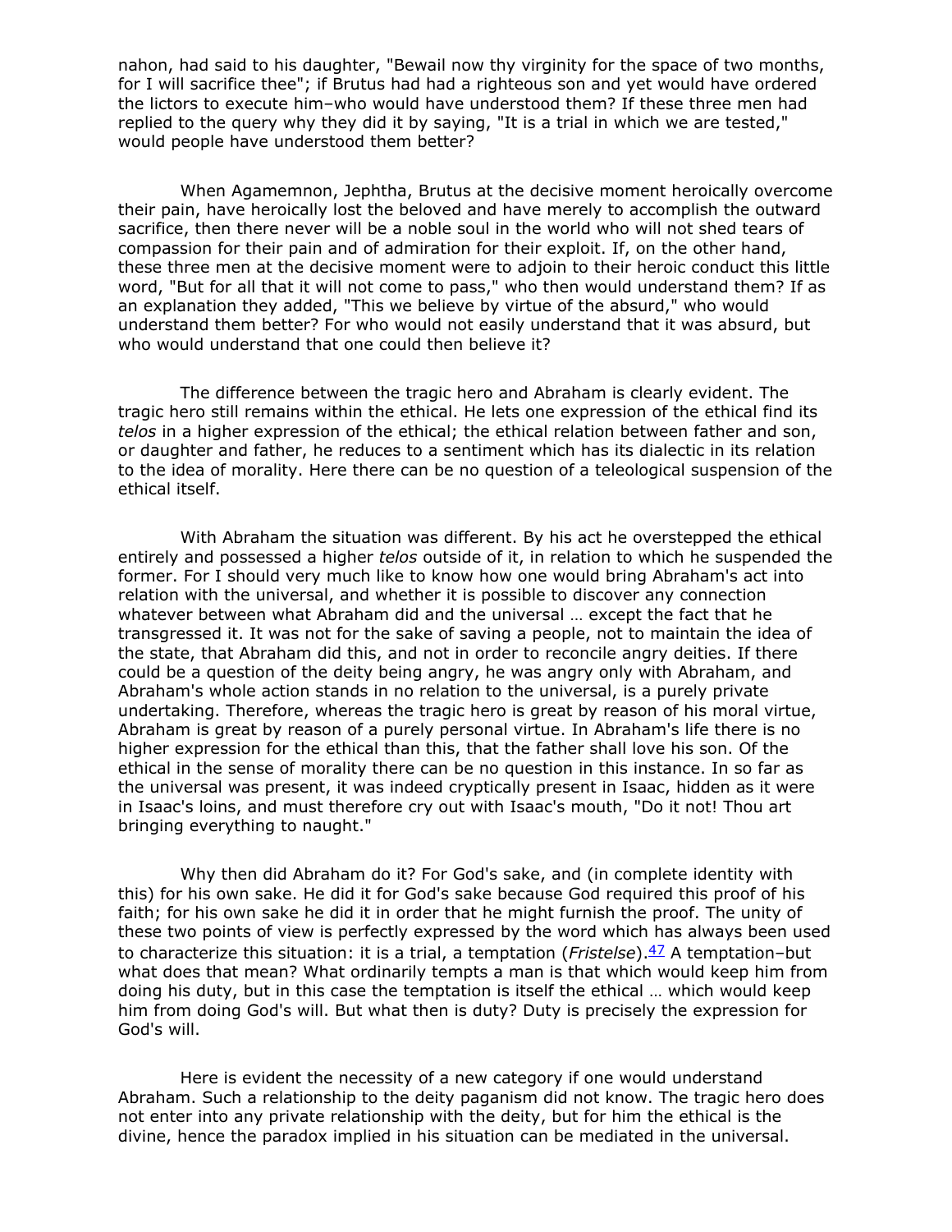nahon, had said to his daughter, "Bewail now thy virginity for the space of two months, for I will sacrifice thee"; if Brutus had had a righteous son and yet would have ordered the lictors to execute him–who would have understood them? If these three men had replied to the query why they did it by saying, "It is a trial in which we are tested," would people have understood them better?

When Agamemnon, Jephtha, Brutus at the decisive moment heroically overcome their pain, have heroically lost the beloved and have merely to accomplish the outward sacrifice, then there never will be a noble soul in the world who will not shed tears of compassion for their pain and of admiration for their exploit. If, on the other hand, these three men at the decisive moment were to adjoin to their heroic conduct this little word, "But for all that it will not come to pass," who then would understand them? If as an explanation they added, "This we believe by virtue of the absurd," who would understand them better? For who would not easily understand that it was absurd, but who would understand that one could then believe it?

The difference between the tragic hero and Abraham is clearly evident. The tragic hero still remains within the ethical. He lets one expression of the ethical find its *telos* in a higher expression of the ethical; the ethical relation between father and son, or daughter and father, he reduces to a sentiment which has its dialectic in its relation to the idea of morality. Here there can be no question of a teleological suspension of the ethical itself.

With Abraham the situation was different. By his act he overstepped the ethical entirely and possessed a higher *telos* outside of it, in relation to which he suspended the former. For I should very much like to know how one would bring Abraham's act into relation with the universal, and whether it is possible to discover any connection whatever between what Abraham did and the universal … except the fact that he transgressed it. It was not for the sake of saving a people, not to maintain the idea of the state, that Abraham did this, and not in order to reconcile angry deities. If there could be a question of the deity being angry, he was angry only with Abraham, and Abraham's whole action stands in no relation to the universal, is a purely private undertaking. Therefore, whereas the tragic hero is great by reason of his moral virtue, Abraham is great by reason of a purely personal virtue. In Abraham's life there is no higher expression for the ethical than this, that the father shall love his son. Of the ethical in the sense of morality there can be no question in this instance. In so far as the universal was present, it was indeed cryptically present in Isaac, hidden as it were in Isaac's loins, and must therefore cry out with Isaac's mouth, "Do it not! Thou art bringing everything to naught."

Why then did Abraham do it? For God's sake, and (in complete identity with this) for his own sake. He did it for God's sake because God required this proof of his faith; for his own sake he did it in order that he might furnish the proof. The unity of these two points of view is perfectly expressed by the word which has always been used to characterize this situation: it is a trial, a temptation (*Fristelse*).[47] A temptation–but what does that mean? What ordinarily tempts a man is that which would keep him from doing his duty, but in this case the temptation is itself the ethical … which would keep him from doing God's will. But what then is duty? Duty is precisely the expression for God's will.

Here is evident the necessity of a new category if one would understand Abraham. Such a relationship to the deity paganism did not know. The tragic hero does not enter into any private relationship with the deity, but for him the ethical is the divine, hence the paradox implied in his situation can be mediated in the universal.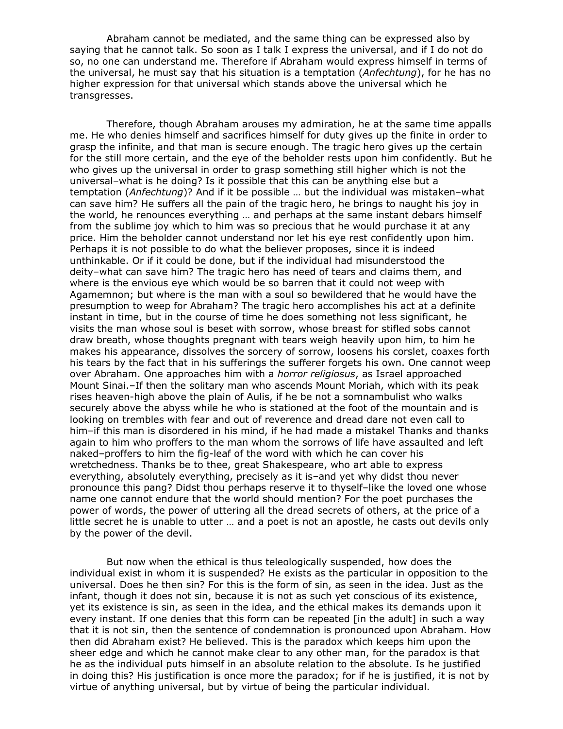Abraham cannot be mediated, and the same thing can be expressed also by saying that he cannot talk. So soon as I talk I express the universal, and if I do not do so, no one can understand me. Therefore if Abraham would express himself in terms of the universal, he must say that his situation is a temptation (*Anfechtung*), for he has no higher expression for that universal which stands above the universal which he transgresses.

Therefore, though Abraham arouses my admiration, he at the same time appalls me. He who denies himself and sacrifices himself for duty gives up the finite in order to grasp the infinite, and that man is secure enough. The tragic hero gives up the certain for the still more certain, and the eye of the beholder rests upon him confidently. But he who gives up the universal in order to grasp something still higher which is not the universal–what is he doing? Is it possible that this can be anything else but a temptation (*Anfechtung*)? And if it be possible … but the individual was mistaken–what can save him? He suffers all the pain of the tragic hero, he brings to naught his joy in the world, he renounces everything … and perhaps at the same instant debars himself from the sublime joy which to him was so precious that he would purchase it at any price. Him the beholder cannot understand nor let his eye rest confidently upon him. Perhaps it is not possible to do what the believer proposes, since it is indeed unthinkable. Or if it could be done, but if the individual had misunderstood the deity–what can save him? The tragic hero has need of tears and claims them, and where is the envious eye which would be so barren that it could not weep with Agamemnon; but where is the man with a soul so bewildered that he would have the presumption to weep for Abraham? The tragic hero accomplishes his act at a definite instant in time, but in the course of time he does something not less significant, he visits the man whose soul is beset with sorrow, whose breast for stifled sobs cannot draw breath, whose thoughts pregnant with tears weigh heavily upon him, to him he makes his appearance, dissolves the sorcery of sorrow, loosens his corslet, coaxes forth his tears by the fact that in his sufferings the sufferer forgets his own. One cannot weep over Abraham. One approaches him with a *horror religiosus*, as Israel approached Mount Sinai.–If then the solitary man who ascends Mount Moriah, which with its peak rises heaven-high above the plain of Aulis, if he be not a somnambulist who walks securely above the abyss while he who is stationed at the foot of the mountain and is looking on trembles with fear and out of reverence and dread dare not even call to him–if this man is disordered in his mind, if he had made a mistakel Thanks and thanks again to him who proffers to the man whom the sorrows of life have assaulted and left naked–proffers to him the fig-leaf of the word with which he can cover his wretchedness. Thanks be to thee, great Shakespeare, who art able to express everything, absolutely everything, precisely as it is–and yet why didst thou never pronounce this pang? Didst thou perhaps reserve it to thyself–like the loved one whose name one cannot endure that the world should mention? For the poet purchases the power of words, the power of uttering all the dread secrets of others, at the price of a little secret he is unable to utter … and a poet is not an apostle, he casts out devils only by the power of the devil.

But now when the ethical is thus teleologically suspended, how does the individual exist in whom it is suspended? He exists as the particular in opposition to the universal. Does he then sin? For this is the form of sin, as seen in the idea. Just as the infant, though it does not sin, because it is not as such yet conscious of its existence, yet its existence is sin, as seen in the idea, and the ethical makes its demands upon it every instant. If one denies that this form can be repeated [in the adult] in such a way that it is not sin, then the sentence of condemnation is pronounced upon Abraham. How then did Abraham exist? He believed. This is the paradox which keeps him upon the sheer edge and which he cannot make clear to any other man, for the paradox is that he as the individual puts himself in an absolute relation to the absolute. Is he justified in doing this? His justification is once more the paradox; for if he is justified, it is not by virtue of anything universal, but by virtue of being the particular individual.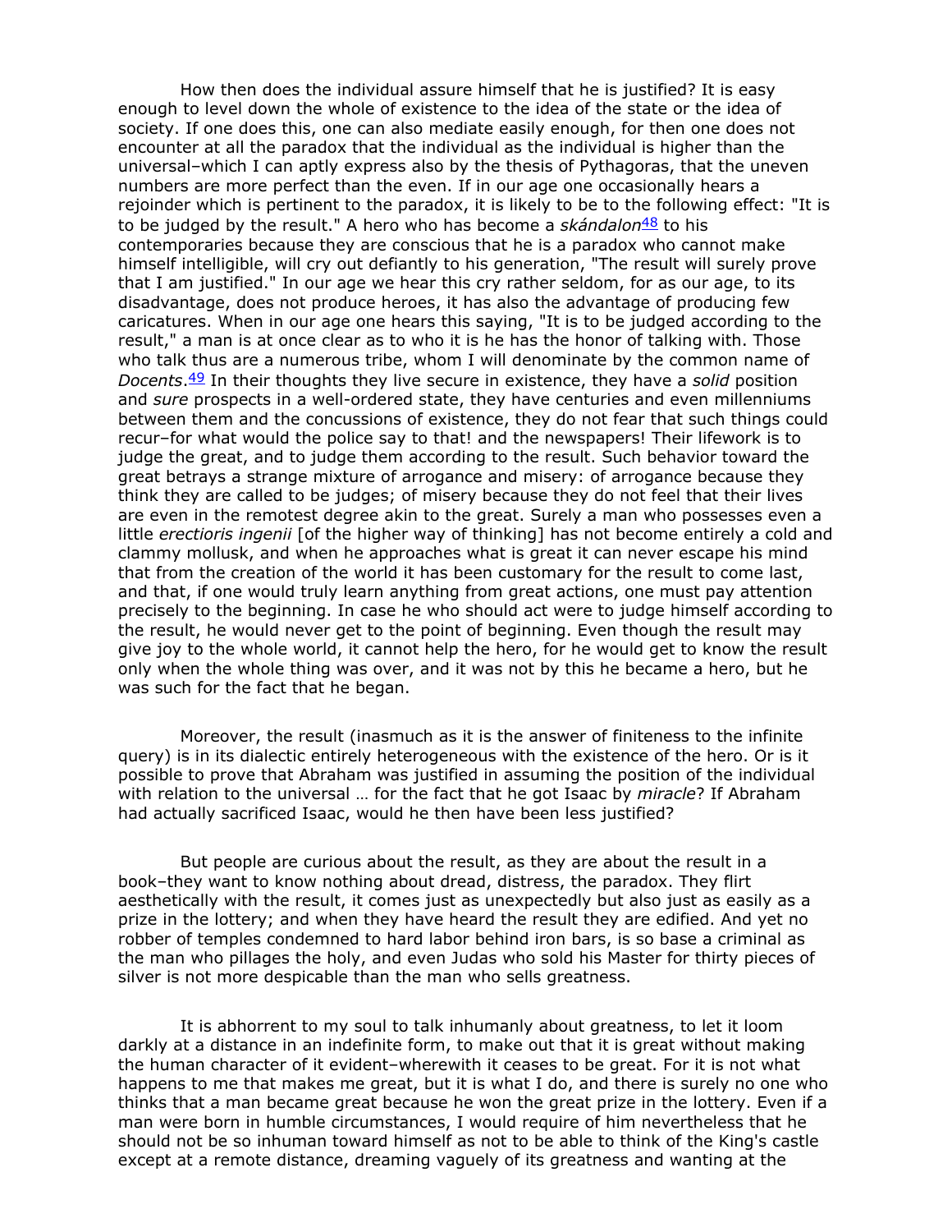How then does the individual assure himself that he is justified? It is easy enough to level down the whole of existence to the idea of the state or the idea of society. If one does this, one can also mediate easily enough, for then one does not encounter at all the paradox that the individual as the individual is higher than the universal–which I can aptly express also by the thesis of Pythagoras, that the uneven numbers are more perfect than the even. If in our age one occasionally hears a rejoinder which is pertinent to the paradox, it is likely to be to the following effect: "It is to be judged by the result." A hero who has become a *skándalon*[48] to his contemporaries because they are conscious that he is a paradox who cannot make himself intelligible, will cry out defiantly to his generation, "The result will surely prove that I am justified." In our age we hear this cry rather seldom, for as our age, to its disadvantage, does not produce heroes, it has also the advantage of producing few caricatures. When in our age one hears this saying, "It is to be judged according to the result," a man is at once clear as to who it is he has the honor of talking with. Those who talk thus are a numerous tribe, whom I will denominate by the common name of *Docents*.[49] In their thoughts they live secure in existence, they have a *solid* position and *sure* prospects in a well-ordered state, they have centuries and even millenniums between them and the concussions of existence, they do not fear that such things could recur–for what would the police say to that! and the newspapers! Their lifework is to judge the great, and to judge them according to the result. Such behavior toward the great betrays a strange mixture of arrogance and misery: of arrogance because they think they are called to be judges; of misery because they do not feel that their lives are even in the remotest degree akin to the great. Surely a man who possesses even a little *erectioris ingenii* [of the higher way of thinking] has not become entirely a cold and clammy mollusk, and when he approaches what is great it can never escape his mind that from the creation of the world it has been customary for the result to come last, and that, if one would truly learn anything from great actions, one must pay attention precisely to the beginning. In case he who should act were to judge himself according to the result, he would never get to the point of beginning. Even though the result may give joy to the whole world, it cannot help the hero, for he would get to know the result only when the whole thing was over, and it was not by this he became a hero, but he was such for the fact that he began.

Moreover, the result (inasmuch as it is the answer of finiteness to the infinite query) is in its dialectic entirely heterogeneous with the existence of the hero. Or is it possible to prove that Abraham was justified in assuming the position of the individual with relation to the universal … for the fact that he got Isaac by *miracle*? If Abraham had actually sacrificed Isaac, would he then have been less justified?

But people are curious about the result, as they are about the result in a book–they want to know nothing about dread, distress, the paradox. They flirt aesthetically with the result, it comes just as unexpectedly but also just as easily as a prize in the lottery; and when they have heard the result they are edified. And yet no robber of temples condemned to hard labor behind iron bars, is so base a criminal as the man who pillages the holy, and even Judas who sold his Master for thirty pieces of silver is not more despicable than the man who sells greatness.

It is abhorrent to my soul to talk inhumanly about greatness, to let it loom darkly at a distance in an indefinite form, to make out that it is great without making the human character of it evident–wherewith it ceases to be great. For it is not what happens to me that makes me great, but it is what I do, and there is surely no one who thinks that a man became great because he won the great prize in the lottery. Even if a man were born in humble circumstances, I would require of him nevertheless that he should not be so inhuman toward himself as not to be able to think of the King's castle except at a remote distance, dreaming vaguely of its greatness and wanting at the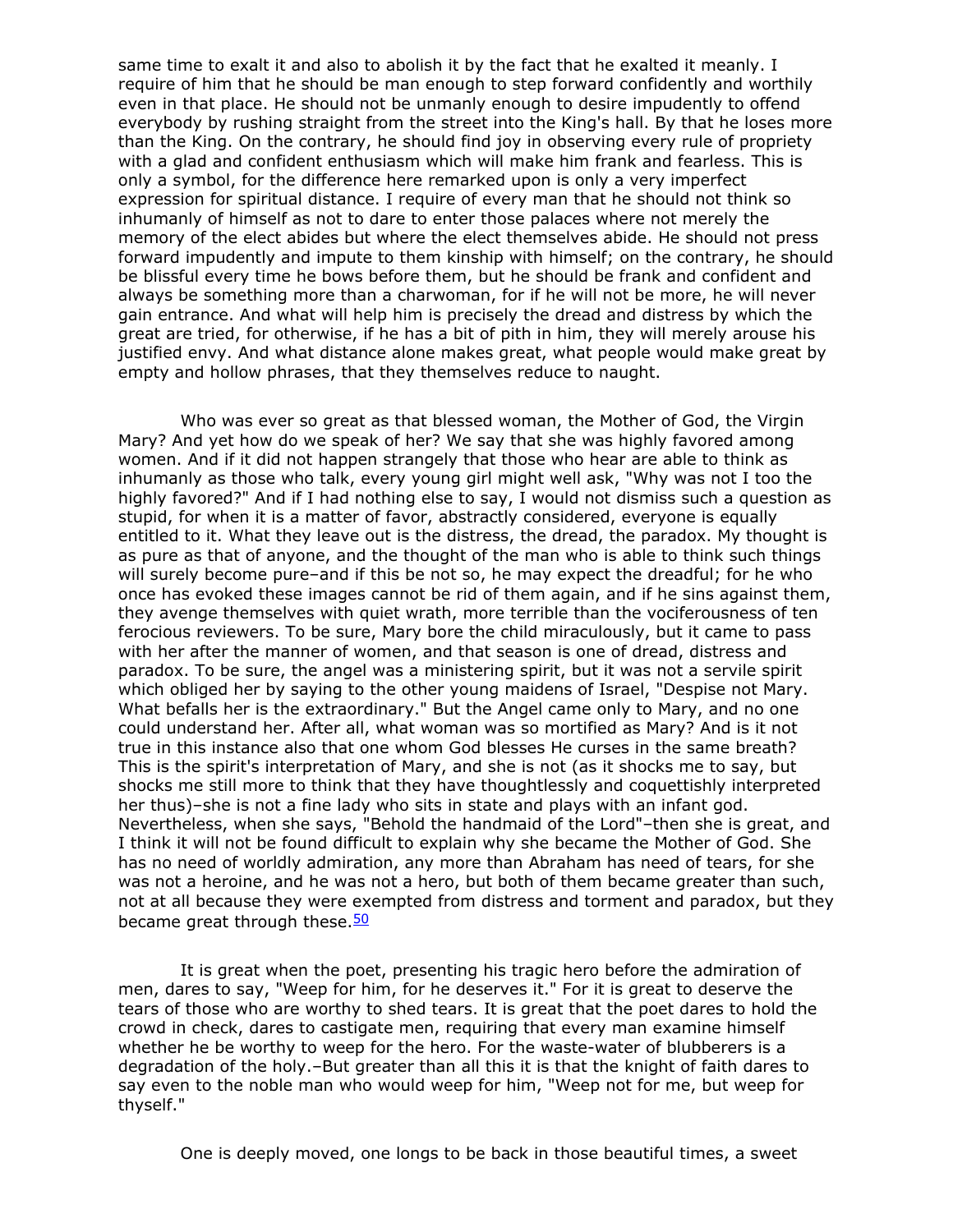same time to exalt it and also to abolish it by the fact that he exalted it meanly. I require of him that he should be man enough to step forward confidently and worthily even in that place. He should not be unmanly enough to desire impudently to offend everybody by rushing straight from the street into the King's hall. By that he loses more than the King. On the contrary, he should find joy in observing every rule of propriety with a glad and confident enthusiasm which will make him frank and fearless. This is only a symbol, for the difference here remarked upon is only a very imperfect expression for spiritual distance. I require of every man that he should not think so inhumanly of himself as not to dare to enter those palaces where not merely the memory of the elect abides but where the elect themselves abide. He should not press forward impudently and impute to them kinship with himself; on the contrary, he should be blissful every time he bows before them, but he should be frank and confident and always be something more than a charwoman, for if he will not be more, he will never gain entrance. And what will help him is precisely the dread and distress by which the great are tried, for otherwise, if he has a bit of pith in him, they will merely arouse his justified envy. And what distance alone makes great, what people would make great by empty and hollow phrases, that they themselves reduce to naught.

Who was ever so great as that blessed woman, the Mother of God, the Virgin Mary? And yet how do we speak of her? We say that she was highly favored among women. And if it did not happen strangely that those who hear are able to think as inhumanly as those who talk, every young girl might well ask, "Why was not I too the highly favored?" And if I had nothing else to say, I would not dismiss such a question as stupid, for when it is a matter of favor, abstractly considered, everyone is equally entitled to it. What they leave out is the distress, the dread, the paradox. My thought is as pure as that of anyone, and the thought of the man who is able to think such things will surely become pure–and if this be not so, he may expect the dreadful; for he who once has evoked these images cannot be rid of them again, and if he sins against them, they avenge themselves with quiet wrath, more terrible than the vociferousness of ten ferocious reviewers. To be sure, Mary bore the child miraculously, but it came to pass with her after the manner of women, and that season is one of dread, distress and paradox. To be sure, the angel was a ministering spirit, but it was not a servile spirit which obliged her by saying to the other young maidens of Israel, "Despise not Mary. What befalls her is the extraordinary." But the Angel came only to Mary, and no one could understand her. After all, what woman was so mortified as Mary? And is it not true in this instance also that one whom God blesses He curses in the same breath? This is the spirit's interpretation of Mary, and she is not (as it shocks me to say, but shocks me still more to think that they have thoughtlessly and coquettishly interpreted her thus)–she is not a fine lady who sits in state and plays with an infant god. Nevertheless, when she says, "Behold the handmaid of the Lord"–then she is great, and I think it will not be found difficult to explain why she became the Mother of God. She has no need of worldly admiration, any more than Abraham has need of tears, for she was not a heroine, and he was not a hero, but both of them became greater than such, not at all because they were exempted from distress and torment and paradox, but they became great through these.[50]

It is great when the poet, presenting his tragic hero before the admiration of men, dares to say, "Weep for him, for he deserves it." For it is great to deserve the tears of those who are worthy to shed tears. It is great that the poet dares to hold the crowd in check, dares to castigate men, requiring that every man examine himself whether he be worthy to weep for the hero. For the waste-water of blubberers is a degradation of the holy.–But greater than all this it is that the knight of faith dares to say even to the noble man who would weep for him, "Weep not for me, but weep for thyself."

One is deeply moved, one longs to be back in those beautiful times, a sweet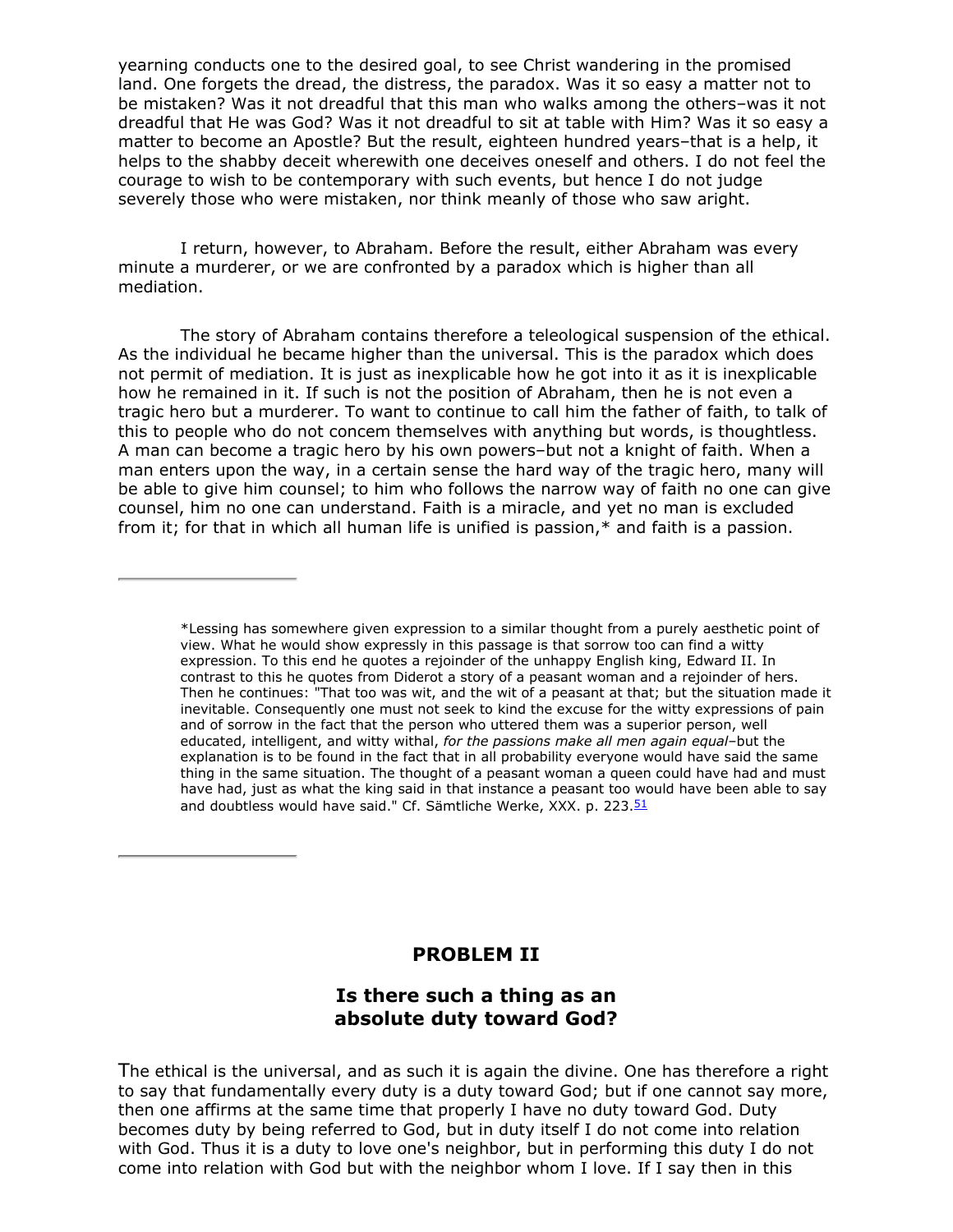yearning conducts one to the desired goal, to see Christ wandering in the promised land. One forgets the dread, the distress, the paradox. Was it so easy a matter not to be mistaken? Was it not dreadful that this man who walks among the others–was it not dreadful that He was God? Was it not dreadful to sit at table with Him? Was it so easy a matter to become an Apostle? But the result, eighteen hundred years–that is a help, it helps to the shabby deceit wherewith one deceives oneself and others. I do not feel the courage to wish to be contemporary with such events, but hence I do not judge severely those who were mistaken, nor think meanly of those who saw aright.

I return, however, to Abraham. Before the result, either Abraham was every minute a murderer, or we are confronted by a paradox which is higher than all mediation.

The story of Abraham contains therefore a teleological suspension of the ethical. As the individual he became higher than the universal. This is the paradox which does not permit of mediation. It is just as inexplicable how he got into it as it is inexplicable how he remained in it. If such is not the position of Abraham, then he is not even a tragic hero but a murderer. To want to continue to call him the father of faith, to talk of this to people who do not concem themselves with anything but words, is thoughtless. A man can become a tragic hero by his own powers–but not a knight of faith. When a man enters upon the way, in a certain sense the hard way of the tragic hero, many will be able to give him counsel; to him who follows the narrow way of faith no one can give counsel, him no one can understand. Faith is a miracle, and yet no man is excluded from it; for that in which all human life is unified is passion,* and faith is a passion.

---

*Lessing has somewhere given expression to a similar thought from a purely aesthetic point of view. What he would show expressly in this passage is that sorrow too can find a witty expression. To this end he quotes a rejoinder of the unhappy English king, Edward II. In contrast to this he quotes from Diderot a story of a peasant woman and a rejoinder of hers. Then he continues: "That too was wit, and the wit of a peasant at that; but the situation made it inevitable. Consequently one must not seek to kind the excuse for the witty expressions of pain and of sorrow in the fact that the person who uttered them was a superior person, well educated, intelligent, and witty withal, *for the passions make all men again equal*–but the explanation is to be found in the fact that in all probability everyone would have said the same thing in the same situation. The thought of a peasant woman a queen could have had and must have had, just as what the king said in that instance a peasant too would have been able to say and doubtless would have said." Cf. Sämtliche Werke, XXX. p. 223.[51]

---

## PROBLEM II

### Is there such a thing as an absolute duty toward God?

The ethical is the universal, and as such it is again the divine. One has therefore a right to say that fundamentally every duty is a duty toward God; but if one cannot say more, then one affirms at the same time that properly I have no duty toward God. Duty becomes duty by being referred to God, but in duty itself I do not come into relation with God. Thus it is a duty to love one's neighbor, but in performing this duty I do not come into relation with God but with the neighbor whom I love. If I say then in this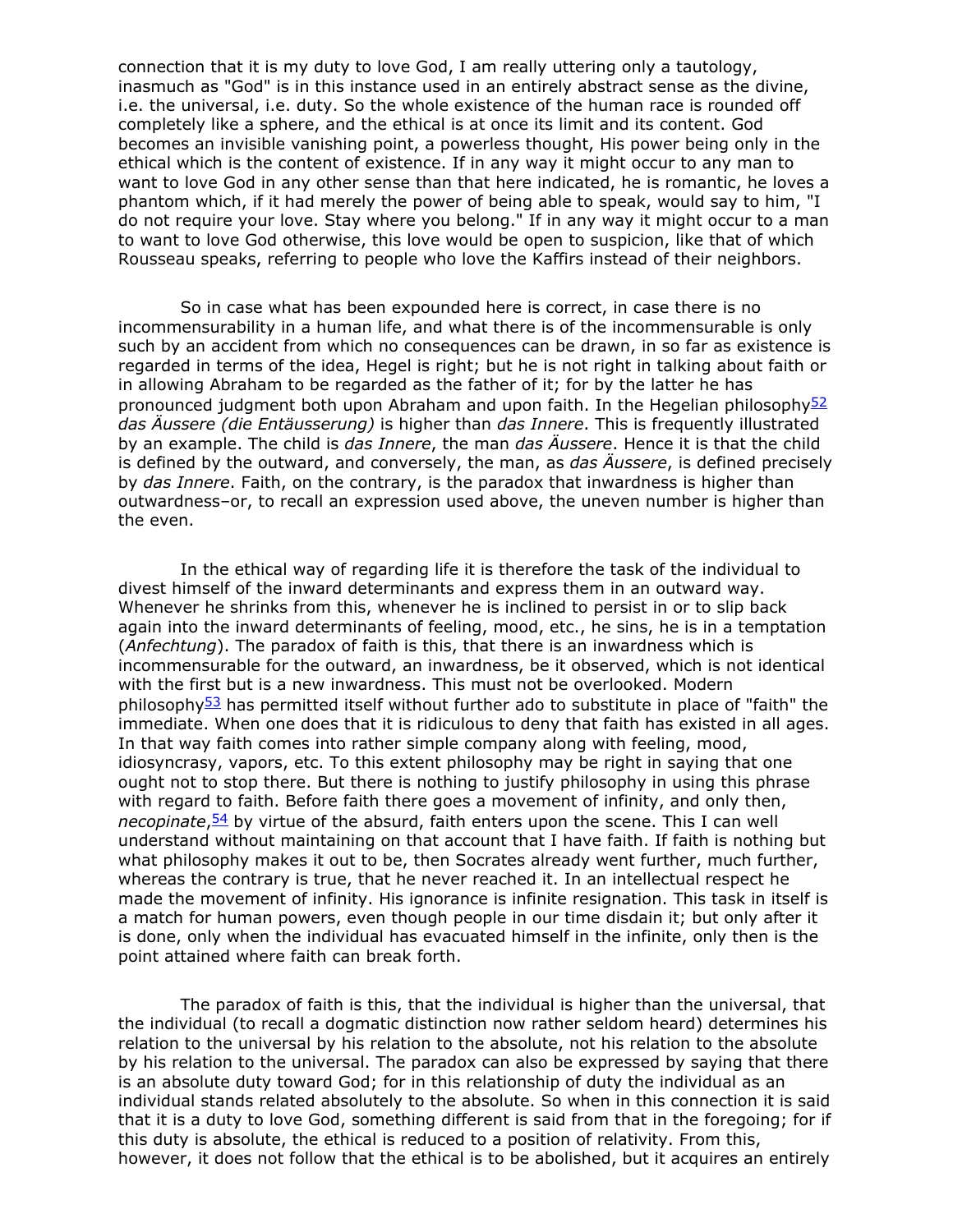connection that it is my duty to love God, I am really uttering only a tautology, inasmuch as "God" is in this instance used in an entirely abstract sense as the divine, i.e. the universal, i.e. duty. So the whole existence of the human race is rounded off completely like a sphere, and the ethical is at once its limit and its content. God becomes an invisible vanishing point, a powerless thought, His power being only in the ethical which is the content of existence. If in any way it might occur to any man to want to love God in any other sense than that here indicated, he is romantic, he loves a phantom which, if it had merely the power of being able to speak, would say to him, "I do not require your love. Stay where you belong." If in any way it might occur to a man to want to love God otherwise, this love would be open to suspicion, like that of which Rousseau speaks, referring to people who love the Kaffirs instead of their neighbors.

So in case what has been expounded here is correct, in case there is no incommensurability in a human life, and what there is of the incommensurable is only such by an accident from which no consequences can be drawn, in so far as existence is regarded in terms of the idea, Hegel is right; but he is not right in talking about faith or in allowing Abraham to be regarded as the father of it; for by the latter he has pronounced judgment both upon Abraham and upon faith. In the Hegelian philosophy[52] *das Äussere (die Entäusserung)* is higher than *das Innere*. This is frequently illustrated by an example. The child is *das Innere*, the man *das Äussere*. Hence it is that the child is defined by the outward, and conversely, the man, as *das Äussere*, is defined precisely by *das Innere*. Faith, on the contrary, is the paradox that inwardness is higher than outwardness–or, to recall an expression used above, the uneven number is higher than the even.

In the ethical way of regarding life it is therefore the task of the individual to divest himself of the inward determinants and express them in an outward way. Whenever he shrinks from this, whenever he is inclined to persist in or to slip back again into the inward determinants of feeling, mood, etc., he sins, he is in a temptation (*Anfechtung*). The paradox of faith is this, that there is an inwardness which is incommensurable for the outward, an inwardness, be it observed, which is not identical with the first but is a new inwardness. This must not be overlooked. Modern philosophy[53] has permitted itself without further ado to substitute in place of "faith" the immediate. When one does that it is ridiculous to deny that faith has existed in all ages. In that way faith comes into rather simple company along with feeling, mood, idiosyncrasy, vapors, etc. To this extent philosophy may be right in saying that one ought not to stop there. But there is nothing to justify philosophy in using this phrase with regard to faith. Before faith there goes a movement of infinity, and only then, *necopinate*,[54] by virtue of the absurd, faith enters upon the scene. This I can well understand without maintaining on that account that I have faith. If faith is nothing but what philosophy makes it out to be, then Socrates already went further, much further, whereas the contrary is true, that he never reached it. In an intellectual respect he made the movement of infinity. His ignorance is infinite resignation. This task in itself is a match for human powers, even though people in our time disdain it; but only after it is done, only when the individual has evacuated himself in the infinite, only then is the point attained where faith can break forth.

The paradox of faith is this, that the individual is higher than the universal, that the individual (to recall a dogmatic distinction now rather seldom heard) determines his relation to the universal by his relation to the absolute, not his relation to the absolute by his relation to the universal. The paradox can also be expressed by saying that there is an absolute duty toward God; for in this relationship of duty the individual as an individual stands related absolutely to the absolute. So when in this connection it is said that it is a duty to love God, something different is said from that in the foregoing; for if this duty is absolute, the ethical is reduced to a position of relativity. From this, however, it does not follow that the ethical is to be abolished, but it acquires an entirely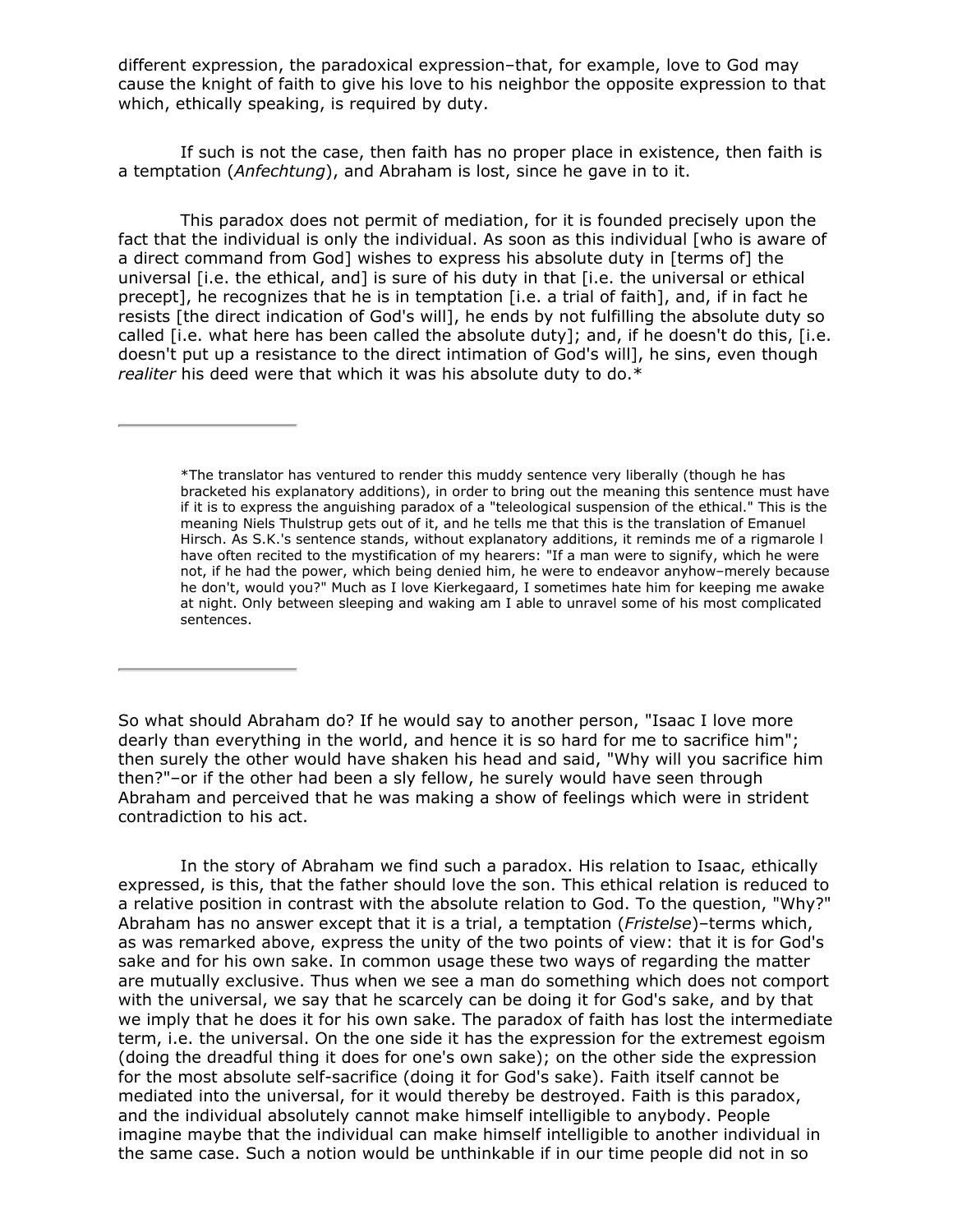different expression, the paradoxical expression–that, for example, love to God may cause the knight of faith to give his love to his neighbor the opposite expression to that which, ethically speaking, is required by duty.

If such is not the case, then faith has no proper place in existence, then faith is a temptation (*Anfechtung*), and Abraham is lost, since he gave in to it.

This paradox does not permit of mediation, for it is founded precisely upon the fact that the individual is only the individual. As soon as this individual [who is aware of a direct command from God] wishes to express his absolute duty in [terms of] the universal [i.e. the ethical, and] is sure of his duty in that [i.e. the universal or ethical precept], he recognizes that he is in temptation [i.e. a trial of faith], and, if in fact he resists [the direct indication of God's will], he ends by not fulfilling the absolute duty so called [i.e. what here has been called the absolute duty]; and, if he doesn't do this, [i.e. doesn't put up a resistance to the direct intimation of God's will], he sins, even though *realiter* his deed were that which it was his absolute duty to do.*

---

*The translator has ventured to render this muddy sentence very liberally (though he has bracketed his explanatory additions), in order to bring out the meaning this sentence must have if it is to express the anguishing paradox of a "teleological suspension of the ethical." This is the meaning Niels Thulstrup gets out of it, and he tells me that this is the translation of Emanuel Hirsch. As S.K.'s sentence stands, without explanatory additions, it reminds me of a rigmarole I have often recited to the mystification of my hearers: "If a man were to signify, which he were not, if he had the power, which being denied him, he were to endeavor anyhow–merely because he don't, would you?" Much as I love Kierkegaard, I sometimes hate him for keeping me awake at night. Only between sleeping and waking am I able to unravel some of his most complicated sentences.

---

So what should Abraham do? If he would say to another person, "Isaac I love more dearly than everything in the world, and hence it is so hard for me to sacrifice him"; then surely the other would have shaken his head and said, "Why will you sacrifice him then?"–or if the other had been a sly fellow, he surely would have seen through Abraham and perceived that he was making a show of feelings which were in strident contradiction to his act.

In the story of Abraham we find such a paradox. His relation to Isaac, ethically expressed, is this, that the father should love the son. This ethical relation is reduced to a relative position in contrast with the absolute relation to God. To the question, "Why?" Abraham has no answer except that it is a trial, a temptation (*Fristelse*)–terms which, as was remarked above, express the unity of the two points of view: that it is for God's sake and for his own sake. In common usage these two ways of regarding the matter are mutually exclusive. Thus when we see a man do something which does not comport with the universal, we say that he scarcely can be doing it for God's sake, and by that we imply that he does it for his own sake. The paradox of faith has lost the intermediate term, i.e. the universal. On the one side it has the expression for the extremest egoism (doing the dreadful thing it does for one's own sake); on the other side the expression for the most absolute self-sacrifice (doing it for God's sake). Faith itself cannot be mediated into the universal, for it would thereby be destroyed. Faith is this paradox, and the individual absolutely cannot make himself intelligible to anybody. People imagine maybe that the individual can make himself intelligible to another individual in the same case. Such a notion would be unthinkable if in our time people did not in so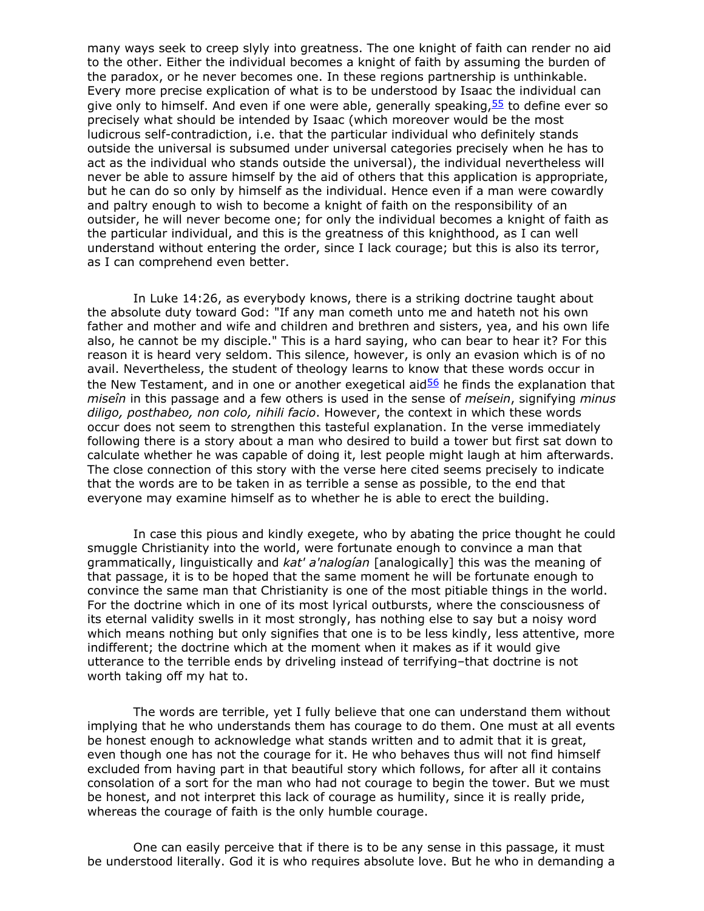many ways seek to creep slyly into greatness. The one knight of faith can render no aid to the other. Either the individual becomes a knight of faith by assuming the burden of the paradox, or he never becomes one. In these regions partnership is unthinkable. Every more precise explication of what is to be understood by Isaac the individual can give only to himself. And even if one were able, generally speaking,[55] to define ever so precisely what should be intended by Isaac (which moreover would be the most ludicrous self-contradiction, i.e. that the particular individual who definitely stands outside the universal is subsumed under universal categories precisely when he has to act as the individual who stands outside the universal), the individual nevertheless will never be able to assure himself by the aid of others that this application is appropriate, but he can do so only by himself as the individual. Hence even if a man were cowardly and paltry enough to wish to become a knight of faith on the responsibility of an outsider, he will never become one; for only the individual becomes a knight of faith as the particular individual, and this is the greatness of this knighthood, as I can well understand without entering the order, since I lack courage; but this is also its terror, as I can comprehend even better.

In Luke 14:26, as everybody knows, there is a striking doctrine taught about the absolute duty toward God: "If any man cometh unto me and hateth not his own father and mother and wife and children and brethren and sisters, yea, and his own life also, he cannot be my disciple." This is a hard saying, who can bear to hear it? For this reason it is heard very seldom. This silence, however, is only an evasion which is of no avail. Nevertheless, the student of theology learns to know that these words occur in the New Testament, and in one or another exegetical aid[56] he finds the explanation that *miseîn* in this passage and a few others is used in the sense of *meísein*, signifying *minus diligo, posthabeo, non colo, nihili facio*. However, the context in which these words occur does not seem to strengthen this tasteful explanation. In the verse immediately following there is a story about a man who desired to build a tower but first sat down to calculate whether he was capable of doing it, lest people might laugh at him afterwards. The close connection of this story with the verse here cited seems precisely to indicate that the words are to be taken in as terrible a sense as possible, to the end that everyone may examine himself as to whether he is able to erect the building.

In case this pious and kindly exegete, who by abating the price thought he could smuggle Christianity into the world, were fortunate enough to convince a man that grammatically, linguistically and *kat' a'nalogían* [analogically] this was the meaning of that passage, it is to be hoped that the same moment he will be fortunate enough to convince the same man that Christianity is one of the most pitiable things in the world. For the doctrine which in one of its most lyrical outbursts, where the consciousness of its eternal validity swells in it most strongly, has nothing else to say but a noisy word which means nothing but only signifies that one is to be less kindly, less attentive, more indifferent; the doctrine which at the moment when it makes as if it would give utterance to the terrible ends by driveling instead of terrifying–that doctrine is not worth taking off my hat to.

The words are terrible, yet I fully believe that one can understand them without implying that he who understands them has courage to do them. One must at all events be honest enough to acknowledge what stands written and to admit that it is great, even though one has not the courage for it. He who behaves thus will not find himself excluded from having part in that beautiful story which follows, for after all it contains consolation of a sort for the man who had not courage to begin the tower. But we must be honest, and not interpret this lack of courage as humility, since it is really pride, whereas the courage of faith is the only humble courage.

One can easily perceive that if there is to be any sense in this passage, it must be understood literally. God it is who requires absolute love. But he who in demanding a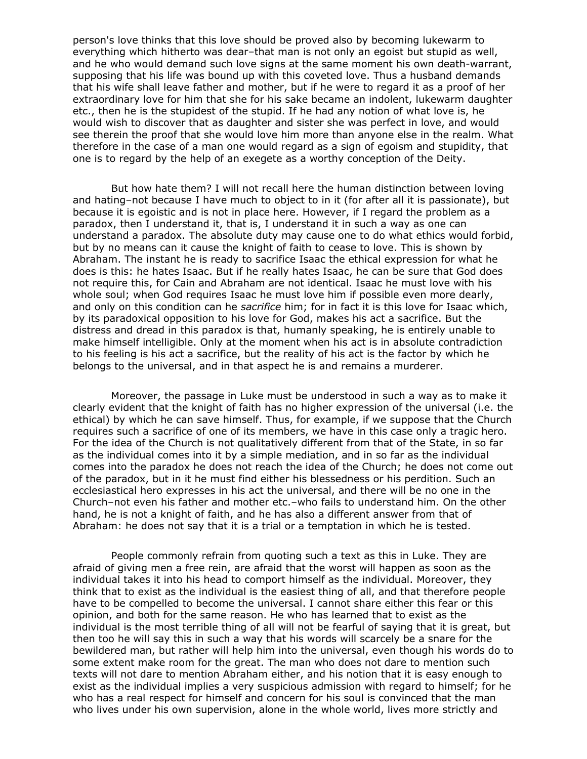person's love thinks that this love should be proved also by becoming lukewarm to everything which hitherto was dear–that man is not only an egoist but stupid as well, and he who would demand such love signs at the same moment his own death-warrant, supposing that his life was bound up with this coveted love. Thus a husband demands that his wife shall leave father and mother, but if he were to regard it as a proof of her extraordinary love for him that she for his sake became an indolent, lukewarm daughter etc., then he is the stupidest of the stupid. If he had any notion of what love is, he would wish to discover that as daughter and sister she was perfect in love, and would see therein the proof that she would love him more than anyone else in the realm. What therefore in the case of a man one would regard as a sign of egoism and stupidity, that one is to regard by the help of an exegete as a worthy conception of the Deity.

But how hate them? I will not recall here the human distinction between loving and hating–not because I have much to object to in it (for after all it is passionate), but because it is egoistic and is not in place here. However, if I regard the problem as a paradox, then I understand it, that is, I understand it in such a way as one can understand a paradox. The absolute duty may cause one to do what ethics would forbid, but by no means can it cause the knight of faith to cease to love. This is shown by Abraham. The instant he is ready to sacrifice Isaac the ethical expression for what he does is this: he hates Isaac. But if he really hates Isaac, he can be sure that God does not require this, for Cain and Abraham are not identical. Isaac he must love with his whole soul; when God requires Isaac he must love him if possible even more dearly, and only on this condition can he *sacrifice* him; for in fact it is this love for Isaac which, by its paradoxical opposition to his love for God, makes his act a sacrifice. But the distress and dread in this paradox is that, humanly speaking, he is entirely unable to make himself intelligible. Only at the moment when his act is in absolute contradiction to his feeling is his act a sacrifice, but the reality of his act is the factor by which he belongs to the universal, and in that aspect he is and remains a murderer.

Moreover, the passage in Luke must be understood in such a way as to make it clearly evident that the knight of faith has no higher expression of the universal (i.e. the ethical) by which he can save himself. Thus, for example, if we suppose that the Church requires such a sacrifice of one of its members, we have in this case only a tragic hero. For the idea of the Church is not qualitatively different from that of the State, in so far as the individual comes into it by a simple mediation, and in so far as the individual comes into the paradox he does not reach the idea of the Church; he does not come out of the paradox, but in it he must find either his blessedness or his perdition. Such an ecclesiastical hero expresses in his act the universal, and there will be no one in the Church–not even his father and mother etc.–who fails to understand him. On the other hand, he is not a knight of faith, and he has also a different answer from that of Abraham: he does not say that it is a trial or a temptation in which he is tested.

People commonly refrain from quoting such a text as this in Luke. They are afraid of giving men a free rein, are afraid that the worst will happen as soon as the individual takes it into his head to comport himself as the individual. Moreover, they think that to exist as the individual is the easiest thing of all, and that therefore people have to be compelled to become the universal. I cannot share either this fear or this opinion, and both for the same reason. He who has learned that to exist as the individual is the most terrible thing of all will not be fearful of saying that it is great, but then too he will say this in such a way that his words will scarcely be a snare for the bewildered man, but rather will help him into the universal, even though his words do to some extent make room for the great. The man who does not dare to mention such texts will not dare to mention Abraham either, and his notion that it is easy enough to exist as the individual implies a very suspicious admission with regard to himself; for he who has a real respect for himself and concern for his soul is convinced that the man who lives under his own supervision, alone in the whole world, lives more strictly and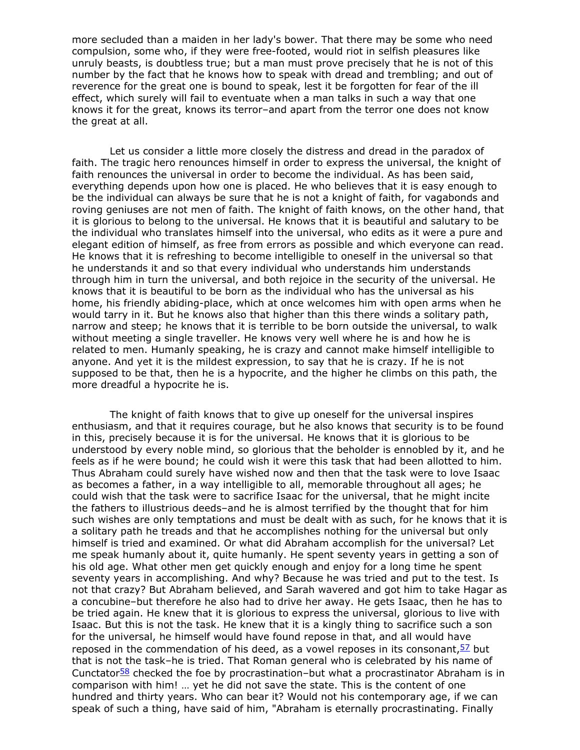more secluded than a maiden in her lady's bower. That there may be some who need compulsion, some who, if they were free-footed, would riot in selfish pleasures like unruly beasts, is doubtless true; but a man must prove precisely that he is not of this number by the fact that he knows how to speak with dread and trembling; and out of reverence for the great one is bound to speak, lest it be forgotten for fear of the ill effect, which surely will fail to eventuate when a man talks in such a way that one knows it for the great, knows its terror–and apart from the terror one does not know the great at all.

Let us consider a little more closely the distress and dread in the paradox of faith. The tragic hero renounces himself in order to express the universal, the knight of faith renounces the universal in order to become the individual. As has been said, everything depends upon how one is placed. He who believes that it is easy enough to be the individual can always be sure that he is not a knight of faith, for vagabonds and roving geniuses are not men of faith. The knight of faith knows, on the other hand, that it is glorious to belong to the universal. He knows that it is beautiful and salutary to be the individual who translates himself into the universal, who edits as it were a pure and elegant edition of himself, as free from errors as possible and which everyone can read. He knows that it is refreshing to become intelligible to oneself in the universal so that he understands it and so that every individual who understands him understands through him in turn the universal, and both rejoice in the security of the universal. He knows that it is beautiful to be born as the individual who has the universal as his home, his friendly abiding-place, which at once welcomes him with open arms when he would tarry in it. But he knows also that higher than this there winds a solitary path, narrow and steep; he knows that it is terrible to be born outside the universal, to walk without meeting a single traveller. He knows very well where he is and how he is related to men. Humanly speaking, he is crazy and cannot make himself intelligible to anyone. And yet it is the mildest expression, to say that he is crazy. If he is not supposed to be that, then he is a hypocrite, and the higher he climbs on this path, the more dreadful a hypocrite he is.

The knight of faith knows that to give up oneself for the universal inspires enthusiasm, and that it requires courage, but he also knows that security is to be found in this, precisely because it is for the universal. He knows that it is glorious to be understood by every noble mind, so glorious that the beholder is ennobled by it, and he feels as if he were bound; he could wish it were this task that had been allotted to him. Thus Abraham could surely have wished now and then that the task were to love Isaac as becomes a father, in a way intelligible to all, memorable throughout all ages; he could wish that the task were to sacrifice Isaac for the universal, that he might incite the fathers to illustrious deeds–and he is almost terrified by the thought that for him such wishes are only temptations and must be dealt with as such, for he knows that it is a solitary path he treads and that he accomplishes nothing for the universal but only himself is tried and examined. Or what did Abraham accomplish for the universal? Let me speak humanly about it, quite humanly. He spent seventy years in getting a son of his old age. What other men get quickly enough and enjoy for a long time he spent seventy years in accomplishing. And why? Because he was tried and put to the test. Is not that crazy? But Abraham believed, and Sarah wavered and got him to take Hagar as a concubine–but therefore he also had to drive her away. He gets Isaac, then he has to be tried again. He knew that it is glorious to express the universal, glorious to live with Isaac. But this is not the task. He knew that it is a kingly thing to sacrifice such a son for the universal, he himself would have found repose in that, and all would have reposed in the commendation of his deed, as a vowel reposes in its consonant,[57] but that is not the task–he is tried. That Roman general who is celebrated by his name of Cunctator[58] checked the foe by procrastination–but what a procrastinator Abraham is in comparison with him! … yet he did not save the state. This is the content of one hundred and thirty years. Who can bear it? Would not his contemporary age, if we can speak of such a thing, have said of him, "Abraham is eternally procrastinating. Finally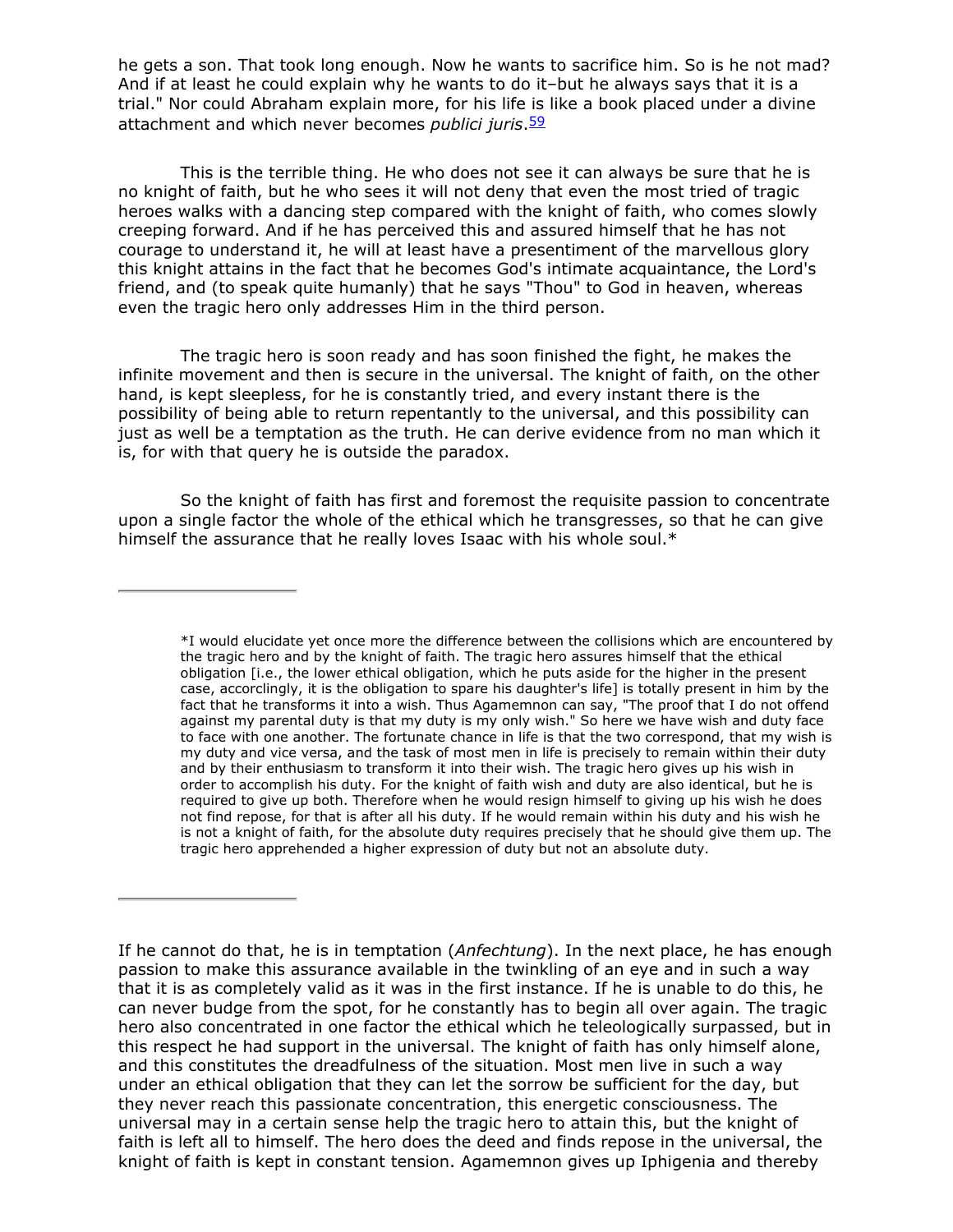he gets a son. That took long enough. Now he wants to sacrifice him. So is he not mad? And if at least he could explain why he wants to do it–but he always says that it is a trial." Nor could Abraham explain more, for his life is like a book placed under a divine attachment and which never becomes *publici juris*.[59]

This is the terrible thing. He who does not see it can always be sure that he is no knight of faith, but he who sees it will not deny that even the most tried of tragic heroes walks with a dancing step compared with the knight of faith, who comes slowly creeping forward. And if he has perceived this and assured himself that he has not courage to understand it, he will at least have a presentiment of the marvellous glory this knight attains in the fact that he becomes God's intimate acquaintance, the Lord's friend, and (to speak quite humanly) that he says "Thou" to God in heaven, whereas even the tragic hero only addresses Him in the third person.

The tragic hero is soon ready and has soon finished the fight, he makes the infinite movement and then is secure in the universal. The knight of faith, on the other hand, is kept sleepless, for he is constantly tried, and every instant there is the possibility of being able to return repentantly to the universal, and this possibility can just as well be a temptation as the truth. He can derive evidence from no man which it is, for with that query he is outside the paradox.

So the knight of faith has first and foremost the requisite passion to concentrate upon a single factor the whole of the ethical which he transgresses, so that he can give himself the assurance that he really loves Isaac with his whole soul.*

---

*I would elucidate yet once more the difference between the collisions which are encountered by the tragic hero and by the knight of faith. The tragic hero assures himself that the ethical obligation [i.e., the lower ethical obligation, which he puts aside for the higher in the present case, accorclingly, it is the obligation to spare his daughter's life] is totally present in him by the fact that he transforms it into a wish. Thus Agamemnon can say, "The proof that I do not offend against my parental duty is that my duty is my only wish." So here we have wish and duty face to face with one another. The fortunate chance in life is that the two correspond, that my wish is my duty and vice versa, and the task of most men in life is precisely to remain within their duty and by their enthusiasm to transform it into their wish. The tragic hero gives up his wish in order to accomplish his duty. For the knight of faith wish and duty are also identical, but he is required to give up both. Therefore when he would resign himself to giving up his wish he does not find repose, for that is after all his duty. If he would remain within his duty and his wish he is not a knight of faith, for the absolute duty requires precisely that he should give them up. The tragic hero apprehended a higher expression of duty but not an absolute duty.

---

If he cannot do that, he is in temptation (*Anfechtung*). In the next place, he has enough passion to make this assurance available in the twinkling of an eye and in such a way that it is as completely valid as it was in the first instance. If he is unable to do this, he can never budge from the spot, for he constantly has to begin all over again. The tragic hero also concentrated in one factor the ethical which he teleologically surpassed, but in this respect he had support in the universal. The knight of faith has only himself alone, and this constitutes the dreadfulness of the situation. Most men live in such a way under an ethical obligation that they can let the sorrow be sufficient for the day, but they never reach this passionate concentration, this energetic consciousness. The universal may in a certain sense help the tragic hero to attain this, but the knight of faith is left all to himself. The hero does the deed and finds repose in the universal, the knight of faith is kept in constant tension. Agamemnon gives up Iphigenia and thereby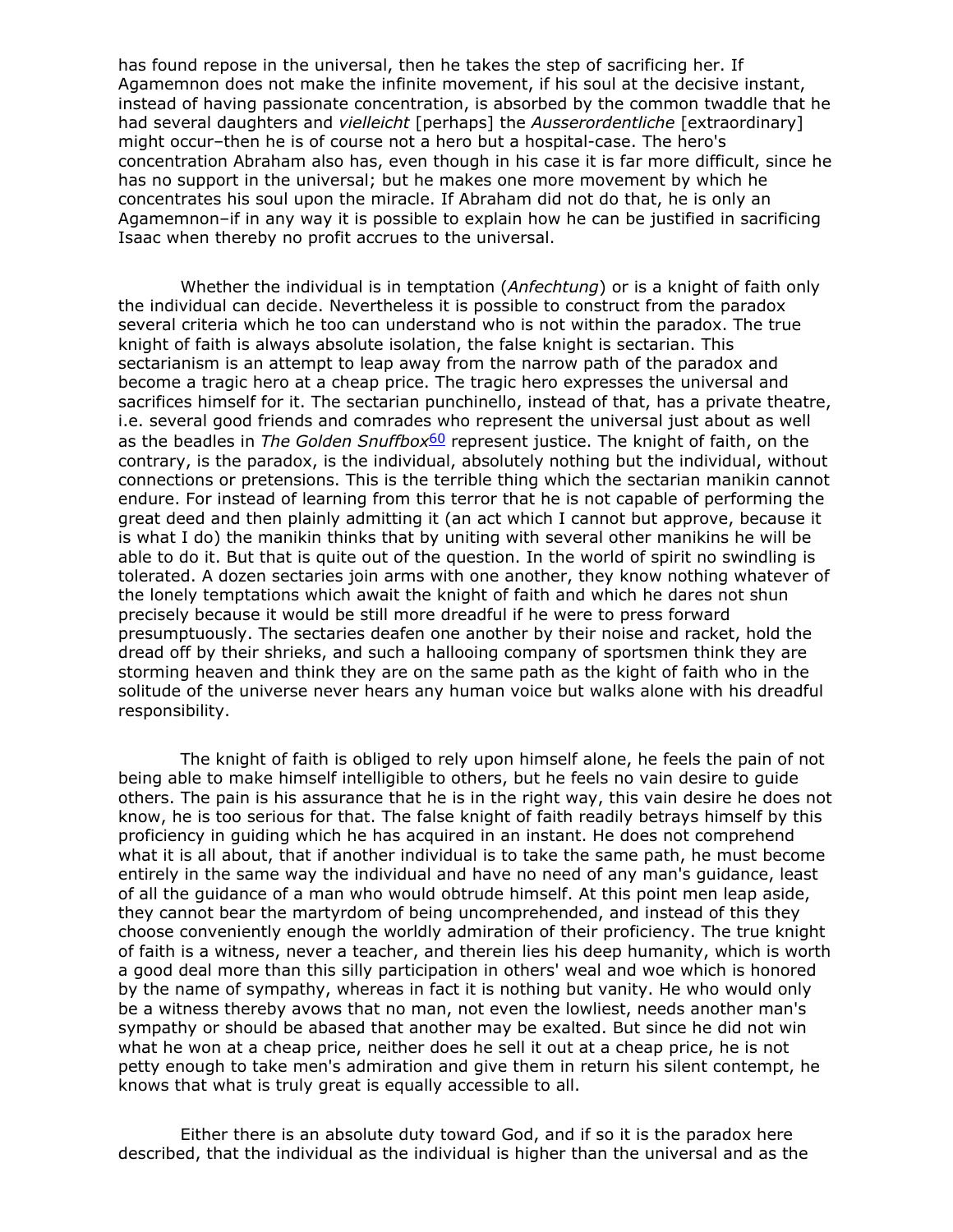has found repose in the universal, then he takes the step of sacrificing her. If Agamemnon does not make the infinite movement, if his soul at the decisive instant, instead of having passionate concentration, is absorbed by the common twaddle that he had several daughters and *vielleicht* [perhaps] the *Ausserordentliche* [extraordinary] might occur–then he is of course not a hero but a hospital-case. The hero's concentration Abraham also has, even though in his case it is far more difficult, since he has no support in the universal; but he makes one more movement by which he concentrates his soul upon the miracle. If Abraham did not do that, he is only an Agamemnon–if in any way it is possible to explain how he can be justified in sacrificing Isaac when thereby no profit accrues to the universal.

Whether the individual is in temptation (*Anfechtung*) or is a knight of faith only the individual can decide. Nevertheless it is possible to construct from the paradox several criteria which he too can understand who is not within the paradox. The true knight of faith is always absolute isolation, the false knight is sectarian. This sectarianism is an attempt to leap away from the narrow path of the paradox and become a tragic hero at a cheap price. The tragic hero expresses the universal and sacrifices himself for it. The sectarian punchinello, instead of that, has a private theatre, i.e. several good friends and comrades who represent the universal just about as well as the beadles in *The Golden Snuffbox*[60] represent justice. The knight of faith, on the contrary, is the paradox, is the individual, absolutely nothing but the individual, without connections or pretensions. This is the terrible thing which the sectarian manikin cannot endure. For instead of learning from this terror that he is not capable of performing the great deed and then plainly admitting it (an act which I cannot but approve, because it is what I do) the manikin thinks that by uniting with several other manikins he will be able to do it. But that is quite out of the question. In the world of spirit no swindling is tolerated. A dozen sectaries join arms with one another, they know nothing whatever of the lonely temptations which await the knight of faith and which he dares not shun precisely because it would be still more dreadful if he were to press forward presumptuously. The sectaries deafen one another by their noise and racket, hold the dread off by their shrieks, and such a hallooing company of sportsmen think they are storming heaven and think they are on the same path as the kight of faith who in the solitude of the universe never hears any human voice but walks alone with his dreadful responsibility.

The knight of faith is obliged to rely upon himself alone, he feels the pain of not being able to make himself intelligible to others, but he feels no vain desire to guide others. The pain is his assurance that he is in the right way, this vain desire he does not know, he is too serious for that. The false knight of faith readily betrays himself by this proficiency in guiding which he has acquired in an instant. He does not comprehend what it is all about, that if another individual is to take the same path, he must become entirely in the same way the individual and have no need of any man's guidance, least of all the guidance of a man who would obtrude himself. At this point men leap aside, they cannot bear the martyrdom of being uncomprehended, and instead of this they choose conveniently enough the worldly admiration of their proficiency. The true knight of faith is a witness, never a teacher, and therein lies his deep humanity, which is worth a good deal more than this silly participation in others' weal and woe which is honored by the name of sympathy, whereas in fact it is nothing but vanity. He who would only be a witness thereby avows that no man, not even the lowliest, needs another man's sympathy or should be abased that another may be exalted. But since he did not win what he won at a cheap price, neither does he sell it out at a cheap price, he is not petty enough to take men's admiration and give them in return his silent contempt, he knows that what is truly great is equally accessible to all.

Either there is an absolute duty toward God, and if so it is the paradox here described, that the individual as the individual is higher than the universal and as the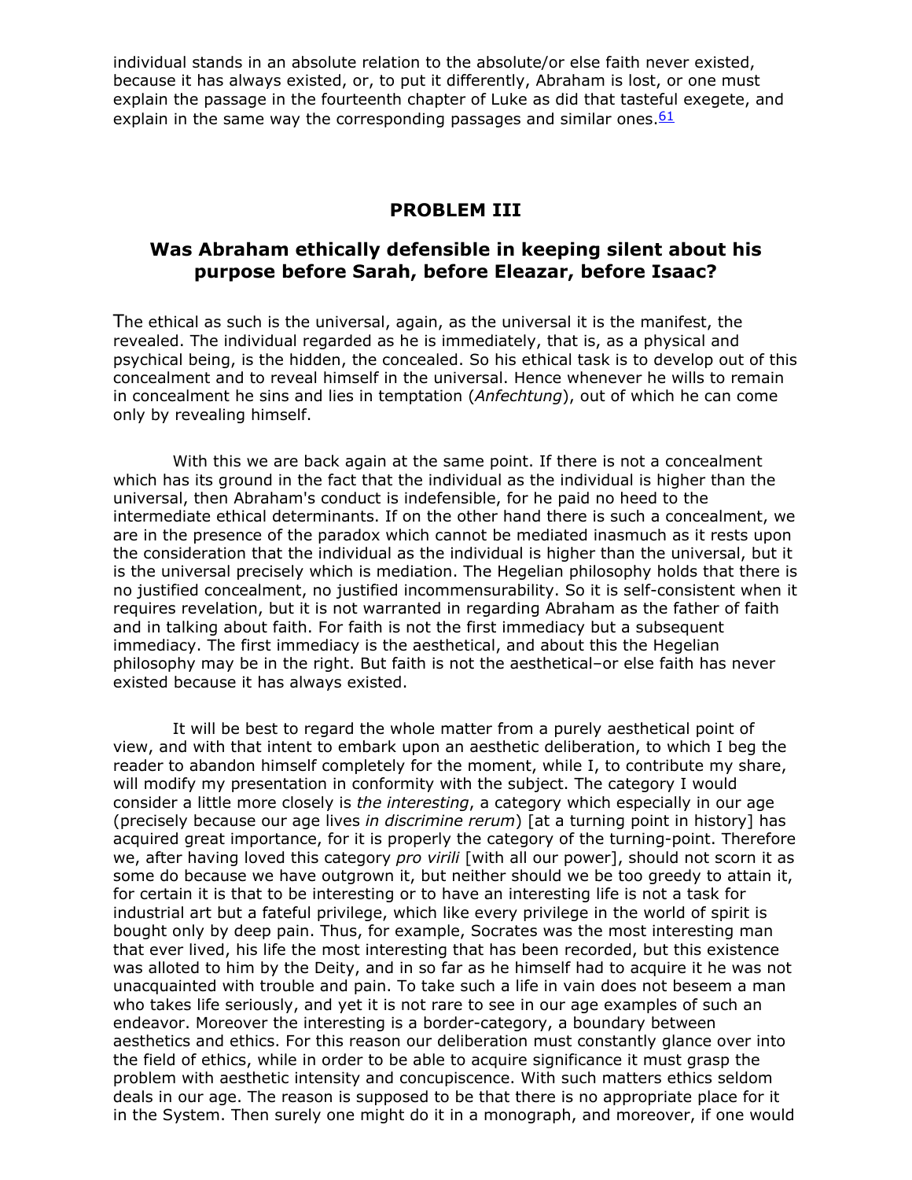individual stands in an absolute relation to the absolute/or else faith never existed, because it has always existed, or, to put it differently, Abraham is lost, or one must explain the passage in the fourteenth chapter of Luke as did that tasteful exegete, and explain in the same way the corresponding passages and similar ones.[61]

## PROBLEM III

### Was Abraham ethically defensible in keeping silent about his purpose before Sarah, before Eleazar, before Isaac?

The ethical as such is the universal, again, as the universal it is the manifest, the revealed. The individual regarded as he is immediately, that is, as a physical and psychical being, is the hidden, the concealed. So his ethical task is to develop out of this concealment and to reveal himself in the universal. Hence whenever he wills to remain in concealment he sins and lies in temptation (*Anfechtung*), out of which he can come only by revealing himself.

With this we are back again at the same point. If there is not a concealment which has its ground in the fact that the individual as the individual is higher than the universal, then Abraham's conduct is indefensible, for he paid no heed to the intermediate ethical determinants. If on the other hand there is such a concealment, we are in the presence of the paradox which cannot be mediated inasmuch as it rests upon the consideration that the individual as the individual is higher than the universal, but it is the universal precisely which is mediation. The Hegelian philosophy holds that there is no justified concealment, no justified incommensurability. So it is self-consistent when it requires revelation, but it is not warranted in regarding Abraham as the father of faith and in talking about faith. For faith is not the first immediacy but a subsequent immediacy. The first immediacy is the aesthetical, and about this the Hegelian philosophy may be in the right. But faith is not the aesthetical–or else faith has never existed because it has always existed.

It will be best to regard the whole matter from a purely aesthetical point of view, and with that intent to embark upon an aesthetic deliberation, to which I beg the reader to abandon himself completely for the moment, while I, to contribute my share, will modify my presentation in conformity with the subject. The category I would consider a little more closely is *the interesting*, a category which especially in our age (precisely because our age lives *in discrimine rerum*) [at a turning point in history] has acquired great importance, for it is properly the category of the turning-point. Therefore we, after having loved this category *pro virili* [with all our power], should not scorn it as some do because we have outgrown it, but neither should we be too greedy to attain it, for certain it is that to be interesting or to have an interesting life is not a task for industrial art but a fateful privilege, which like every privilege in the world of spirit is bought only by deep pain. Thus, for example, Socrates was the most interesting man that ever lived, his life the most interesting that has been recorded, but this existence was alloted to him by the Deity, and in so far as he himself had to acquire it he was not unacquainted with trouble and pain. To take such a life in vain does not beseem a man who takes life seriously, and yet it is not rare to see in our age examples of such an endeavor. Moreover the interesting is a border-category, a boundary between aesthetics and ethics. For this reason our deliberation must constantly glance over into the field of ethics, while in order to be able to acquire significance it must grasp the problem with aesthetic intensity and concupiscence. With such matters ethics seldom deals in our age. The reason is supposed to be that there is no appropriate place for it in the System. Then surely one might do it in a monograph, and moreover, if one would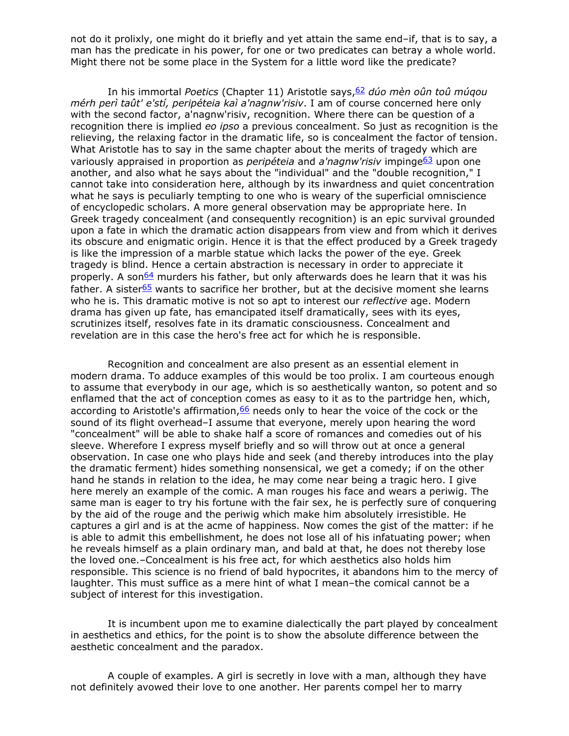not do it prolixly, one might do it briefly and yet attain the same end–if, that is to say, a man has the predicate in his power, for one or two predicates can betray a whole world. Might there not be some place in the System for a little word like the predicate?

In his immortal *Poetics* (Chapter 11) Aristotle says,[62] *dúo mèn oûn toû múqou mérh perì taût' e'stí, peripéteia kaì a'nagnw'risiv*. I am of course concerned here only with the second factor, a'nagnw'risiv, recognition. Where there can be question of a recognition there is implied *eo ipso* a previous concealment. So just as recognition is the relieving, the relaxing factor in the dramatic life, so is concealment the factor of tension. What Aristotle has to say in the same chapter about the merits of tragedy which are variously appraised in proportion as *peripéteia* and *a'nagnw'risiv* impinge[63] upon one another, and also what he says about the "individual" and the "double recognition," I cannot take into consideration here, although by its inwardness and quiet concentration what he says is peculiarly tempting to one who is weary of the superficial omniscience of encyclopedic scholars. A more general observation may be appropriate here. In Greek tragedy concealment (and consequently recognition) is an epic survival grounded upon a fate in which the dramatic action disappears from view and from which it derives its obscure and enigmatic origin. Hence it is that the effect produced by a Greek tragedy is like the impression of a marble statue which lacks the power of the eye. Greek tragedy is blind. Hence a certain abstraction is necessary in order to appreciate it properly. A son[64] murders his father, but only afterwards does he learn that it was his father. A sister[65] wants to sacrifice her brother, but at the decisive moment she learns who he is. This dramatic motive is not so apt to interest our *reflective* age. Modern drama has given up fate, has emancipated itself dramatically, sees with its eyes, scrutinizes itself, resolves fate in its dramatic consciousness. Concealment and revelation are in this case the hero's free act for which he is responsible.

Recognition and concealment are also present as an essential element in modern drama. To adduce examples of this would be too prolix. I am courteous enough to assume that everybody in our age, which is so aesthetically wanton, so potent and so enflamed that the act of conception comes as easy to it as to the partridge hen, which, according to Aristotle's affirmation,[66] needs only to hear the voice of the cock or the sound of its flight overhead–I assume that everyone, merely upon hearing the word "concealment" will be able to shake half a score of romances and comedies out of his sleeve. Wherefore I express myself briefly and so will throw out at once a general observation. In case one who plays hide and seek (and thereby introduces into the play the dramatic ferment) hides something nonsensical, we get a comedy; if on the other hand he stands in relation to the idea, he may come near being a tragic hero. I give here merely an example of the comic. A man rouges his face and wears a periwig. The same man is eager to try his fortune with the fair sex, he is perfectly sure of conquering by the aid of the rouge and the periwig which make him absolutely irresistible. He captures a girl and is at the acme of happiness. Now comes the gist of the matter: if he is able to admit this embellishment, he does not lose all of his infatuating power; when he reveals himself as a plain ordinary man, and bald at that, he does not thereby lose the loved one.–Concealment is his free act, for which aesthetics also holds him responsible. This science is no friend of bald hypocrites, it abandons him to the mercy of laughter. This must suffice as a mere hint of what I mean–the comical cannot be a subject of interest for this investigation.

It is incumbent upon me to examine dialectically the part played by concealment in aesthetics and ethics, for the point is to show the absolute difference between the aesthetic concealment and the paradox.

A couple of examples. A girl is secretly in love with a man, although they have not definitely avowed their love to one another. Her parents compel her to marry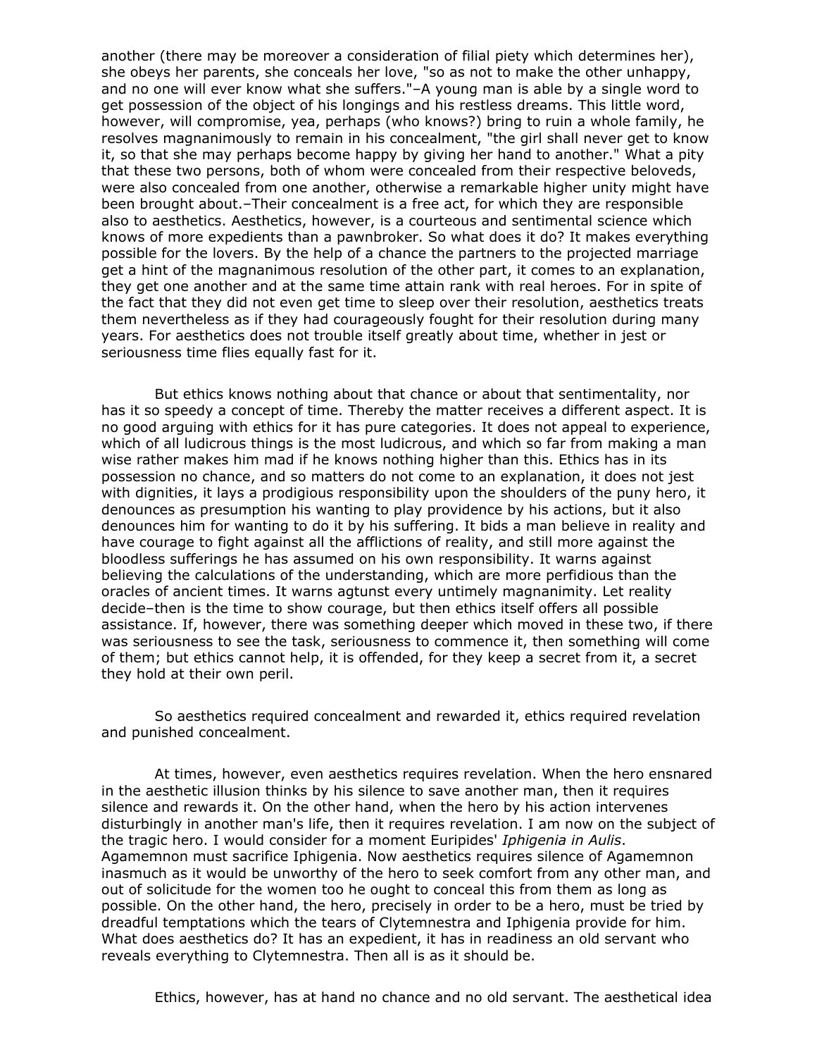another (there may be moreover a consideration of filial piety which determines her), she obeys her parents, she conceals her love, "so as not to make the other unhappy, and no one will ever know what she suffers."–A young man is able by a single word to get possession of the object of his longings and his restless dreams. This little word, however, will compromise, yea, perhaps (who knows?) bring to ruin a whole family, he resolves magnanimously to remain in his concealment, "the girl shall never get to know it, so that she may perhaps become happy by giving her hand to another." What a pity that these two persons, both of whom were concealed from their respective beloveds, were also concealed from one another, otherwise a remarkable higher unity might have been brought about.–Their concealment is a free act, for which they are responsible also to aesthetics. Aesthetics, however, is a courteous and sentimental science which knows of more expedients than a pawnbroker. So what does it do? It makes everything possible for the lovers. By the help of a chance the partners to the projected marriage get a hint of the magnanimous resolution of the other part, it comes to an explanation, they get one another and at the same time attain rank with real heroes. For in spite of the fact that they did not even get time to sleep over their resolution, aesthetics treats them nevertheless as if they had courageously fought for their resolution during many years. For aesthetics does not trouble itself greatly about time, whether in jest or seriousness time flies equally fast for it.

But ethics knows nothing about that chance or about that sentimentality, nor has it so speedy a concept of time. Thereby the matter receives a different aspect. It is no good arguing with ethics for it has pure categories. It does not appeal to experience, which of all ludicrous things is the most ludicrous, and which so far from making a man wise rather makes him mad if he knows nothing higher than this. Ethics has in its possession no chance, and so matters do not come to an explanation, it does not jest with dignities, it lays a prodigious responsibility upon the shoulders of the puny hero, it denounces as presumption his wanting to play providence by his actions, but it also denounces him for wanting to do it by his suffering. It bids a man believe in reality and have courage to fight against all the afflictions of reality, and still more against the bloodless sufferings he has assumed on his own responsibility. It warns against believing the calculations of the understanding, which are more perfidious than the oracles of ancient times. It warns agtunst every untimely magnanimity. Let reality decide–then is the time to show courage, but then ethics itself offers all possible assistance. If, however, there was something deeper which moved in these two, if there was seriousness to see the task, seriousness to commence it, then something will come of them; but ethics cannot help, it is offended, for they keep a secret from it, a secret they hold at their own peril.

So aesthetics required concealment and rewarded it, ethics required revelation and punished concealment.

At times, however, even aesthetics requires revelation. When the hero ensnared in the aesthetic illusion thinks by his silence to save another man, then it requires silence and rewards it. On the other hand, when the hero by his action intervenes disturbingly in another man's life, then it requires revelation. I am now on the subject of the tragic hero. I would consider for a moment Euripides' *Iphigenia in Aulis*. Agamemnon must sacrifice Iphigenia. Now aesthetics requires silence of Agamemnon inasmuch as it would be unworthy of the hero to seek comfort from any other man, and out of solicitude for the women too he ought to conceal this from them as long as possible. On the other hand, the hero, precisely in order to be a hero, must be tried by dreadful temptations which the tears of Clytemnestra and Iphigenia provide for him. What does aesthetics do? It has an expedient, it has in readiness an old servant who reveals everything to Clytemnestra. Then all is as it should be.

Ethics, however, has at hand no chance and no old servant. The aesthetical idea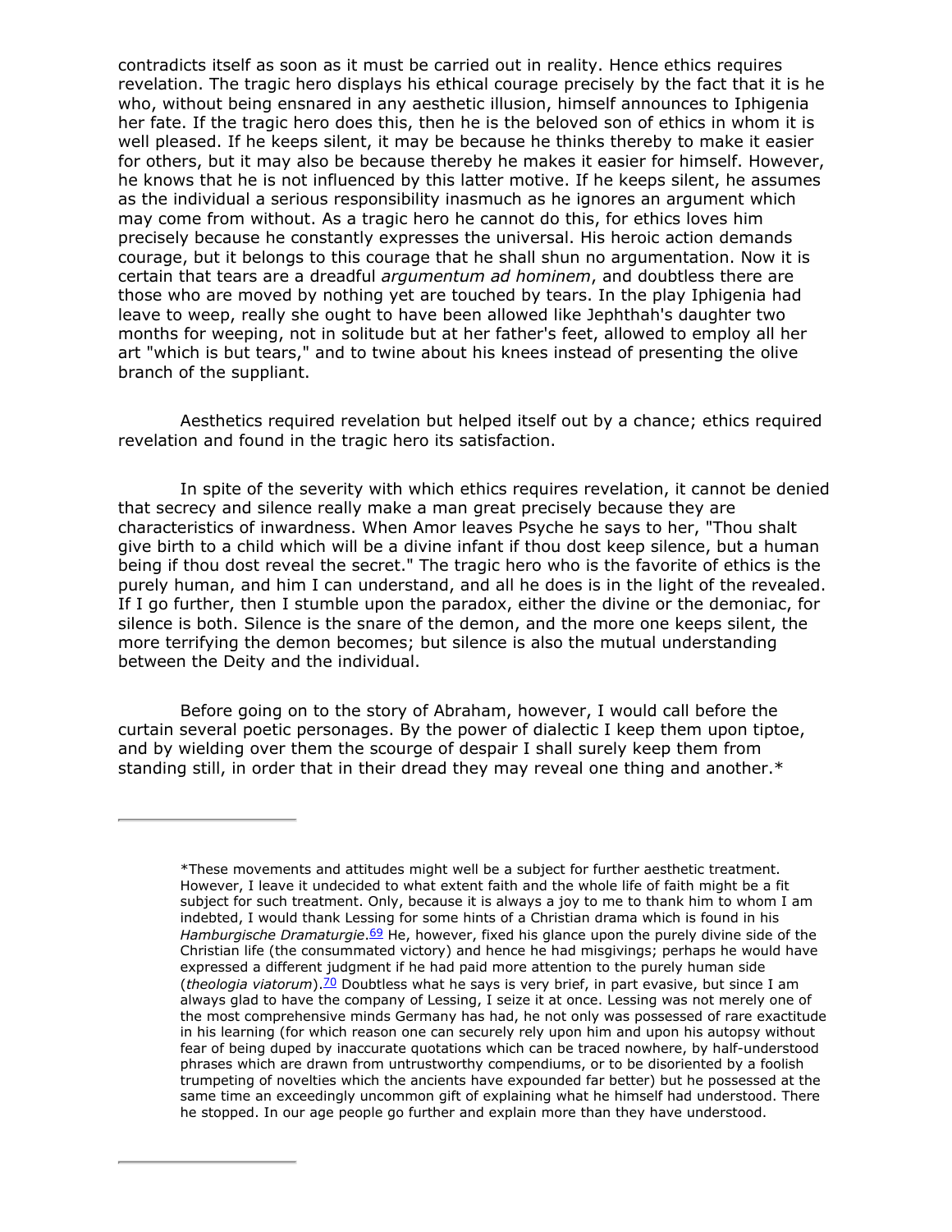contradicts itself as soon as it must be carried out in reality. Hence ethics requires revelation. The tragic hero displays his ethical courage precisely by the fact that it is he who, without being ensnared in any aesthetic illusion, himself announces to Iphigenia her fate. If the tragic hero does this, then he is the beloved son of ethics in whom it is well pleased. If he keeps silent, it may be because he thinks thereby to make it easier for others, but it may also be because thereby he makes it easier for himself. However, he knows that he is not influenced by this latter motive. If he keeps silent, he assumes as the individual a serious responsibility inasmuch as he ignores an argument which may come from without. As a tragic hero he cannot do this, for ethics loves him precisely because he constantly expresses the universal. His heroic action demands courage, but it belongs to this courage that he shall shun no argumentation. Now it is certain that tears are a dreadful *argumentum ad hominem*, and doubtless there are those who are moved by nothing yet are touched by tears. In the play Iphigenia had leave to weep, really she ought to have been allowed like Jephthah's daughter two months for weeping, not in solitude but at her father's feet, allowed to employ all her art "which is but tears," and to twine about his knees instead of presenting the olive branch of the suppliant.

Aesthetics required revelation but helped itself out by a chance; ethics required revelation and found in the tragic hero its satisfaction.

In spite of the severity with which ethics requires revelation, it cannot be denied that secrecy and silence really make a man great precisely because they are characteristics of inwardness. When Amor leaves Psyche he says to her, "Thou shalt give birth to a child which will be a divine infant if thou dost keep silence, but a human being if thou dost reveal the secret." The tragic hero who is the favorite of ethics is the purely human, and him I can understand, and all he does is in the light of the revealed. If I go further, then I stumble upon the paradox, either the divine or the demoniac, for silence is both. Silence is the snare of the demon, and the more one keeps silent, the more terrifying the demon becomes; but silence is also the mutual understanding between the Deity and the individual.

Before going on to the story of Abraham, however, I would call before the curtain several poetic personages. By the power of dialectic I keep them upon tiptoe, and by wielding over them the scourge of despair I shall surely keep them from standing still, in order that in their dread they may reveal one thing and another.*

---

*These movements and attitudes might well be a subject for further aesthetic treatment. However, I leave it undecided to what extent faith and the whole life of faith might be a fit subject for such treatment. Only, because it is always a joy to me to thank him to whom I am indebted, I would thank Lessing for some hints of a Christian drama which is found in his *Hamburgische Dramaturgie*.[69] He, however, fixed his glance upon the purely divine side of the Christian life (the consummated victory) and hence he had misgivings; perhaps he would have expressed a different judgment if he had paid more attention to the purely human side (*theologia viatorum*).[70] Doubtless what he says is very brief, in part evasive, but since I am always glad to have the company of Lessing, I seize it at once. Lessing was not merely one of the most comprehensive minds Germany has had, he not only was possessed of rare exactitude in his learning (for which reason one can securely rely upon him and upon his autopsy without fear of being duped by inaccurate quotations which can be traced nowhere, by half-understood phrases which are drawn from untrustworthy compendiums, or to be disoriented by a foolish trumpeting of novelties which the ancients have expounded far better) but he possessed at the same time an exceedingly uncommon gift of explaining what he himself had understood. There he stopped. In our age people go further and explain more than they have understood.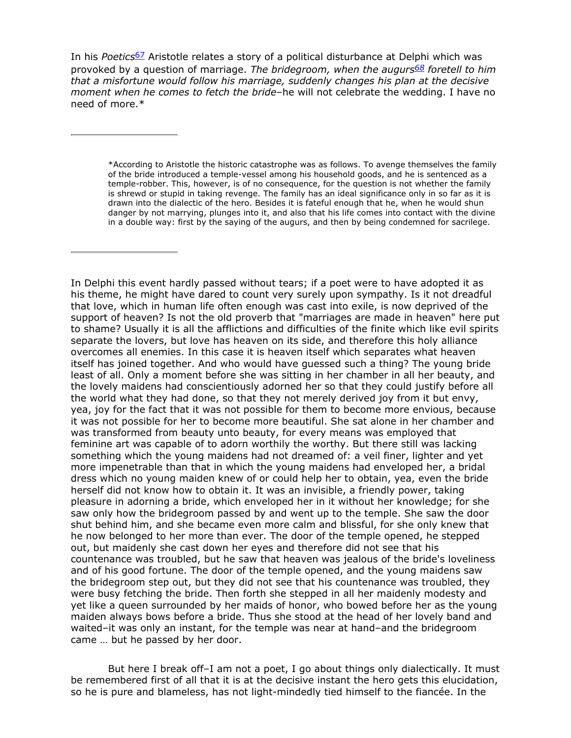In his *Poetics*[67] Aristotle relates a story of a political disturbance at Delphi which was provoked by a question of marriage. *The bridegroom, when the augurs*[68] *foretell to him that a misfortune would follow his marriage, suddenly changes his plan at the decisive moment when he comes to fetch the bride*–he will not celebrate the wedding. I have no need of more.*

---

*According to Aristotle the historic catastrophe was as follows. To avenge themselves the family of the bride introduced a temple-vessel among his household goods, and he is sentenced as a temple-robber. This, however, is of no consequence, for the question is not whether the family is shrewd or stupid in taking revenge. The family has an ideal significance only in so far as it is drawn into the dialectic of the hero. Besides it is fateful enough that he, when he would shun danger by not marrying, plunges into it, and also that his life comes into contact with the divine in a double way: first by the saying of the augurs, and then by being condemned for sacrilege.

---

In Delphi this event hardly passed without tears; if a poet were to have adopted it as his theme, he might have dared to count very surely upon sympathy. Is it not dreadful that love, which in human life often enough was cast into exile, is now deprived of the support of heaven? Is not the old proverb that "marriages are made in heaven" here put to shame? Usually it is all the afflictions and difficulties of the finite which like evil spirits separate the lovers, but love has heaven on its side, and therefore this holy alliance overcomes all enemies. In this case it is heaven itself which separates what heaven itself has joined together. And who would have guessed such a thing? The young bride least of all. Only a moment before she was sitting in her chamber in all her beauty, and the lovely maidens had conscientiously adorned her so that they could justify before all the world what they had done, so that they not merely derived joy from it but envy, yea, joy for the fact that it was not possible for them to become more envious, because it was not possible for her to become more beautiful. She sat alone in her chamber and was transformed from beauty unto beauty, for every means was employed that feminine art was capable of to adorn worthily the worthy. But there still was lacking something which the young maidens had not dreamed of: a veil finer, lighter and yet more impenetrable than that in which the young maidens had enveloped her, a bridal dress which no young maiden knew of or could help her to obtain, yea, even the bride herself did not know how to obtain it. It was an invisible, a friendly power, taking pleasure in adorning a bride, which enveloped her in it without her knowledge; for she saw only how the bridegroom passed by and went up to the temple. She saw the door shut behind him, and she became even more calm and blissful, for she only knew that he now belonged to her more than ever. The door of the temple opened, he stepped out, but maidenly she cast down her eyes and therefore did not see that his countenance was troubled, but he saw that heaven was jealous of the bride's loveliness and of his good fortune. The door of the temple opened, and the young maidens saw the bridegroom step out, but they did not see that his countenance was troubled, they were busy fetching the bride. Then forth she stepped in all her maidenly modesty and yet like a queen surrounded by her maids of honor, who bowed before her as the young maiden always bows before a bride. Thus she stood at the head of her lovely band and waited–it was only an instant, for the temple was near at hand–and the bridegroom came … but he passed by her door.

But here I break off–I am not a poet, I go about things only dialectically. It must be remembered first of all that it is at the decisive instant the hero gets this elucidation, so he is pure and blameless, has not light-mindedly tied himself to the fiancée. In the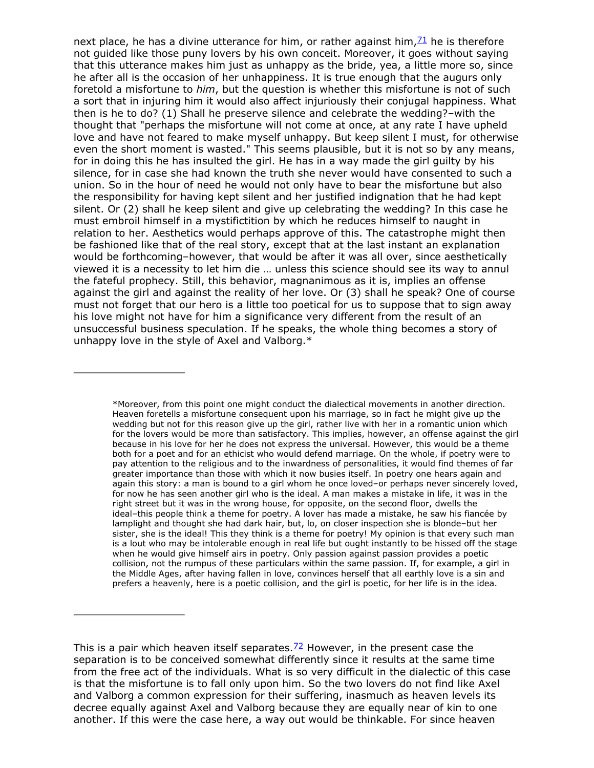next place, he has a divine utterance for him, or rather against him,[71] he is therefore not guided like those puny lovers by his own conceit. Moreover, it goes without saying that this utterance makes him just as unhappy as the bride, yea, a little more so, since he after all is the occasion of her unhappiness. It is true enough that the augurs only foretold a misfortune to *him*, but the question is whether this misfortune is not of such a sort that in injuring him it would also affect injuriously their conjugal happiness. What then is he to do? (1) Shall he preserve silence and celebrate the wedding?–with the thought that "perhaps the misfortune will not come at once, at any rate I have upheld love and have not feared to make myself unhappy. But keep silent I must, for otherwise even the short moment is wasted." This seems plausible, but it is not so by any means, for in doing this he has insulted the girl. He has in a way made the girl guilty by his silence, for in case she had known the truth she never would have consented to such a union. So in the hour of need he would not only have to bear the misfortune but also the responsibility for having kept silent and her justified indignation that he had kept silent. Or (2) shall he keep silent and give up celebrating the wedding? In this case he must embroil himself in a mystifictition by which he reduces himself to naught in relation to her. Aesthetics would perhaps approve of this. The catastrophe might then be fashioned like that of the real story, except that at the last instant an explanation would be forthcoming–however, that would be after it was all over, since aesthetically viewed it is a necessity to let him die … unless this science should see its way to annul the fateful prophecy. Still, this behavior, magnanimous as it is, implies an offense against the girl and against the reality of her love. Or (3) shall he speak? One of course must not forget that our hero is a little too poetical for us to suppose that to sign away his love might not have for him a significance very different from the result of an unsuccessful business speculation. If he speaks, the whole thing becomes a story of unhappy love in the style of Axel and Valborg.*

---

*Moreover, from this point one might conduct the dialectical movements in another direction. Heaven foretells a misfortune consequent upon his marriage, so in fact he might give up the wedding but not for this reason give up the girl, rather live with her in a romantic union which for the lovers would be more than satisfactory. This implies, however, an offense against the girl because in his love for her he does not express the universal. However, this would be a theme both for a poet and for an ethicist who would defend marriage. On the whole, if poetry were to pay attention to the religious and to the inwardness of personalities, it would find themes of far greater importance than those with which it now busies itself. In poetry one hears again and again this story: a man is bound to a girl whom he once loved–or perhaps never sincerely loved, for now he has seen another girl who is the ideal. A man makes a mistake in life, it was in the right street but it was in the wrong house, for opposite, on the second floor, dwells the ideal–this people think a theme for poetry. A lover has made a mistake, he saw his fiancée by lamplight and thought she had dark hair, but, lo, on closer inspection she is blonde–but her sister, she is the ideal! This they think is a theme for poetry! My opinion is that every such man is a lout who may be intolerable enough in real life but ought instantly to be hissed off the stage when he would give himself airs in poetry. Only passion against passion provides a poetic collision, not the rumpus of these particulars within the same passion. If, for example, a girl in the Middle Ages, after having fallen in love, convinces herself that all earthly love is a sin and prefers a heavenly, here is a poetic collision, and the girl is poetic, for her life is in the idea.

---

This is a pair which heaven itself separates.[72] However, in the present case the separation is to be conceived somewhat differently since it results at the same time from the free act of the individuals. What is so very difficult in the dialectic of this case is that the misfortune is to fall only upon him. So the two lovers do not find like Axel and Valborg a common expression for their suffering, inasmuch as heaven levels its decree equally against Axel and Valborg because they are equally near of kin to one another. If this were the case here, a way out would be thinkable. For since heaven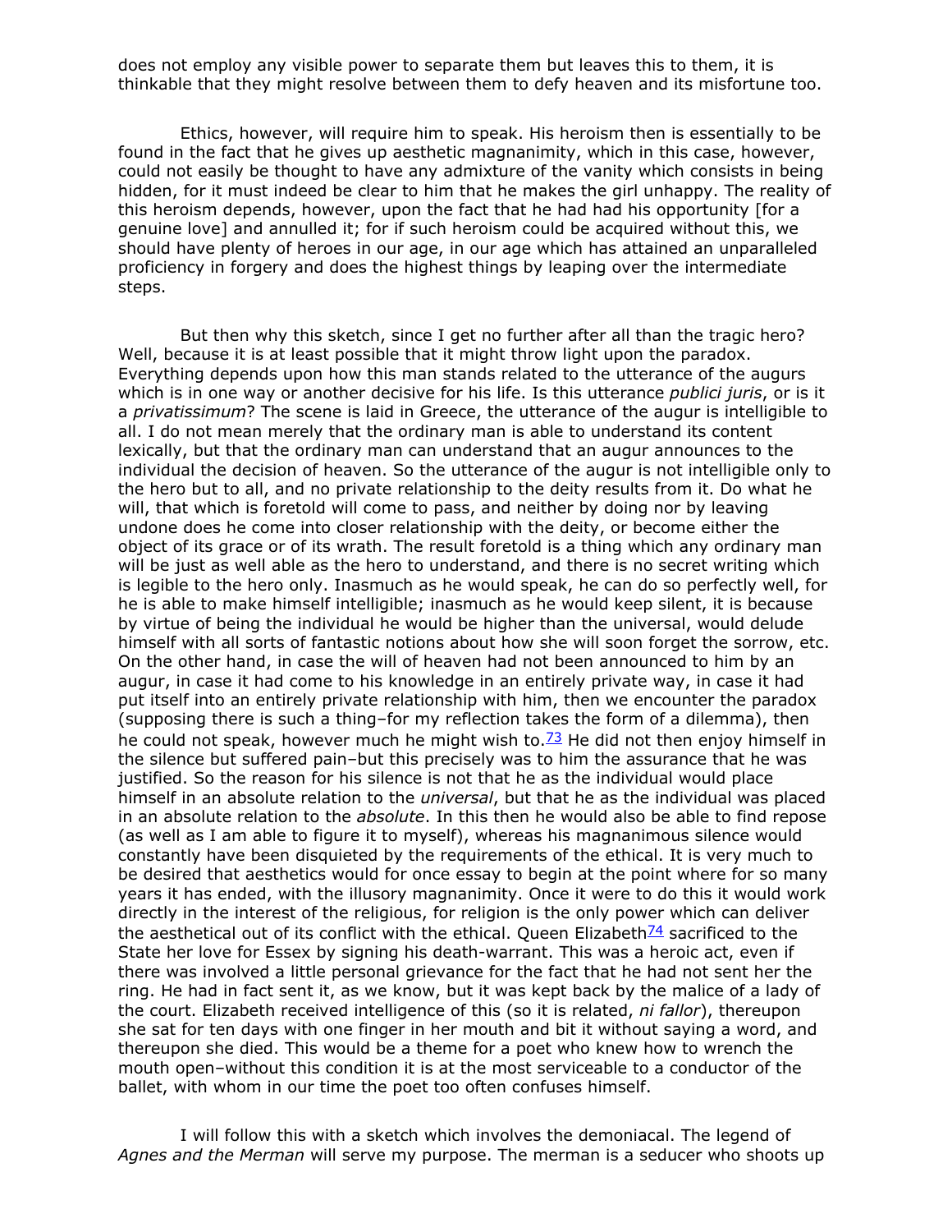does not employ any visible power to separate them but leaves this to them, it is thinkable that they might resolve between them to defy heaven and its misfortune too.

Ethics, however, will require him to speak. His heroism then is essentially to be found in the fact that he gives up aesthetic magnanimity, which in this case, however, could not easily be thought to have any admixture of the vanity which consists in being hidden, for it must indeed be clear to him that he makes the girl unhappy. The reality of this heroism depends, however, upon the fact that he had had his opportunity [for a genuine love] and annulled it; for if such heroism could be acquired without this, we should have plenty of heroes in our age, in our age which has attained an unparalleled proficiency in forgery and does the highest things by leaping over the intermediate steps.

But then why this sketch, since I get no further after all than the tragic hero? Well, because it is at least possible that it might throw light upon the paradox. Everything depends upon how this man stands related to the utterance of the augurs which is in one way or another decisive for his life. Is this utterance *publici juris*, or is it a *privatissimum*? The scene is laid in Greece, the utterance of the augur is intelligible to all. I do not mean merely that the ordinary man is able to understand its content lexically, but that the ordinary man can understand that an augur announces to the individual the decision of heaven. So the utterance of the augur is not intelligible only to the hero but to all, and no private relationship to the deity results from it. Do what he will, that which is foretold will come to pass, and neither by doing nor by leaving undone does he come into closer relationship with the deity, or become either the object of its grace or of its wrath. The result foretold is a thing which any ordinary man will be just as well able as the hero to understand, and there is no secret writing which is legible to the hero only. Inasmuch as he would speak, he can do so perfectly well, for he is able to make himself intelligible; inasmuch as he would keep silent, it is because by virtue of being the individual he would be higher than the universal, would delude himself with all sorts of fantastic notions about how she will soon forget the sorrow, etc. On the other hand, in case the will of heaven had not been announced to him by an augur, in case it had come to his knowledge in an entirely private way, in case it had put itself into an entirely private relationship with him, then we encounter the paradox (supposing there is such a thing–for my reflection takes the form of a dilemma), then he could not speak, however much he might wish to.[73] He did not then enjoy himself in the silence but suffered pain–but this precisely was to him the assurance that he was justified. So the reason for his silence is not that he as the individual would place himself in an absolute relation to the *universal*, but that he as the individual was placed in an absolute relation to the *absolute*. In this then he would also be able to find repose (as well as I am able to figure it to myself), whereas his magnanimous silence would constantly have been disquieted by the requirements of the ethical. It is very much to be desired that aesthetics would for once essay to begin at the point where for so many years it has ended, with the illusory magnanimity. Once it were to do this it would work directly in the interest of the religious, for religion is the only power which can deliver the aesthetical out of its conflict with the ethical. Queen Elizabeth[74] sacrificed to the State her love for Essex by signing his death-warrant. This was a heroic act, even if there was involved a little personal grievance for the fact that he had not sent her the ring. He had in fact sent it, as we know, but it was kept back by the malice of a lady of the court. Elizabeth received intelligence of this (so it is related, *ni fallor*), thereupon she sat for ten days with one finger in her mouth and bit it without saying a word, and thereupon she died. This would be a theme for a poet who knew how to wrench the mouth open–without this condition it is at the most serviceable to a conductor of the ballet, with whom in our time the poet too often confuses himself.

I will follow this with a sketch which involves the demoniacal. The legend of *Agnes and the Merman* will serve my purpose. The merman is a seducer who shoots up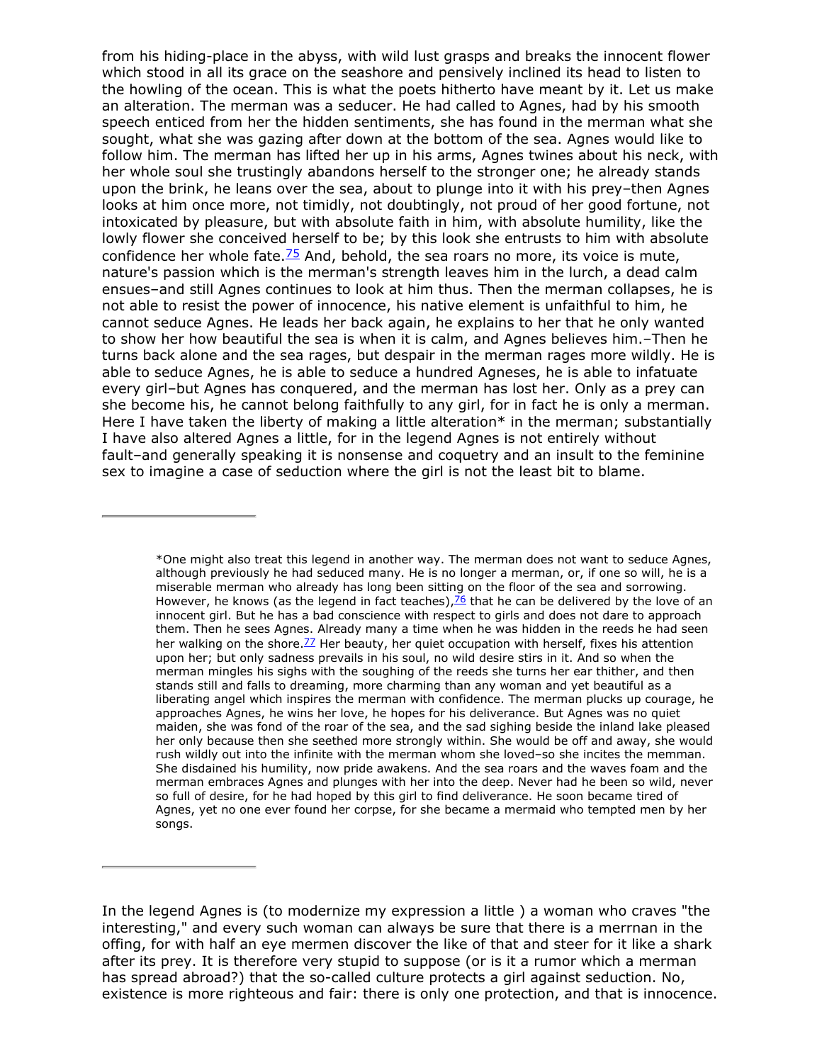from his hiding-place in the abyss, with wild lust grasps and breaks the innocent flower which stood in all its grace on the seashore and pensively inclined its head to listen to the howling of the ocean. This is what the poets hitherto have meant by it. Let us make an alteration. The merman was a seducer. He had called to Agnes, had by his smooth speech enticed from her the hidden sentiments, she has found in the merman what she sought, what she was gazing after down at the bottom of the sea. Agnes would like to follow him. The merman has lifted her up in his arms, Agnes twines about his neck, with her whole soul she trustingly abandons herself to the stronger one; he already stands upon the brink, he leans over the sea, about to plunge into it with his prey–then Agnes looks at him once more, not timidly, not doubtingly, not proud of her good fortune, not intoxicated by pleasure, but with absolute faith in him, with absolute humility, like the lowly flower she conceived herself to be; by this look she entrusts to him with absolute confidence her whole fate.[75] And, behold, the sea roars no more, its voice is mute, nature's passion which is the merman's strength leaves him in the lurch, a dead calm ensues–and still Agnes continues to look at him thus. Then the merman collapses, he is not able to resist the power of innocence, his native element is unfaithful to him, he cannot seduce Agnes. He leads her back again, he explains to her that he only wanted to show her how beautiful the sea is when it is calm, and Agnes believes him.–Then he turns back alone and the sea rages, but despair in the merman rages more wildly. He is able to seduce Agnes, he is able to seduce a hundred Agneses, he is able to infatuate every girl–but Agnes has conquered, and the merman has lost her. Only as a prey can she become his, he cannot belong faithfully to any girl, for in fact he is only a merman. Here I have taken the liberty of making a little alteration* in the merman; substantially I have also altered Agnes a little, for in the legend Agnes is not entirely without fault–and generally speaking it is nonsense and coquetry and an insult to the feminine sex to imagine a case of seduction where the girl is not the least bit to blame.

---

*One might also treat this legend in another way. The merman does not want to seduce Agnes, although previously he had seduced many. He is no longer a merman, or, if one so will, he is a miserable merman who already has long been sitting on the floor of the sea and sorrowing. However, he knows (as the legend in fact teaches),[76] that he can be delivered by the love of an innocent girl. But he has a bad conscience with respect to girls and does not dare to approach them. Then he sees Agnes. Already many a time when he was hidden in the reeds he had seen her walking on the shore.[77] Her beauty, her quiet occupation with herself, fixes his attention upon her; but only sadness prevails in his soul, no wild desire stirs in it. And so when the merman mingles his sighs with the soughing of the reeds she turns her ear thither, and then stands still and falls to dreaming, more charming than any woman and yet beautiful as a liberating angel which inspires the merman with confidence. The merman plucks up courage, he approaches Agnes, he wins her love, he hopes for his deliverance. But Agnes was no quiet maiden, she was fond of the roar of the sea, and the sad sighing beside the inland lake pleased her only because then she seethed more strongly within. She would be off and away, she would rush wildly out into the infinite with the merman whom she loved–so she incites the memman. She disdained his humility, now pride awakens. And the sea roars and the waves foam and the merman embraces Agnes and plunges with her into the deep. Never had he been so wild, never so full of desire, for he had hoped by this girl to find deliverance. He soon became tired of Agnes, yet no one ever found her corpse, for she became a mermaid who tempted men by her songs.

---

In the legend Agnes is (to modernize my expression a little ) a woman who craves "the interesting," and every such woman can always be sure that there is a merrnan in the offing, for with half an eye mermen discover the like of that and steer for it like a shark after its prey. It is therefore very stupid to suppose (or is it a rumor which a merman has spread abroad?) that the so-called culture protects a girl against seduction. No, existence is more righteous and fair: there is only one protection, and that is innocence.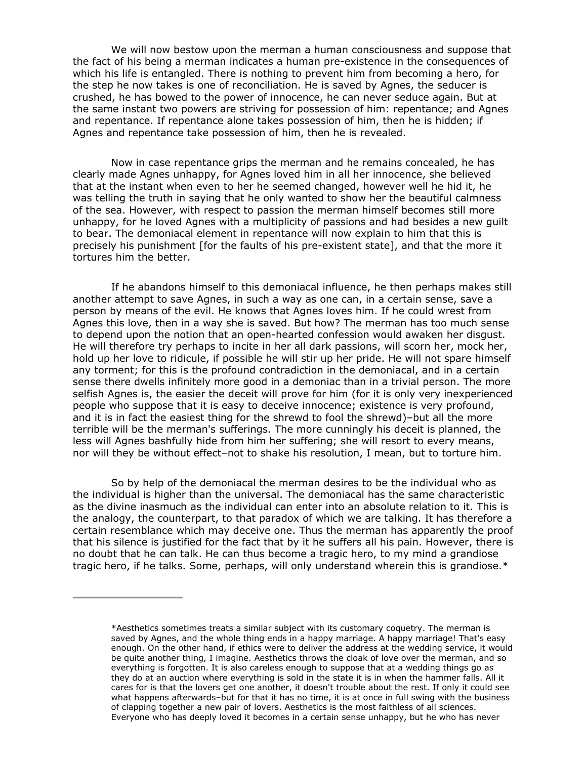We will now bestow upon the merman a human consciousness and suppose that the fact of his being a merman indicates a human pre-existence in the consequences of which his life is entangled. There is nothing to prevent him from becoming a hero, for the step he now takes is one of reconciliation. He is saved by Agnes, the seducer is crushed, he has bowed to the power of innocence, he can never seduce again. But at the same instant two powers are striving for possession of him: repentance; and Agnes and repentance. If repentance alone takes possession of him, then he is hidden; if Agnes and repentance take possession of him, then he is revealed.

Now in case repentance grips the merman and he remains concealed, he has clearly made Agnes unhappy, for Agnes loved him in all her innocence, she believed that at the instant when even to her he seemed changed, however well he hid it, he was telling the truth in saying that he only wanted to show her the beautiful calmness of the sea. However, with respect to passion the merman himself becomes still more unhappy, for he loved Agnes with a multiplicity of passions and had besides a new guilt to bear. The demoniacal element in repentance will now explain to him that this is precisely his punishment [for the faults of his pre-existent state], and that the more it tortures him the better.

If he abandons himself to this demoniacal influence, he then perhaps makes still another attempt to save Agnes, in such a way as one can, in a certain sense, save a person by means of the evil. He knows that Agnes loves him. If he could wrest from Agnes this love, then in a way she is saved. But how? The merman has too much sense to depend upon the notion that an open-hearted confession would awaken her disgust. He will therefore try perhaps to incite in her all dark passions, will scorn her, mock her, hold up her love to ridicule, if possible he will stir up her pride. He will not spare himself any torment; for this is the profound contradiction in the demoniacal, and in a certain sense there dwells infinitely more good in a demoniac than in a trivial person. The more selfish Agnes is, the easier the deceit will prove for him (for it is only very inexperienced people who suppose that it is easy to deceive innocence; existence is very profound, and it is in fact the easiest thing for the shrewd to fool the shrewd)–but all the more terrible will be the merman's sufferings. The more cunningly his deceit is planned, the less will Agnes bashfully hide from him her suffering; she will resort to every means, nor will they be without effect–not to shake his resolution, I mean, but to torture him.

So by help of the demoniacal the merman desires to be the individual who as the individual is higher than the universal. The demoniacal has the same characteristic as the divine inasmuch as the individual can enter into an absolute relation to it. This is the analogy, the counterpart, to that paradox of which we are talking. It has therefore a certain resemblance which may deceive one. Thus the merman has apparently the proof that his silence is justified for the fact that by it he suffers all his pain. However, there is no doubt that he can talk. He can thus become a tragic hero, to my mind a grandiose tragic hero, if he talks. Some, perhaps, will only understand wherein this is grandiose.*

---

*Aesthetics sometimes treats a similar subject with its customary coquetry. The merman is saved by Agnes, and the whole thing ends in a happy marriage. A happy marriage! That's easy enough. On the other hand, if ethics were to deliver the address at the wedding service, it would be quite another thing, I imagine. Aesthetics throws the cloak of love over the merman, and so everything is forgotten. It is also careless enough to suppose that at a wedding things go as they do at an auction where everything is sold in the state it is in when the hammer falls. All it cares for is that the lovers get one another, it doesn't trouble about the rest. If only it could see what happens afterwards–but for that it has no time, it is at once in full swing with the business of clapping together a new pair of lovers. Aesthetics is the most faithless of all sciences. Everyone who has deeply loved it becomes in a certain sense unhappy, but he who has never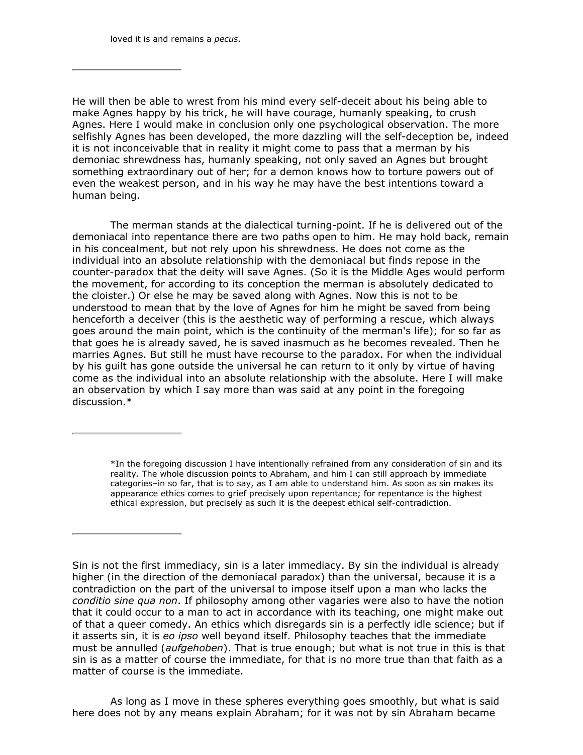loved it is and remains a *pecus*.

---

He will then be able to wrest from his mind every self-deceit about his being able to make Agnes happy by his trick, he will have courage, humanly speaking, to crush Agnes. Here I would make in conclusion only one psychological observation. The more selfishly Agnes has been developed, the more dazzling will the self-deception be, indeed it is not inconceivable that in reality it might come to pass that a merman by his demoniac shrewdness has, humanly speaking, not only saved an Agnes but brought something extraordinary out of her; for a demon knows how to torture powers out of even the weakest person, and in his way he may have the best intentions toward a human being.

The merman stands at the dialectical turning-point. If he is delivered out of the demoniacal into repentance there are two paths open to him. He may hold back, remain in his concealment, but not rely upon his shrewdness. He does not come as the individual into an absolute relationship with the demoniacal but finds repose in the counter-paradox that the deity will save Agnes. (So it is the Middle Ages would perform the movement, for according to its conception the merman is absolutely dedicated to the cloister.) Or else he may be saved along with Agnes. Now this is not to be understood to mean that by the love of Agnes for him he might be saved from being henceforth a deceiver (this is the aesthetic way of performing a rescue, which always goes around the main point, which is the continuity of the merman's life); for so far as that goes he is already saved, he is saved inasmuch as he becomes revealed. Then he marries Agnes. But still he must have recourse to the paradox. For when the individual by his guilt has gone outside the universal he can return to it only by virtue of having come as the individual into an absolute relationship with the absolute. Here I will make an observation by which I say more than was said at any point in the foregoing discussion.*

---

*In the foregoing discussion I have intentionally refrained from any consideration of sin and its reality. The whole discussion points to Abraham, and him I can still approach by immediate categories–in so far, that is to say, as I am able to understand him. As soon as sin makes its appearance ethics comes to grief precisely upon repentance; for repentance is the highest ethical expression, but precisely as such it is the deepest ethical self-contradiction.

---

Sin is not the first immediacy, sin is a later immediacy. By sin the individual is already higher (in the direction of the demoniacal paradox) than the universal, because it is a contradiction on the part of the universal to impose itself upon a man who lacks the *conditio sine qua non*. If philosophy among other vagaries were also to have the notion that it could occur to a man to act in accordance with its teaching, one might make out of that a queer comedy. An ethics which disregards sin is a perfectly idle science; but if it asserts sin, it is *eo ipso* well beyond itself. Philosophy teaches that the immediate must be annulled (*aufgehoben*). That is true enough; but what is not true in this is that sin is as a matter of course the immediate, for that is no more true than that faith as a matter of course is the immediate.

As long as I move in these spheres everything goes smoothly, but what is said here does not by any means explain Abraham; for it was not by sin Abraham became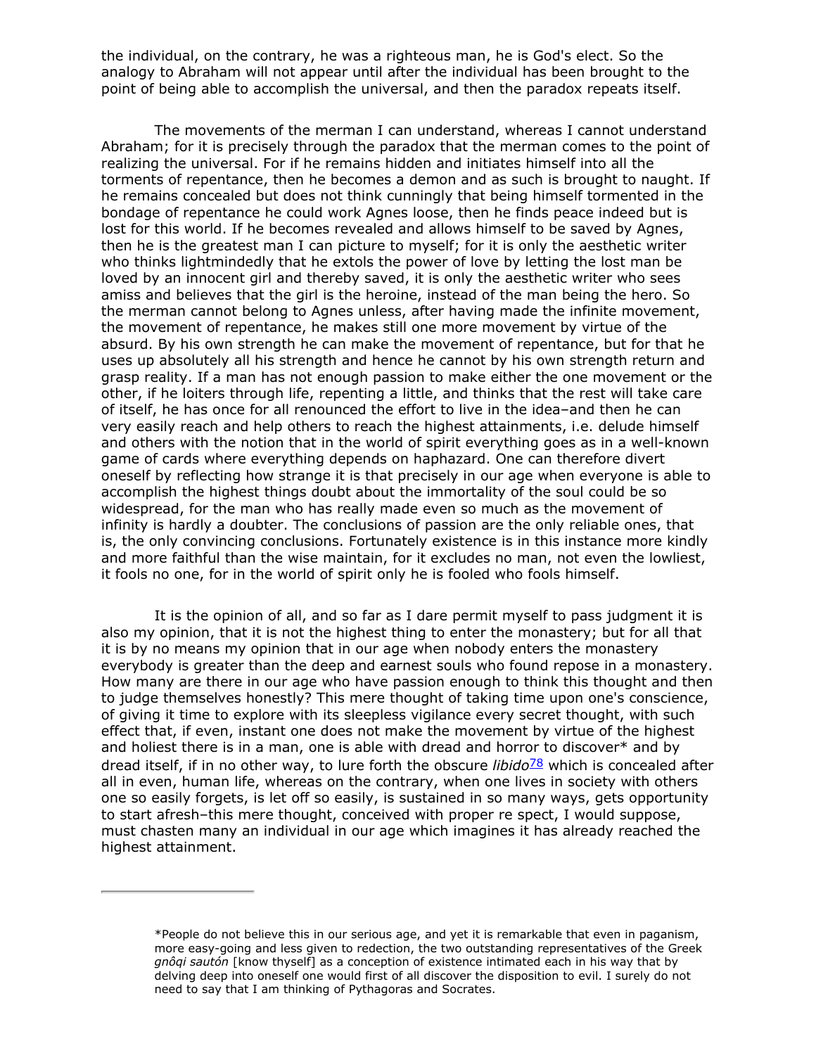the individual, on the contrary, he was a righteous man, he is God's elect. So the analogy to Abraham will not appear until after the individual has been brought to the point of being able to accomplish the universal, and then the paradox repeats itself.

The movements of the merman I can understand, whereas I cannot understand Abraham; for it is precisely through the paradox that the merman comes to the point of realizing the universal. For if he remains hidden and initiates himself into all the torments of repentance, then he becomes a demon and as such is brought to naught. If he remains concealed but does not think cunningly that being himself tormented in the bondage of repentance he could work Agnes loose, then he finds peace indeed but is lost for this world. If he becomes revealed and allows himself to be saved by Agnes, then he is the greatest man I can picture to myself; for it is only the aesthetic writer who thinks lightmindedly that he extols the power of love by letting the lost man be loved by an innocent girl and thereby saved, it is only the aesthetic writer who sees amiss and believes that the girl is the heroine, instead of the man being the hero. So the merman cannot belong to Agnes unless, after having made the infinite movement, the movement of repentance, he makes still one more movement by virtue of the absurd. By his own strength he can make the movement of repentance, but for that he uses up absolutely all his strength and hence he cannot by his own strength return and grasp reality. If a man has not enough passion to make either the one movement or the other, if he loiters through life, repenting a little, and thinks that the rest will take care of itself, he has once for all renounced the effort to live in the idea–and then he can very easily reach and help others to reach the highest attainments, i.e. delude himself and others with the notion that in the world of spirit everything goes as in a well-known game of cards where everything depends on haphazard. One can therefore divert oneself by reflecting how strange it is that precisely in our age when everyone is able to accomplish the highest things doubt about the immortality of the soul could be so widespread, for the man who has really made even so much as the movement of infinity is hardly a doubter. The conclusions of passion are the only reliable ones, that is, the only convincing conclusions. Fortunately existence is in this instance more kindly and more faithful than the wise maintain, for it excludes no man, not even the lowliest, it fools no one, for in the world of spirit only he is fooled who fools himself.

It is the opinion of all, and so far as I dare permit myself to pass judgment it is also my opinion, that it is not the highest thing to enter the monastery; but for all that it is by no means my opinion that in our age when nobody enters the monastery everybody is greater than the deep and earnest souls who found repose in a monastery. How many are there in our age who have passion enough to think this thought and then to judge themselves honestly? This mere thought of taking time upon one's conscience, of giving it time to explore with its sleepless vigilance every secret thought, with such effect that, if even, instant one does not make the movement by virtue of the highest and holiest there is in a man, one is able with dread and horror to discover* and by dread itself, if in no other way, to lure forth the obscure *libido*[78] which is concealed after all in even, human life, whereas on the contrary, when one lives in society with others one so easily forgets, is let off so easily, is sustained in so many ways, gets opportunity to start afresh–this mere thought, conceived with proper re spect, I would suppose, must chasten many an individual in our age which imagines it has already reached the highest attainment.

---

*People do not believe this in our serious age, and yet it is remarkable that even in paganism, more easy-going and less given to redection, the two outstanding representatives of the Greek *gnôqi sautón* [know thyself] as a conception of existence intimated each in his way that by delving deep into oneself one would first of all discover the disposition to evil. I surely do not need to say that I am thinking of Pythagoras and Socrates.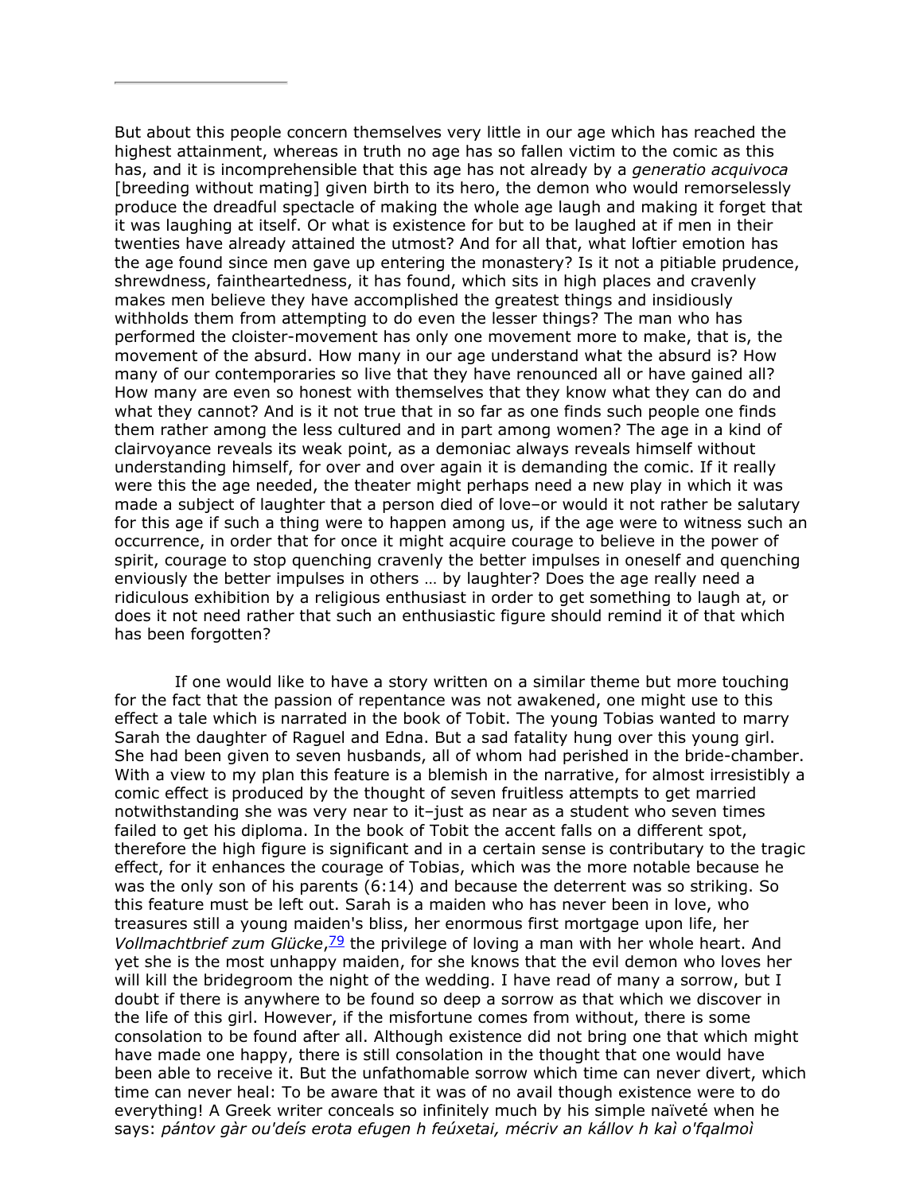But about this people concern themselves very little in our age which has reached the highest attainment, whereas in truth no age has so fallen victim to the comic as this has, and it is incomprehensible that this age has not already by a *generatio acquivoca* [breeding without mating] given birth to its hero, the demon who would remorselessly produce the dreadful spectacle of making the whole age laugh and making it forget that it was laughing at itself. Or what is existence for but to be laughed at if men in their twenties have already attained the utmost? And for all that, what loftier emotion has the age found since men gave up entering the monastery? Is it not a pitiable prudence, shrewdness, faintheartedness, it has found, which sits in high places and cravenly makes men believe they have accomplished the greatest things and insidiously withholds them from attempting to do even the lesser things? The man who has performed the cloister-movement has only one movement more to make, that is, the movement of the absurd. How many in our age understand what the absurd is? How many of our contemporaries so live that they have renounced all or have gained all? How many are even so honest with themselves that they know what they can do and what they cannot? And is it not true that in so far as one finds such people one finds them rather among the less cultured and in part among women? The age in a kind of clairvoyance reveals its weak point, as a demoniac always reveals himself without understanding himself, for over and over again it is demanding the comic. If it really were this the age needed, the theater might perhaps need a new play in which it was made a subject of laughter that a person died of love–or would it not rather be salutary for this age if such a thing were to happen among us, if the age were to witness such an occurrence, in order that for once it might acquire courage to believe in the power of spirit, courage to stop quenching cravenly the better impulses in oneself and quenching enviously the better impulses in others … by laughter? Does the age really need a ridiculous exhibition by a religious enthusiast in order to get something to laugh at, or does it not need rather that such an enthusiastic figure should remind it of that which has been forgotten?

If one would like to have a story written on a similar theme but more touching for the fact that the passion of repentance was not awakened, one might use to this effect a tale which is narrated in the book of Tobit. The young Tobias wanted to marry Sarah the daughter of Raguel and Edna. But a sad fatality hung over this young girl. She had been given to seven husbands, all of whom had perished in the bride-chamber. With a view to my plan this feature is a blemish in the narrative, for almost irresistibly a comic effect is produced by the thought of seven fruitless attempts to get married notwithstanding she was very near to it–just as near as a student who seven times failed to get his diploma. In the book of Tobit the accent falls on a different spot, therefore the high figure is significant and in a certain sense is contributary to the tragic effect, for it enhances the courage of Tobias, which was the more notable because he was the only son of his parents (6:14) and because the deterrent was so striking. So this feature must be left out. Sarah is a maiden who has never been in love, who treasures still a young maiden's bliss, her enormous first mortgage upon life, her *Vollmachtbrief zum Glücke*,[79] the privilege of loving a man with her whole heart. And yet she is the most unhappy maiden, for she knows that the evil demon who loves her will kill the bridegroom the night of the wedding. I have read of many a sorrow, but I doubt if there is anywhere to be found so deep a sorrow as that which we discover in the life of this girl. However, if the misfortune comes from without, there is some consolation to be found after all. Although existence did not bring one that which might have made one happy, there is still consolation in the thought that one would have been able to receive it. But the unfathomable sorrow which time can never divert, which time can never heal: To be aware that it was of no avail though existence were to do everything! A Greek writer conceals so infinitely much by his simple naïveté when he says: *pántov gàr ou'deís erota efugen h feúxetai, mécriv an kállov h kaì o'fqalmoì*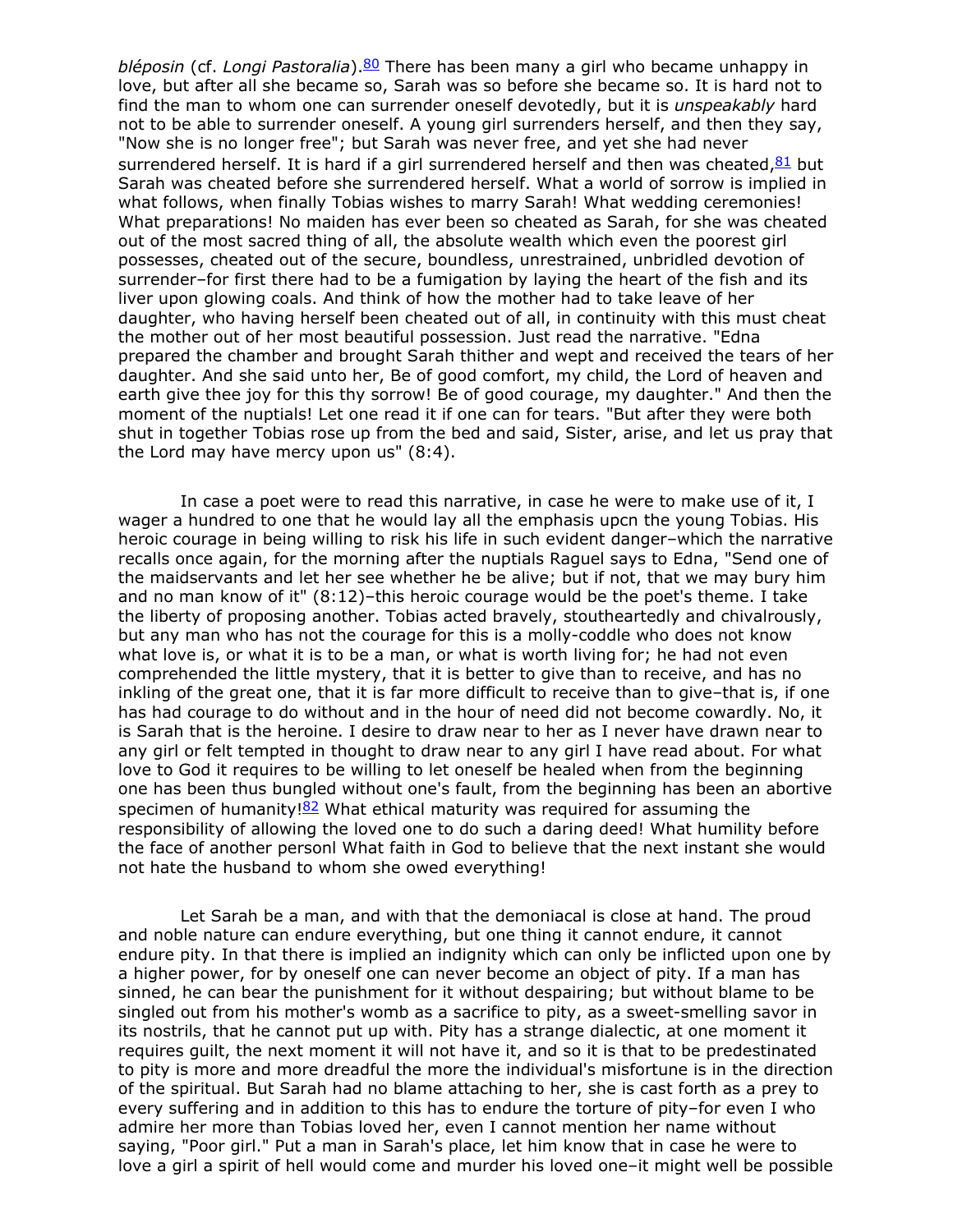*bléposin* (cf. *Longi Pastoralia*).[80] There has been many a girl who became unhappy in love, but after all she became so, Sarah was so before she became so. It is hard not to find the man to whom one can surrender oneself devotedly, but it is *unspeakably* hard not to be able to surrender oneself. A young girl surrenders herself, and then they say, "Now she is no longer free"; but Sarah was never free, and yet she had never surrendered herself. It is hard if a girl surrendered herself and then was cheated,[81] but Sarah was cheated before she surrendered herself. What a world of sorrow is implied in what follows, when finally Tobias wishes to marry Sarah! What wedding ceremonies! What preparations! No maiden has ever been so cheated as Sarah, for she was cheated out of the most sacred thing of all, the absolute wealth which even the poorest girl possesses, cheated out of the secure, boundless, unrestrained, unbridled devotion of surrender–for first there had to be a fumigation by laying the heart of the fish and its liver upon glowing coals. And think of how the mother had to take leave of her daughter, who having herself been cheated out of all, in continuity with this must cheat the mother out of her most beautiful possession. Just read the narrative. "Edna prepared the chamber and brought Sarah thither and wept and received the tears of her daughter. And she said unto her, Be of good comfort, my child, the Lord of heaven and earth give thee joy for this thy sorrow! Be of good courage, my daughter." And then the moment of the nuptials! Let one read it if one can for tears. "But after they were both shut in together Tobias rose up from the bed and said, Sister, arise, and let us pray that the Lord may have mercy upon us" (8:4).

In case a poet were to read this narrative, in case he were to make use of it, I wager a hundred to one that he would lay all the emphasis upcn the young Tobias. His heroic courage in being willing to risk his life in such evident danger–which the narrative recalls once again, for the morning after the nuptials Raguel says to Edna, "Send one of the maidservants and let her see whether he be alive; but if not, that we may bury him and no man know of it" (8:12)–this heroic courage would be the poet's theme. I take the liberty of proposing another. Tobias acted bravely, stoutheartedly and chivalrously, but any man who has not the courage for this is a molly-coddle who does not know what love is, or what it is to be a man, or what is worth living for; he had not even comprehended the little mystery, that it is better to give than to receive, and has no inkling of the great one, that it is far more difficult to receive than to give–that is, if one has had courage to do without and in the hour of need did not become cowardly. No, it is Sarah that is the heroine. I desire to draw near to her as I never have drawn near to any girl or felt tempted in thought to draw near to any girl I have read about. For what love to God it requires to be willing to let oneself be healed when from the beginning one has been thus bungled without one's fault, from the beginning has been an abortive specimen of humanity![82] What ethical maturity was required for assuming the responsibility of allowing the loved one to do such a daring deed! What humility before the face of another personl What faith in God to believe that the next instant she would not hate the husband to whom she owed everything!

Let Sarah be a man, and with that the demoniacal is close at hand. The proud and noble nature can endure everything, but one thing it cannot endure, it cannot endure pity. In that there is implied an indignity which can only be inflicted upon one by a higher power, for by oneself one can never become an object of pity. If a man has sinned, he can bear the punishment for it without despairing; but without blame to be singled out from his mother's womb as a sacrifice to pity, as a sweet-smelling savor in its nostrils, that he cannot put up with. Pity has a strange dialectic, at one moment it requires guilt, the next moment it will not have it, and so it is that to be predestinated to pity is more and more dreadful the more the individual's misfortune is in the direction of the spiritual. But Sarah had no blame attaching to her, she is cast forth as a prey to every suffering and in addition to this has to endure the torture of pity–for even I who admire her more than Tobias loved her, even I cannot mention her name without saying, "Poor girl." Put a man in Sarah's place, let him know that in case he were to love a girl a spirit of hell would come and murder his loved one–it might well be possible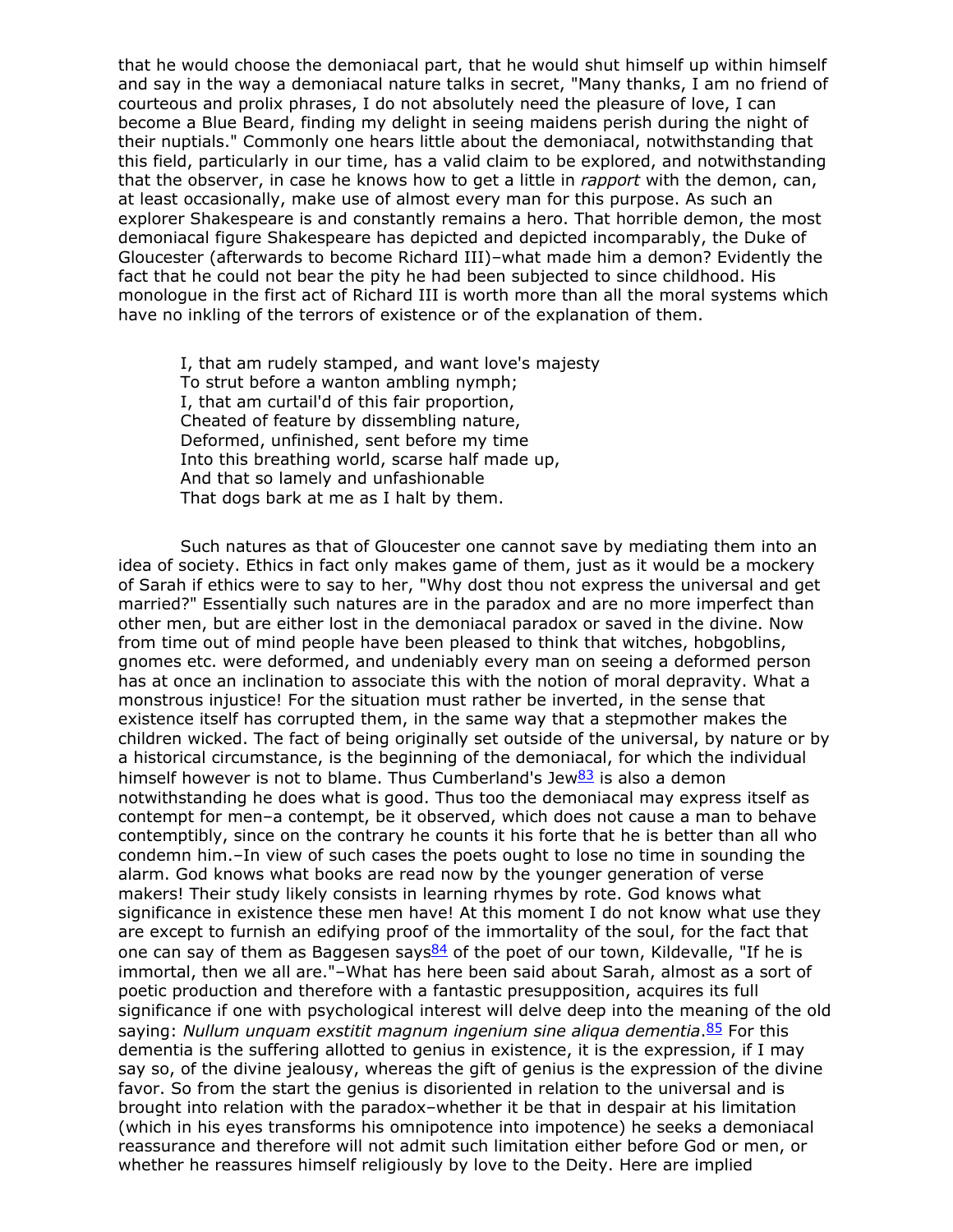that he would choose the demoniacal part, that he would shut himself up within himself and say in the way a demoniacal nature talks in secret, "Many thanks, I am no friend of courteous and prolix phrases, I do not absolutely need the pleasure of love, I can become a Blue Beard, finding my delight in seeing maidens perish during the night of their nuptials." Commonly one hears little about the demoniacal, notwithstanding that this field, particularly in our time, has a valid claim to be explored, and notwithstanding that the observer, in case he knows how to get a little in *rapport* with the demon, can, at least occasionally, make use of almost every man for this purpose. As such an explorer Shakespeare is and constantly remains a hero. That horrible demon, the most demoniacal figure Shakespeare has depicted and depicted incomparably, the Duke of Gloucester (afterwards to become Richard III)–what made him a demon? Evidently the fact that he could not bear the pity he had been subjected to since childhood. His monologue in the first act of Richard III is worth more than all the moral systems which have no inkling of the terrors of existence or of the explanation of them.

> I, that am rudely stamped, and want love's majesty
> To strut before a wanton ambling nymph;
> I, that am curtail'd of this fair proportion,
> Cheated of feature by dissembling nature,
> Deformed, unfinished, sent before my time
> Into this breathing world, scarse half made up,
> And that so lamely and unfashionable
> That dogs bark at me as I halt by them.

Such natures as that of Gloucester one cannot save by mediating them into an idea of society. Ethics in fact only makes game of them, just as it would be a mockery of Sarah if ethics were to say to her, "Why dost thou not express the universal and get married?" Essentially such natures are in the paradox and are no more imperfect than other men, but are either lost in the demoniacal paradox or saved in the divine. Now from time out of mind people have been pleased to think that witches, hobgoblins, gnomes etc. were deformed, and undeniably every man on seeing a deformed person has at once an inclination to associate this with the notion of moral depravity. What a monstrous injustice! For the situation must rather be inverted, in the sense that existence itself has corrupted them, in the same way that a stepmother makes the children wicked. The fact of being originally set outside of the universal, by nature or by a historical circumstance, is the beginning of the demoniacal, for which the individual himself however is not to blame. Thus Cumberland's Jew[83] is also a demon notwithstanding he does what is good. Thus too the demoniacal may express itself as contempt for men–a contempt, be it observed, which does not cause a man to behave contemptibly, since on the contrary he counts it his forte that he is better than all who condemn him.–In view of such cases the poets ought to lose no time in sounding the alarm. God knows what books are read now by the younger generation of verse makers! Their study likely consists in learning rhymes by rote. God knows what significance in existence these men have! At this moment I do not know what use they are except to furnish an edifying proof of the immortality of the soul, for the fact that one can say of them as Baggesen says[84] of the poet of our town, Kildevalle, "If he is immortal, then we all are."–What has here been said about Sarah, almost as a sort of poetic production and therefore with a fantastic presupposition, acquires its full significance if one with psychological interest will delve deep into the meaning of the old saying: *Nullum unquam exstitit magnum ingenium sine aliqua dementia*.[85] For this dementia is the suffering allotted to genius in existence, it is the expression, if I may say so, of the divine jealousy, whereas the gift of genius is the expression of the divine favor. So from the start the genius is disoriented in relation to the universal and is brought into relation with the paradox–whether it be that in despair at his limitation (which in his eyes transforms his omnipotence into impotence) he seeks a demoniacal reassurance and therefore will not admit such limitation either before God or men, or whether he reassures himself religiously by love to the Deity. Here are implied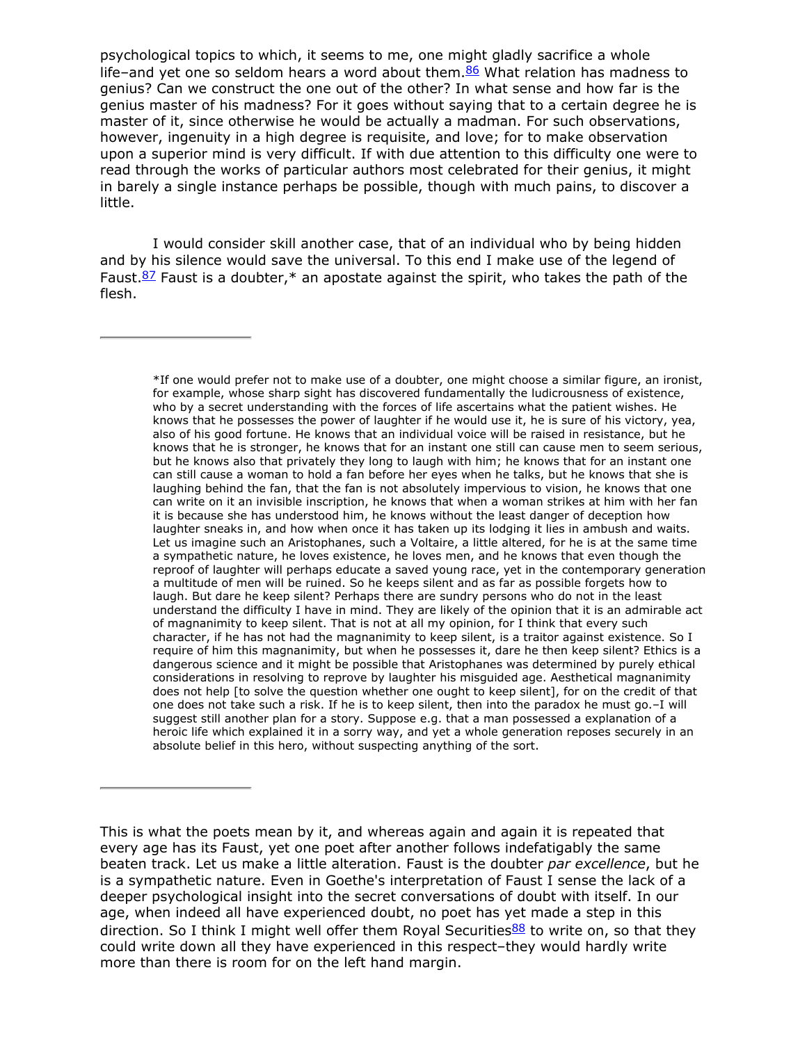psychological topics to which, it seems to me, one might gladly sacrifice a whole life–and yet one so seldom hears a word about them.[86] What relation has madness to genius? Can we construct the one out of the other? In what sense and how far is the genius master of his madness? For it goes without saying that to a certain degree he is master of it, since otherwise he would be actually a madman. For such observations, however, ingenuity in a high degree is requisite, and love; for to make observation upon a superior mind is very difficult. If with due attention to this difficulty one were to read through the works of particular authors most celebrated for their genius, it might in barely a single instance perhaps be possible, though with much pains, to discover a little.

I would consider skill another case, that of an individual who by being hidden and by his silence would save the universal. To this end I make use of the legend of Faust.[87] Faust is a doubter,* an apostate against the spirit, who takes the path of the flesh.

---

*If one would prefer not to make use of a doubter, one might choose a similar figure, an ironist, for example, whose sharp sight has discovered fundamentally the ludicrousness of existence, who by a secret understanding with the forces of life ascertains what the patient wishes. He knows that he possesses the power of laughter if he would use it, he is sure of his victory, yea, also of his good fortune. He knows that an individual voice will be raised in resistance, but he knows that he is stronger, he knows that for an instant one still can cause men to seem serious, but he knows also that privately they long to laugh with him; he knows that for an instant one can still cause a woman to hold a fan before her eyes when he talks, but he knows that she is laughing behind the fan, that the fan is not absolutely impervious to vision, he knows that one can write on it an invisible inscription, he knows that when a woman strikes at him with her fan it is because she has understood him, he knows without the least danger of deception how laughter sneaks in, and how when once it has taken up its lodging it lies in ambush and waits. Let us imagine such an Aristophanes, such a Voltaire, a little altered, for he is at the same time a sympathetic nature, he loves existence, he loves men, and he knows that even though the reproof of laughter will perhaps educate a saved young race, yet in the contemporary generation a multitude of men will be ruined. So he keeps silent and as far as possible forgets how to laugh. But dare he keep silent? Perhaps there are sundry persons who do not in the least understand the difficulty I have in mind. They are likely of the opinion that it is an admirable act of magnanimity to keep silent. That is not at all my opinion, for I think that every such character, if he has not had the magnanimity to keep silent, is a traitor against existence. So I require of him this magnanimity, but when he possesses it, dare he then keep silent? Ethics is a dangerous science and it might be possible that Aristophanes was determined by purely ethical considerations in resolving to reprove by laughter his misguided age. Aesthetical magnanimity does not help [to solve the question whether one ought to keep silent], for on the credit of that one does not take such a risk. If he is to keep silent, then into the paradox he must go.–I will suggest still another plan for a story. Suppose e.g. that a man possessed a explanation of a heroic life which explained it in a sorry way, and yet a whole generation reposes securely in an absolute belief in this hero, without suspecting anything of the sort.

---

This is what the poets mean by it, and whereas again and again it is repeated that every age has its Faust, yet one poet after another follows indefatigably the same beaten track. Let us make a little alteration. Faust is the doubter *par excellence*, but he is a sympathetic nature. Even in Goethe's interpretation of Faust I sense the lack of a deeper psychological insight into the secret conversations of doubt with itself. In our age, when indeed all have experienced doubt, no poet has yet made a step in this direction. So I think I might well offer them Royal Securities[88] to write on, so that they could write down all they have experienced in this respect–they would hardly write more than there is room for on the left hand margin.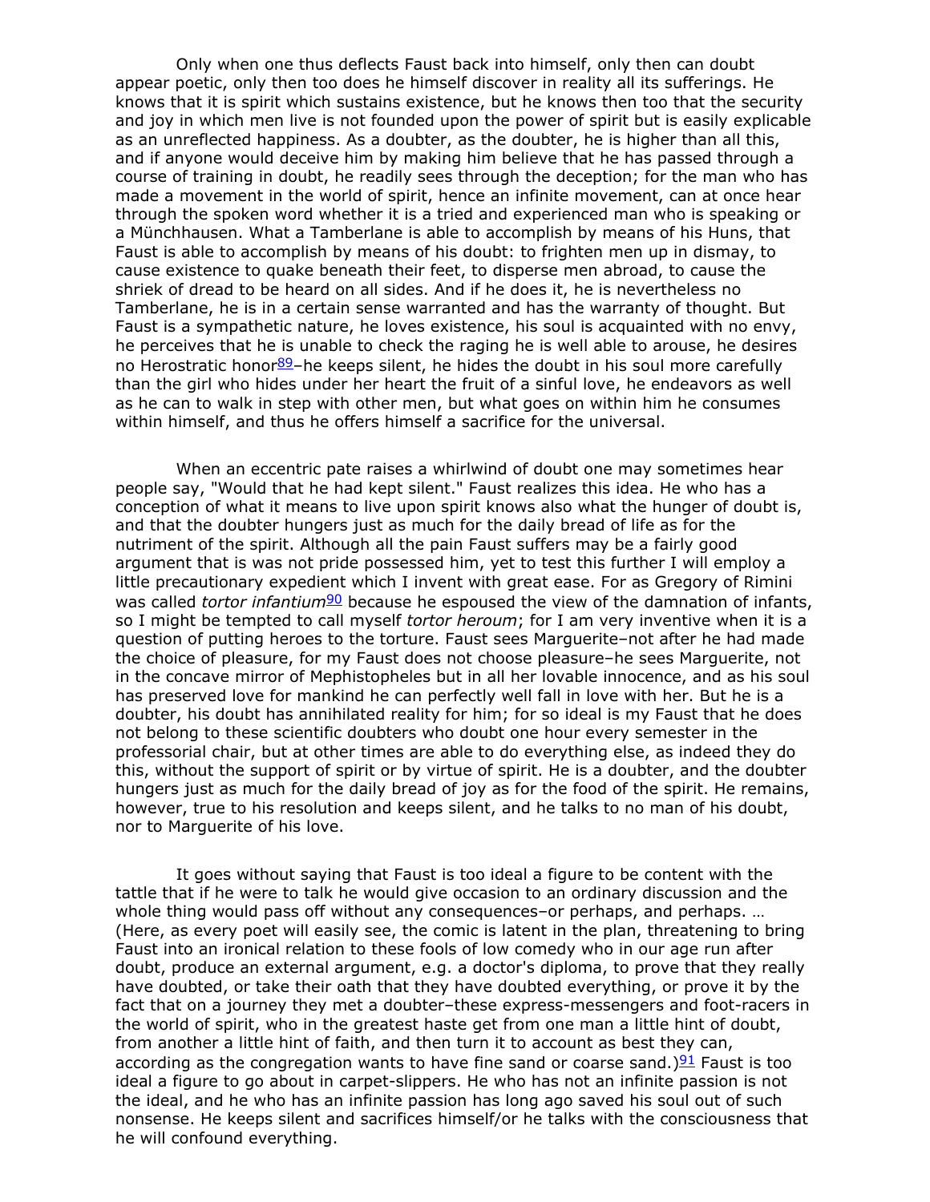Only when one thus deflects Faust back into himself, only then can doubt appear poetic, only then too does he himself discover in reality all its sufferings. He knows that it is spirit which sustains existence, but he knows then too that the security and joy in which men live is not founded upon the power of spirit but is easily explicable as an unreflected happiness. As a doubter, as the doubter, he is higher than all this, and if anyone would deceive him by making him believe that he has passed through a course of training in doubt, he readily sees through the deception; for the man who has made a movement in the world of spirit, hence an infinite movement, can at once hear through the spoken word whether it is a tried and experienced man who is speaking or a Münchhausen. What a Tamberlane is able to accomplish by means of his Huns, that Faust is able to accomplish by means of his doubt: to frighten men up in dismay, to cause existence to quake beneath their feet, to disperse men abroad, to cause the shriek of dread to be heard on all sides. And if he does it, he is nevertheless no Tamberlane, he is in a certain sense warranted and has the warranty of thought. But Faust is a sympathetic nature, he loves existence, his soul is acquainted with no envy, he perceives that he is unable to check the raging he is well able to arouse, he desires no Herostratic honor[89]–he keeps silent, he hides the doubt in his soul more carefully than the girl who hides under her heart the fruit of a sinful love, he endeavors as well as he can to walk in step with other men, but what goes on within him he consumes within himself, and thus he offers himself a sacrifice for the universal.

When an eccentric pate raises a whirlwind of doubt one may sometimes hear people say, "Would that he had kept silent." Faust realizes this idea. He who has a conception of what it means to live upon spirit knows also what the hunger of doubt is, and that the doubter hungers just as much for the daily bread of life as for the nutriment of the spirit. Although all the pain Faust suffers may be a fairly good argument that is was not pride possessed him, yet to test this further I will employ a little precautionary expedient which I invent with great ease. For as Gregory of Rimini was called *tortor infantium*[90] because he espoused the view of the damnation of infants, so I might be tempted to call myself *tortor heroum*; for I am very inventive when it is a question of putting heroes to the torture. Faust sees Marguerite–not after he had made the choice of pleasure, for my Faust does not choose pleasure–he sees Marguerite, not in the concave mirror of Mephistopheles but in all her lovable innocence, and as his soul has preserved love for mankind he can perfectly well fall in love with her. But he is a doubter, his doubt has annihilated reality for him; for so ideal is my Faust that he does not belong to these scientific doubters who doubt one hour every semester in the professorial chair, but at other times are able to do everything else, as indeed they do this, without the support of spirit or by virtue of spirit. He is a doubter, and the doubter hungers just as much for the daily bread of joy as for the food of the spirit. He remains, however, true to his resolution and keeps silent, and he talks to no man of his doubt, nor to Marguerite of his love.

It goes without saying that Faust is too ideal a figure to be content with the tattle that if he were to talk he would give occasion to an ordinary discussion and the whole thing would pass off without any consequences–or perhaps, and perhaps. … (Here, as every poet will easily see, the comic is latent in the plan, threatening to bring Faust into an ironical relation to these fools of low comedy who in our age run after doubt, produce an external argument, e.g. a doctor's diploma, to prove that they really have doubted, or take their oath that they have doubted everything, or prove it by the fact that on a journey they met a doubter–these express-messengers and foot-racers in the world of spirit, who in the greatest haste get from one man a little hint of doubt, from another a little hint of faith, and then turn it to account as best they can, according as the congregation wants to have fine sand or coarse sand.)[91] Faust is too ideal a figure to go about in carpet-slippers. He who has not an infinite passion is not the ideal, and he who has an infinite passion has long ago saved his soul out of such nonsense. He keeps silent and sacrifices himself/or he talks with the consciousness that he will confound everything.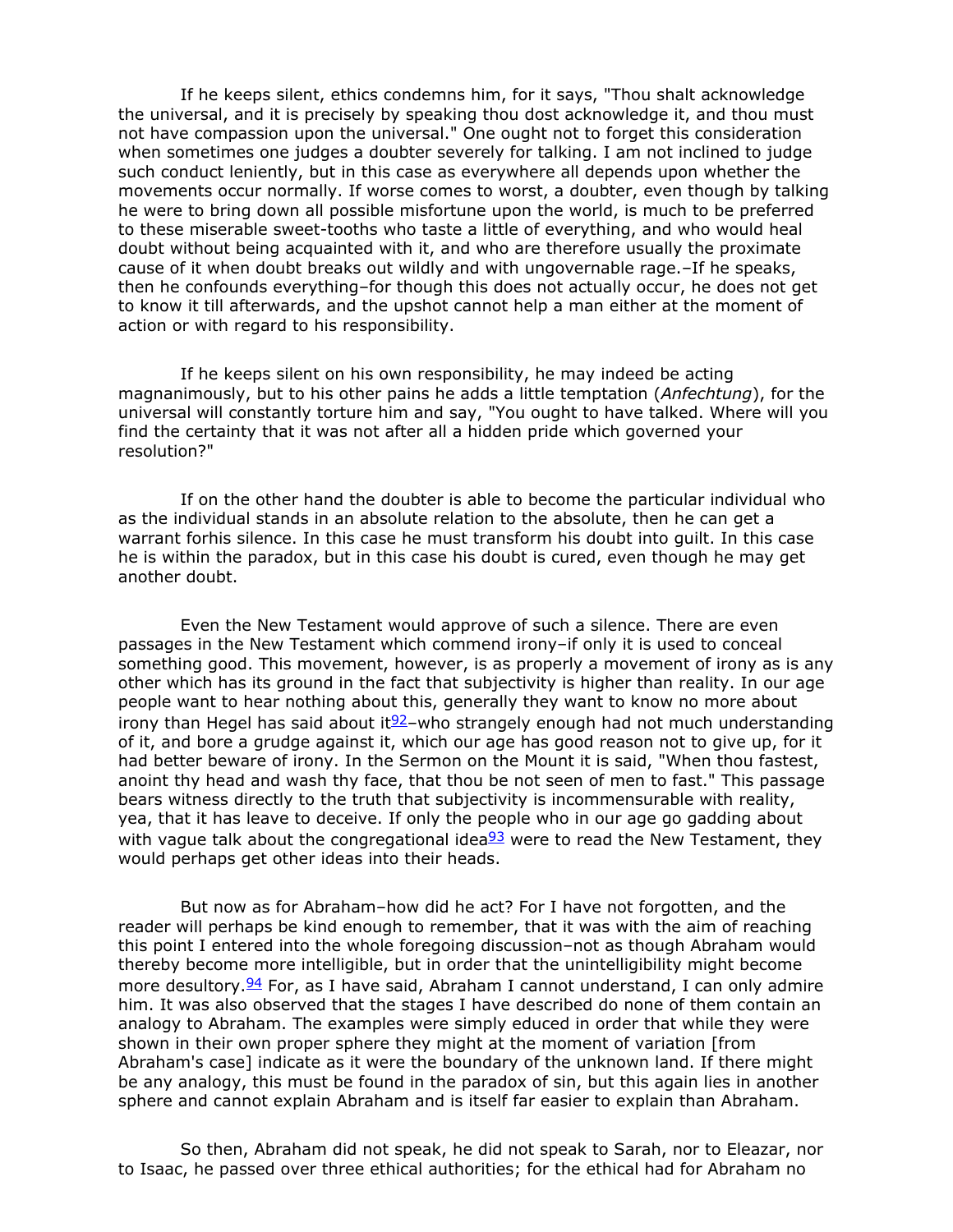If he keeps silent, ethics condemns him, for it says, "Thou shalt acknowledge the universal, and it is precisely by speaking thou dost acknowledge it, and thou must not have compassion upon the universal." One ought not to forget this consideration when sometimes one judges a doubter severely for talking. I am not inclined to judge such conduct leniently, but in this case as everywhere all depends upon whether the movements occur normally. If worse comes to worst, a doubter, even though by talking he were to bring down all possible misfortune upon the world, is much to be preferred to these miserable sweet-tooths who taste a little of everything, and who would heal doubt without being acquainted with it, and who are therefore usually the proximate cause of it when doubt breaks out wildly and with ungovernable rage.–If he speaks, then he confounds everything–for though this does not actually occur, he does not get to know it till afterwards, and the upshot cannot help a man either at the moment of action or with regard to his responsibility.

If he keeps silent on his own responsibility, he may indeed be acting magnanimously, but to his other pains he adds a little temptation (*Anfechtung*), for the universal will constantly torture him and say, "You ought to have talked. Where will you find the certainty that it was not after all a hidden pride which governed your resolution?"

If on the other hand the doubter is able to become the particular individual who as the individual stands in an absolute relation to the absolute, then he can get a warrant forhis silence. In this case he must transform his doubt into guilt. In this case he is within the paradox, but in this case his doubt is cured, even though he may get another doubt.

Even the New Testament would approve of such a silence. There are even passages in the New Testament which commend irony–if only it is used to conceal something good. This movement, however, is as properly a movement of irony as is any other which has its ground in the fact that subjectivity is higher than reality. In our age people want to hear nothing about this, generally they want to know no more about irony than Hegel has said about it[92]–who strangely enough had not much understanding of it, and bore a grudge against it, which our age has good reason not to give up, for it had better beware of irony. In the Sermon on the Mount it is said, "When thou fastest, anoint thy head and wash thy face, that thou be not seen of men to fast." This passage bears witness directly to the truth that subjectivity is incommensurable with reality, yea, that it has leave to deceive. If only the people who in our age go gadding about with vague talk about the congregational idea[93] were to read the New Testament, they would perhaps get other ideas into their heads.

But now as for Abraham–how did he act? For I have not forgotten, and the reader will perhaps be kind enough to remember, that it was with the aim of reaching this point I entered into the whole foregoing discussion–not as though Abraham would thereby become more intelligible, but in order that the unintelligibility might become more desultory.[94] For, as I have said, Abraham I cannot understand, I can only admire him. It was also observed that the stages I have described do none of them contain an analogy to Abraham. The examples were simply educed in order that while they were shown in their own proper sphere they might at the moment of variation [from Abraham's case] indicate as it were the boundary of the unknown land. If there might be any analogy, this must be found in the paradox of sin, but this again lies in another sphere and cannot explain Abraham and is itself far easier to explain than Abraham.

So then, Abraham did not speak, he did not speak to Sarah, nor to Eleazar, nor to Isaac, he passed over three ethical authorities; for the ethical had for Abraham no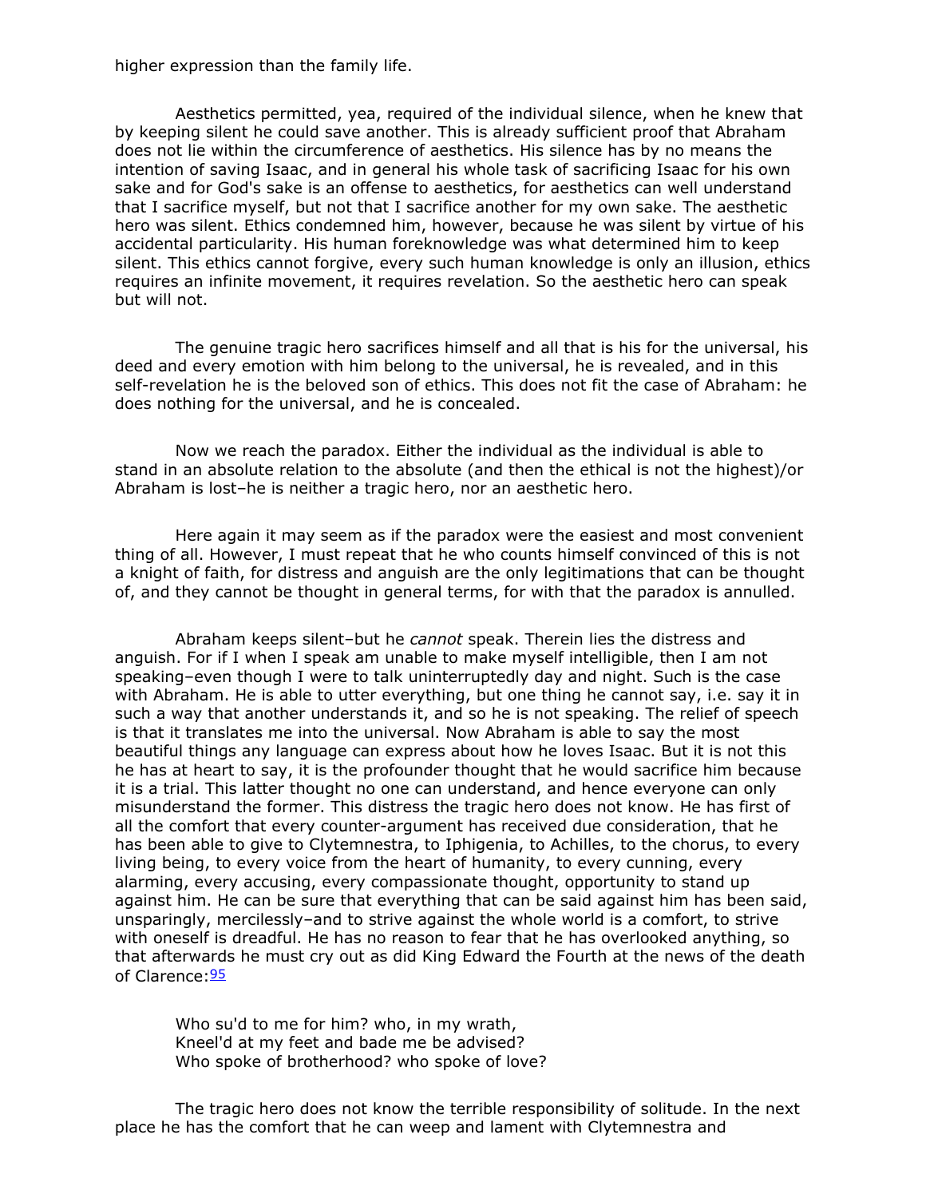higher expression than the family life.

Aesthetics permitted, yea, required of the individual silence, when he knew that by keeping silent he could save another. This is already sufficient proof that Abraham does not lie within the circumference of aesthetics. His silence has by no means the intention of saving Isaac, and in general his whole task of sacrificing Isaac for his own sake and for God's sake is an offense to aesthetics, for aesthetics can well understand that I sacrifice myself, but not that I sacrifice another for my own sake. The aesthetic hero was silent. Ethics condemned him, however, because he was silent by virtue of his accidental particularity. His human foreknowledge was what determined him to keep silent. This ethics cannot forgive, every such human knowledge is only an illusion, ethics requires an infinite movement, it requires revelation. So the aesthetic hero can speak but will not.

The genuine tragic hero sacrifices himself and all that is his for the universal, his deed and every emotion with him belong to the universal, he is revealed, and in this self-revelation he is the beloved son of ethics. This does not fit the case of Abraham: he does nothing for the universal, and he is concealed.

Now we reach the paradox. Either the individual as the individual is able to stand in an absolute relation to the absolute (and then the ethical is not the highest)/or Abraham is lost–he is neither a tragic hero, nor an aesthetic hero.

Here again it may seem as if the paradox were the easiest and most convenient thing of all. However, I must repeat that he who counts himself convinced of this is not a knight of faith, for distress and anguish are the only legitimations that can be thought of, and they cannot be thought in general terms, for with that the paradox is annulled.

Abraham keeps silent–but he *cannot* speak. Therein lies the distress and anguish. For if I when I speak am unable to make myself intelligible, then I am not speaking–even though I were to talk uninterruptedly day and night. Such is the case with Abraham. He is able to utter everything, but one thing he cannot say, i.e. say it in such a way that another understands it, and so he is not speaking. The relief of speech is that it translates me into the universal. Now Abraham is able to say the most beautiful things any language can express about how he loves Isaac. But it is not this he has at heart to say, it is the profounder thought that he would sacrifice him because it is a trial. This latter thought no one can understand, and hence everyone can only misunderstand the former. This distress the tragic hero does not know. He has first of all the comfort that every counter-argument has received due consideration, that he has been able to give to Clytemnestra, to Iphigenia, to Achilles, to the chorus, to every living being, to every voice from the heart of humanity, to every cunning, every alarming, every accusing, every compassionate thought, opportunity to stand up against him. He can be sure that everything that can be said against him has been said, unsparingly, mercilessly–and to strive against the whole world is a comfort, to strive with oneself is dreadful. He has no reason to fear that he has overlooked anything, so that afterwards he must cry out as did King Edward the Fourth at the news of the death of Clarence:[95]

> Who su'd to me for him? who, in my wrath,
> Kneel'd at my feet and bade me be advised?
> Who spoke of brotherhood? who spoke of love?

The tragic hero does not know the terrible responsibility of solitude. In the next place he has the comfort that he can weep and lament with Clytemnestra and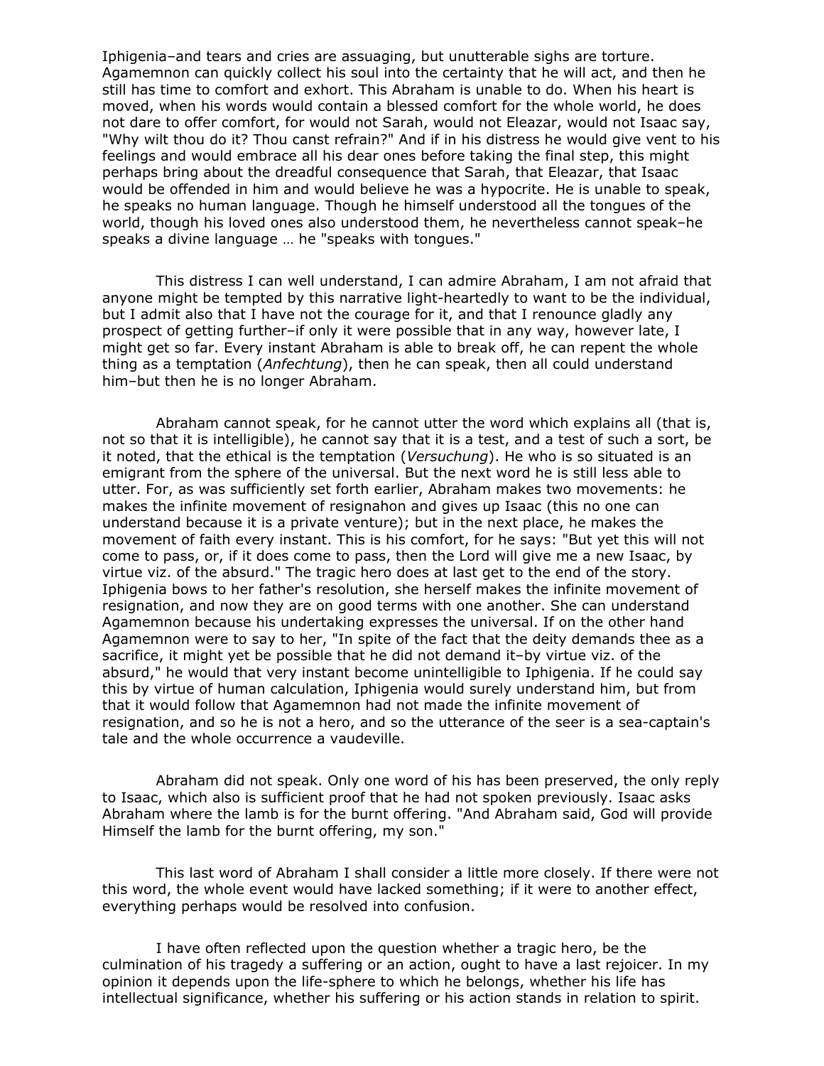Iphigenia–and tears and cries are assuaging, but unutterable sighs are torture. Agamemnon can quickly collect his soul into the certainty that he will act, and then he still has time to comfort and exhort. This Abraham is unable to do. When his heart is moved, when his words would contain a blessed comfort for the whole world, he does not dare to offer comfort, for would not Sarah, would not Eleazar, would not Isaac say, "Why wilt thou do it? Thou canst refrain?" And if in his distress he would give vent to his feelings and would embrace all his dear ones before taking the final step, this might perhaps bring about the dreadful consequence that Sarah, that Eleazar, that Isaac would be offended in him and would believe he was a hypocrite. He is unable to speak, he speaks no human language. Though he himself understood all the tongues of the world, though his loved ones also understood them, he nevertheless cannot speak–he speaks a divine language … he "speaks with tongues."

This distress I can well understand, I can admire Abraham, I am not afraid that anyone might be tempted by this narrative light-heartedly to want to be the individual, but I admit also that I have not the courage for it, and that I renounce gladly any prospect of getting further–if only it were possible that in any way, however late, I might get so far. Every instant Abraham is able to break off, he can repent the whole thing as a temptation (*Anfechtung*), then he can speak, then all could understand him–but then he is no longer Abraham.

Abraham cannot speak, for he cannot utter the word which explains all (that is, not so that it is intelligible), he cannot say that it is a test, and a test of such a sort, be it noted, that the ethical is the temptation (*Versuchung*). He who is so situated is an emigrant from the sphere of the universal. But the next word he is still less able to utter. For, as was sufficiently set forth earlier, Abraham makes two movements: he makes the infinite movement of resignahon and gives up Isaac (this no one can understand because it is a private venture); but in the next place, he makes the movement of faith every instant. This is his comfort, for he says: "But yet this will not come to pass, or, if it does come to pass, then the Lord will give me a new Isaac, by virtue viz. of the absurd." The tragic hero does at last get to the end of the story. Iphigenia bows to her father's resolution, she herself makes the infinite movement of resignation, and now they are on good terms with one another. She can understand Agamemnon because his undertaking expresses the universal. If on the other hand Agamemnon were to say to her, "In spite of the fact that the deity demands thee as a sacrifice, it might yet be possible that he did not demand it–by virtue viz. of the absurd," he would that very instant become unintelligible to Iphigenia. If he could say this by virtue of human calculation, Iphigenia would surely understand him, but from that it would follow that Agamemnon had not made the infinite movement of resignation, and so he is not a hero, and so the utterance of the seer is a sea-captain's tale and the whole occurrence a vaudeville.

Abraham did not speak. Only one word of his has been preserved, the only reply to Isaac, which also is sufficient proof that he had not spoken previously. Isaac asks Abraham where the lamb is for the burnt offering. "And Abraham said, God will provide Himself the lamb for the burnt offering, my son."

This last word of Abraham I shall consider a little more closely. If there were not this word, the whole event would have lacked something; if it were to another effect, everything perhaps would be resolved into confusion.

I have often reflected upon the question whether a tragic hero, be the culmination of his tragedy a suffering or an action, ought to have a last rejoicer. In my opinion it depends upon the life-sphere to which he belongs, whether his life has intellectual significance, whether his suffering or his action stands in relation to spirit.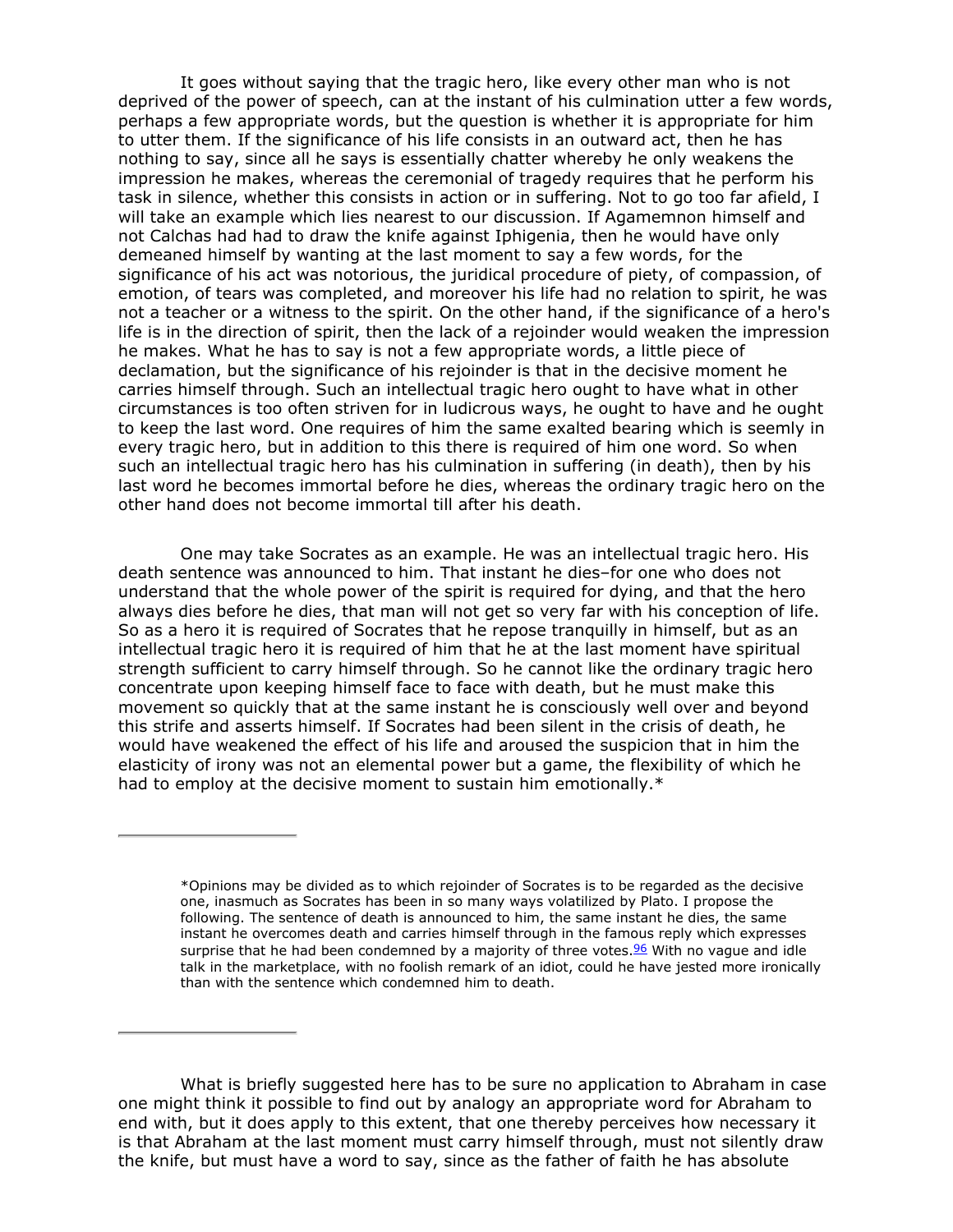It goes without saying that the tragic hero, like every other man who is not deprived of the power of speech, can at the instant of his culmination utter a few words, perhaps a few appropriate words, but the question is whether it is appropriate for him to utter them. If the significance of his life consists in an outward act, then he has nothing to say, since all he says is essentially chatter whereby he only weakens the impression he makes, whereas the ceremonial of tragedy requires that he perform his task in silence, whether this consists in action or in suffering. Not to go too far afield, I will take an example which lies nearest to our discussion. If Agamemnon himself and not Calchas had had to draw the knife against Iphigenia, then he would have only demeaned himself by wanting at the last moment to say a few words, for the significance of his act was notorious, the juridical procedure of piety, of compassion, of emotion, of tears was completed, and moreover his life had no relation to spirit, he was not a teacher or a witness to the spirit. On the other hand, if the significance of a hero's life is in the direction of spirit, then the lack of a rejoinder would weaken the impression he makes. What he has to say is not a few appropriate words, a little piece of declamation, but the significance of his rejoinder is that in the decisive moment he carries himself through. Such an intellectual tragic hero ought to have what in other circumstances is too often striven for in ludicrous ways, he ought to have and he ought to keep the last word. One requires of him the same exalted bearing which is seemly in every tragic hero, but in addition to this there is required of him one word. So when such an intellectual tragic hero has his culmination in suffering (in death), then by his last word he becomes immortal before he dies, whereas the ordinary tragic hero on the other hand does not become immortal till after his death.

One may take Socrates as an example. He was an intellectual tragic hero. His death sentence was announced to him. That instant he dies–for one who does not understand that the whole power of the spirit is required for dying, and that the hero always dies before he dies, that man will not get so very far with his conception of life. So as a hero it is required of Socrates that he repose tranquilly in himself, but as an intellectual tragic hero it is required of him that he at the last moment have spiritual strength sufficient to carry himself through. So he cannot like the ordinary tragic hero concentrate upon keeping himself face to face with death, but he must make this movement so quickly that at the same instant he is consciously well over and beyond this strife and asserts himself. If Socrates had been silent in the crisis of death, he would have weakened the effect of his life and aroused the suspicion that in him the elasticity of irony was not an elemental power but a game, the flexibility of which he had to employ at the decisive moment to sustain him emotionally.*

---

*Opinions may be divided as to which rejoinder of Socrates is to be regarded as the decisive one, inasmuch as Socrates has been in so many ways volatilized by Plato. I propose the following. The sentence of death is announced to him, the same instant he dies, the same instant he overcomes death and carries himself through in the famous reply which expresses surprise that he had been condemned by a majority of three votes.[96] With no vague and idle talk in the marketplace, with no foolish remark of an idiot, could he have jested more ironically than with the sentence which condemned him to death.

---

What is briefly suggested here has to be sure no application to Abraham in case one might think it possible to find out by analogy an appropriate word for Abraham to end with, but it does apply to this extent, that one thereby perceives how necessary it is that Abraham at the last moment must carry himself through, must not silently draw the knife, but must have a word to say, since as the father of faith he has absolute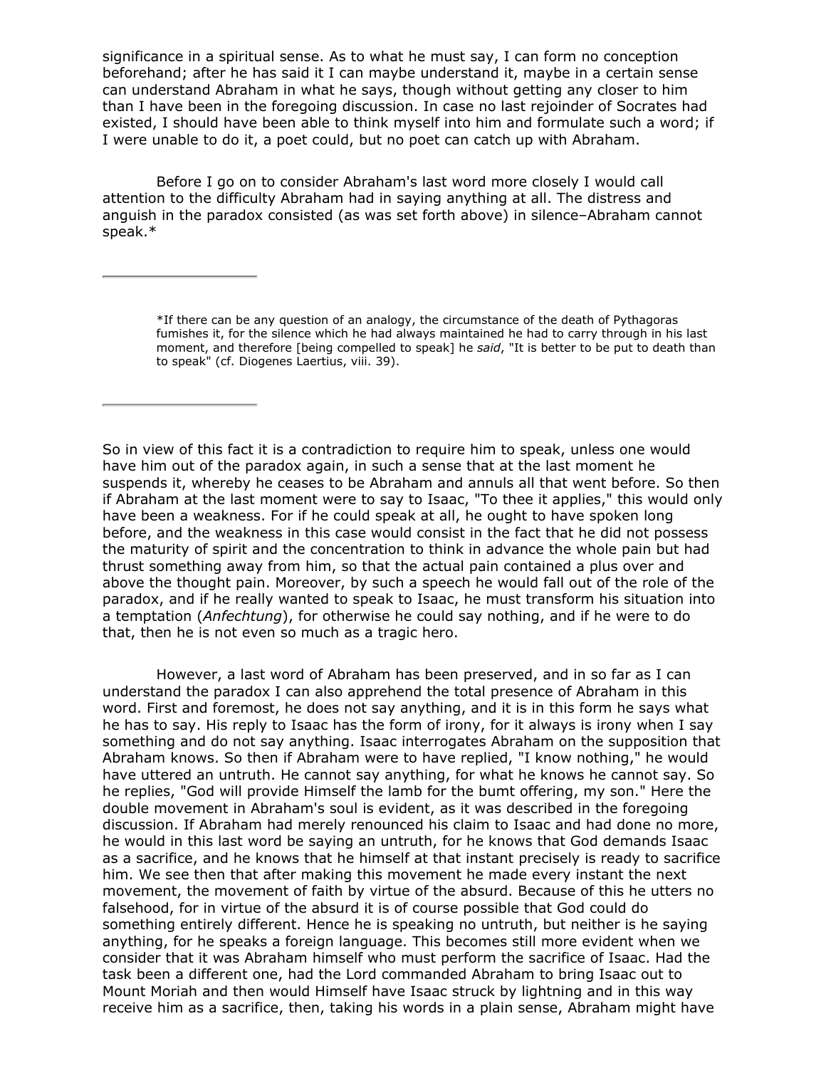significance in a spiritual sense. As to what he must say, I can form no conception beforehand; after he has said it I can maybe understand it, maybe in a certain sense can understand Abraham in what he says, though without getting any closer to him than I have been in the foregoing discussion. In case no last rejoinder of Socrates had existed, I should have been able to think myself into him and formulate such a word; if I were unable to do it, a poet could, but no poet can catch up with Abraham.

Before I go on to consider Abraham's last word more closely I would call attention to the difficulty Abraham had in saying anything at all. The distress and anguish in the paradox consisted (as was set forth above) in silence–Abraham cannot speak.*

---

*If there can be any question of an analogy, the circumstance of the death of Pythagoras fumishes it, for the silence which he had always maintained he had to carry through in his last moment, and therefore [being compelled to speak] he *said*, "It is better to be put to death than to speak" (cf. Diogenes Laertius, viii. 39).

---

So in view of this fact it is a contradiction to require him to speak, unless one would have him out of the paradox again, in such a sense that at the last moment he suspends it, whereby he ceases to be Abraham and annuls all that went before. So then if Abraham at the last moment were to say to Isaac, "To thee it applies," this would only have been a weakness. For if he could speak at all, he ought to have spoken long before, and the weakness in this case would consist in the fact that he did not possess the maturity of spirit and the concentration to think in advance the whole pain but had thrust something away from him, so that the actual pain contained a plus over and above the thought pain. Moreover, by such a speech he would fall out of the role of the paradox, and if he really wanted to speak to Isaac, he must transform his situation into a temptation (*Anfechtung*), for otherwise he could say nothing, and if he were to do that, then he is not even so much as a tragic hero.

However, a last word of Abraham has been preserved, and in so far as I can understand the paradox I can also apprehend the total presence of Abraham in this word. First and foremost, he does not say anything, and it is in this form he says what he has to say. His reply to Isaac has the form of irony, for it always is irony when I say something and do not say anything. Isaac interrogates Abraham on the supposition that Abraham knows. So then if Abraham were to have replied, "I know nothing," he would have uttered an untruth. He cannot say anything, for what he knows he cannot say. So he replies, "God will provide Himself the lamb for the bumt offering, my son." Here the double movement in Abraham's soul is evident, as it was described in the foregoing discussion. If Abraham had merely renounced his claim to Isaac and had done no more, he would in this last word be saying an untruth, for he knows that God demands Isaac as a sacrifice, and he knows that he himself at that instant precisely is ready to sacrifice him. We see then that after making this movement he made every instant the next movement, the movement of faith by virtue of the absurd. Because of this he utters no falsehood, for in virtue of the absurd it is of course possible that God could do something entirely different. Hence he is speaking no untruth, but neither is he saying anything, for he speaks a foreign language. This becomes still more evident when we consider that it was Abraham himself who must perform the sacrifice of Isaac. Had the task been a different one, had the Lord commanded Abraham to bring Isaac out to Mount Moriah and then would Himself have Isaac struck by lightning and in this way receive him as a sacrifice, then, taking his words in a plain sense, Abraham might have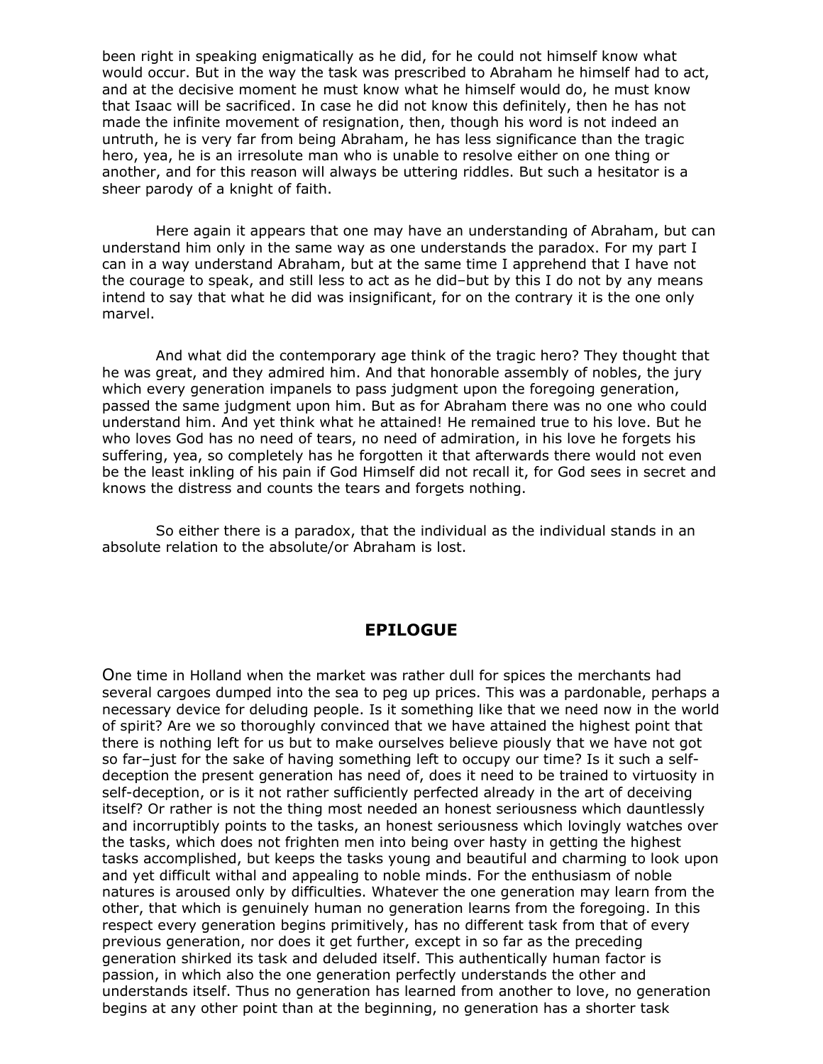been right in speaking enigmatically as he did, for he could not himself know what would occur. But in the way the task was prescribed to Abraham he himself had to act, and at the decisive moment he must know what he himself would do, he must know that Isaac will be sacrificed. In case he did not know this definitely, then he has not made the infinite movement of resignation, then, though his word is not indeed an untruth, he is very far from being Abraham, he has less significance than the tragic hero, yea, he is an irresolute man who is unable to resolve either on one thing or another, and for this reason will always be uttering riddles. But such a hesitator is a sheer parody of a knight of faith.

Here again it appears that one may have an understanding of Abraham, but can understand him only in the same way as one understands the paradox. For my part I can in a way understand Abraham, but at the same time I apprehend that I have not the courage to speak, and still less to act as he did–but by this I do not by any means intend to say that what he did was insignificant, for on the contrary it is the one only marvel.

And what did the contemporary age think of the tragic hero? They thought that he was great, and they admired him. And that honorable assembly of nobles, the jury which every generation impanels to pass judgment upon the foregoing generation, passed the same judgment upon him. But as for Abraham there was no one who could understand him. And yet think what he attained! He remained true to his love. But he who loves God has no need of tears, no need of admiration, in his love he forgets his suffering, yea, so completely has he forgotten it that afterwards there would not even be the least inkling of his pain if God Himself did not recall it, for God sees in secret and knows the distress and counts the tears and forgets nothing.

So either there is a paradox, that the individual as the individual stands in an absolute relation to the absolute/or Abraham is lost.

## EPILOGUE

One time in Holland when the market was rather dull for spices the merchants had several cargoes dumped into the sea to peg up prices. This was a pardonable, perhaps a necessary device for deluding people. Is it something like that we need now in the world of spirit? Are we so thoroughly convinced that we have attained the highest point that there is nothing left for us but to make ourselves believe piously that we have not got so far–just for the sake of having something left to occupy our time? Is it such a self-deception the present generation has need of, does it need to be trained to virtuosity in self-deception, or is it not rather sufficiently perfected already in the art of deceiving itself? Or rather is not the thing most needed an honest seriousness which dauntlessly and incorruptibly points to the tasks, an honest seriousness which lovingly watches over the tasks, which does not frighten men into being over hasty in getting the highest tasks accomplished, but keeps the tasks young and beautiful and charming to look upon and yet difficult withal and appealing to noble minds. For the enthusiasm of noble natures is aroused only by difficulties. Whatever the one generation may learn from the other, that which is genuinely human no generation learns from the foregoing. In this respect every generation begins primitively, has no different task from that of every previous generation, nor does it get further, except in so far as the preceding generation shirked its task and deluded itself. This authentically human factor is passion, in which also the one generation perfectly understands the other and understands itself. Thus no generation has learned from another to love, no generation begins at any other point than at the beginning, no generation has a shorter task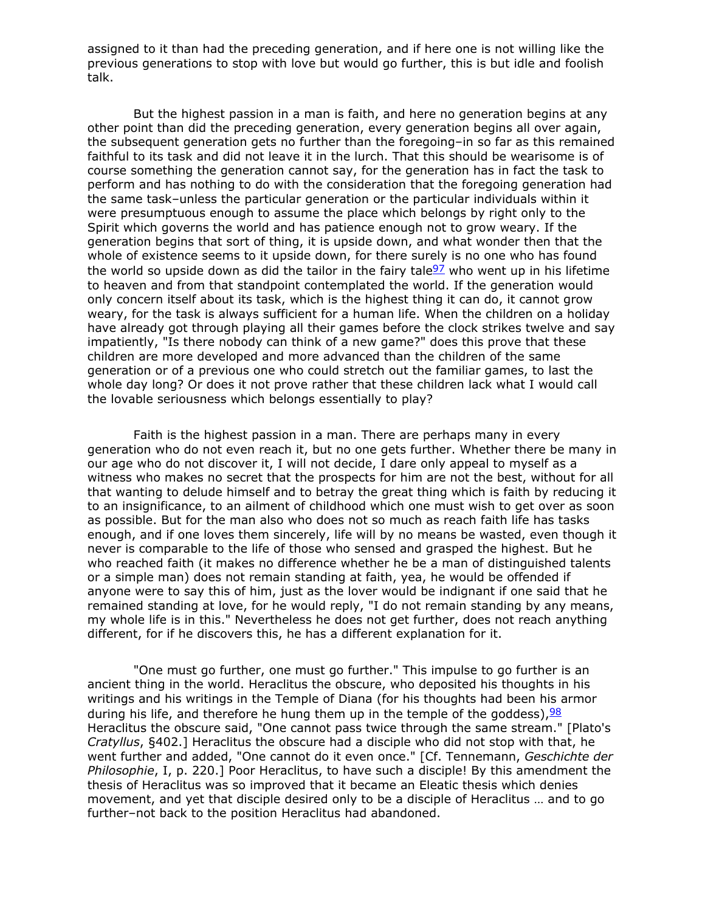assigned to it than had the preceding generation, and if here one is not willing like the previous generations to stop with love but would go further, this is but idle and foolish talk.

But the highest passion in a man is faith, and here no generation begins at any other point than did the preceding generation, every generation begins all over again, the subsequent generation gets no further than the foregoing–in so far as this remained faithful to its task and did not leave it in the lurch. That this should be wearisome is of course something the generation cannot say, for the generation has in fact the task to perform and has nothing to do with the consideration that the foregoing generation had the same task–unless the particular generation or the particular individuals within it were presumptuous enough to assume the place which belongs by right only to the Spirit which governs the world and has patience enough not to grow weary. If the generation begins that sort of thing, it is upside down, and what wonder then that the whole of existence seems to it upside down, for there surely is no one who has found the world so upside down as did the tailor in the fairy tale[97] who went up in his lifetime to heaven and from that standpoint contemplated the world. If the generation would only concern itself about its task, which is the highest thing it can do, it cannot grow weary, for the task is always sufficient for a human life. When the children on a holiday have already got through playing all their games before the clock strikes twelve and say impatiently, "Is there nobody can think of a new game?" does this prove that these children are more developed and more advanced than the children of the same generation or of a previous one who could stretch out the familiar games, to last the whole day long? Or does it not prove rather that these children lack what I would call the lovable seriousness which belongs essentially to play?

Faith is the highest passion in a man. There are perhaps many in every generation who do not even reach it, but no one gets further. Whether there be many in our age who do not discover it, I will not decide, I dare only appeal to myself as a witness who makes no secret that the prospects for him are not the best, without for all that wanting to delude himself and to betray the great thing which is faith by reducing it to an insignificance, to an ailment of childhood which one must wish to get over as soon as possible. But for the man also who does not so much as reach faith life has tasks enough, and if one loves them sincerely, life will by no means be wasted, even though it never is comparable to the life of those who sensed and grasped the highest. But he who reached faith (it makes no difference whether he be a man of distinguished talents or a simple man) does not remain standing at faith, yea, he would be offended if anyone were to say this of him, just as the lover would be indignant if one said that he remained standing at love, for he would reply, "I do not remain standing by any means, my whole life is in this." Nevertheless he does not get further, does not reach anything different, for if he discovers this, he has a different explanation for it.

"One must go further, one must go further." This impulse to go further is an ancient thing in the world. Heraclitus the obscure, who deposited his thoughts in his writings and his writings in the Temple of Diana (for his thoughts had been his armor during his life, and therefore he hung them up in the temple of the goddess),[98] Heraclitus the obscure said, "One cannot pass twice through the same stream." [Plato's *Cratyllus*, §402.] Heraclitus the obscure had a disciple who did not stop with that, he went further and added, "One cannot do it even once." [Cf. Tennemann, *Geschichte der Philosophie*, I, p. 220.] Poor Heraclitus, to have such a disciple! By this amendment the thesis of Heraclitus was so improved that it became an Eleatic thesis which denies movement, and yet that disciple desired only to be a disciple of Heraclitus … and to go further–not back to the position Heraclitus had abandoned.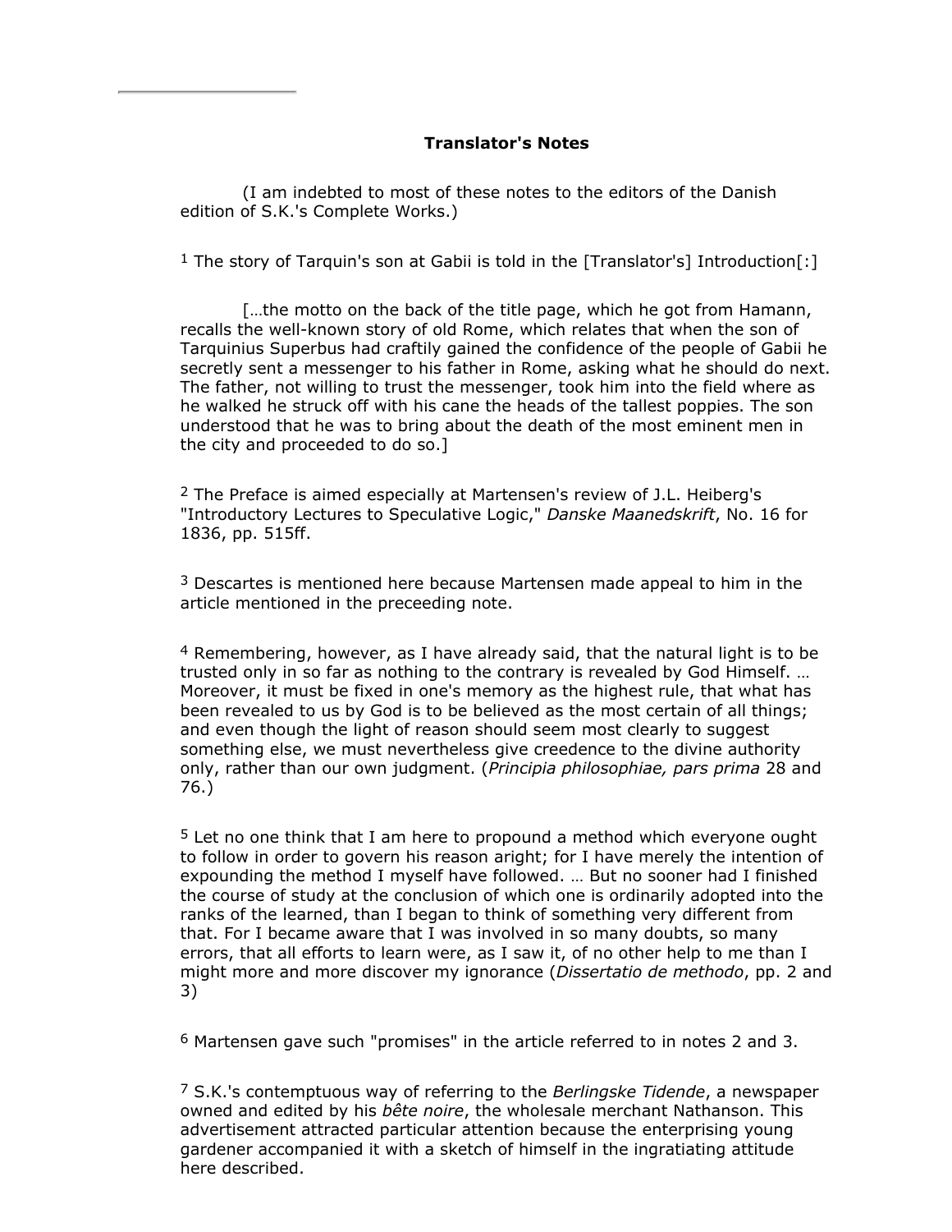---

**Translator's Notes**

(I am indebted to most of these notes to the editors of the Danish edition of S.K.'s Complete Works.)

[1] The story of Tarquin's son at Gabii is told in the [Translator's] Introduction[:]

[…the motto on the back of the title page, which he got from Hamann, recalls the well-known story of old Rome, which relates that when the son of Tarquinius Superbus had craftily gained the confidence of the people of Gabii he secretly sent a messenger to his father in Rome, asking what he should do next. The father, not willing to trust the messenger, took him into the field where as he walked he struck off with his cane the heads of the tallest poppies. The son understood that he was to bring about the death of the most eminent men in the city and proceeded to do so.]

[2] The Preface is aimed especially at Martensen's review of J.L. Heiberg's "Introductory Lectures to Speculative Logic," *Danske Maanedskrift*, No. 16 for 1836, pp. 515ff.

[3] Descartes is mentioned here because Martensen made appeal to him in the article mentioned in the preceeding note.

[4] Remembering, however, as I have already said, that the natural light is to be trusted only in so far as nothing to the contrary is revealed by God Himself. … Moreover, it must be fixed in one's memory as the highest rule, that what has been revealed to us by God is to be believed as the most certain of all things; and even though the light of reason should seem most clearly to suggest something else, we must nevertheless give creedence to the divine authority only, rather than our own judgment. (*Principia philosophiae, pars prima* 28 and 76.)

[5] Let no one think that I am here to propound a method which everyone ought to follow in order to govern his reason aright; for I have merely the intention of expounding the method I myself have followed. … But no sooner had I finished the course of study at the conclusion of which one is ordinarily adopted into the ranks of the learned, than I began to think of something very different from that. For I became aware that I was involved in so many doubts, so many errors, that all efforts to learn were, as I saw it, of no other help to me than I might more and more discover my ignorance (*Dissertatio de methodo*, pp. 2 and 3)

[6] Martensen gave such "promises" in the article referred to in notes 2 and 3.

[7] S.K.'s contemptuous way of referring to the *Berlingske Tidende*, a newspaper owned and edited by his *bête noire*, the wholesale merchant Nathanson. This advertisement attracted particular attention because the enterprising young gardener accompanied it with a sketch of himself in the ingratiating attitude here described.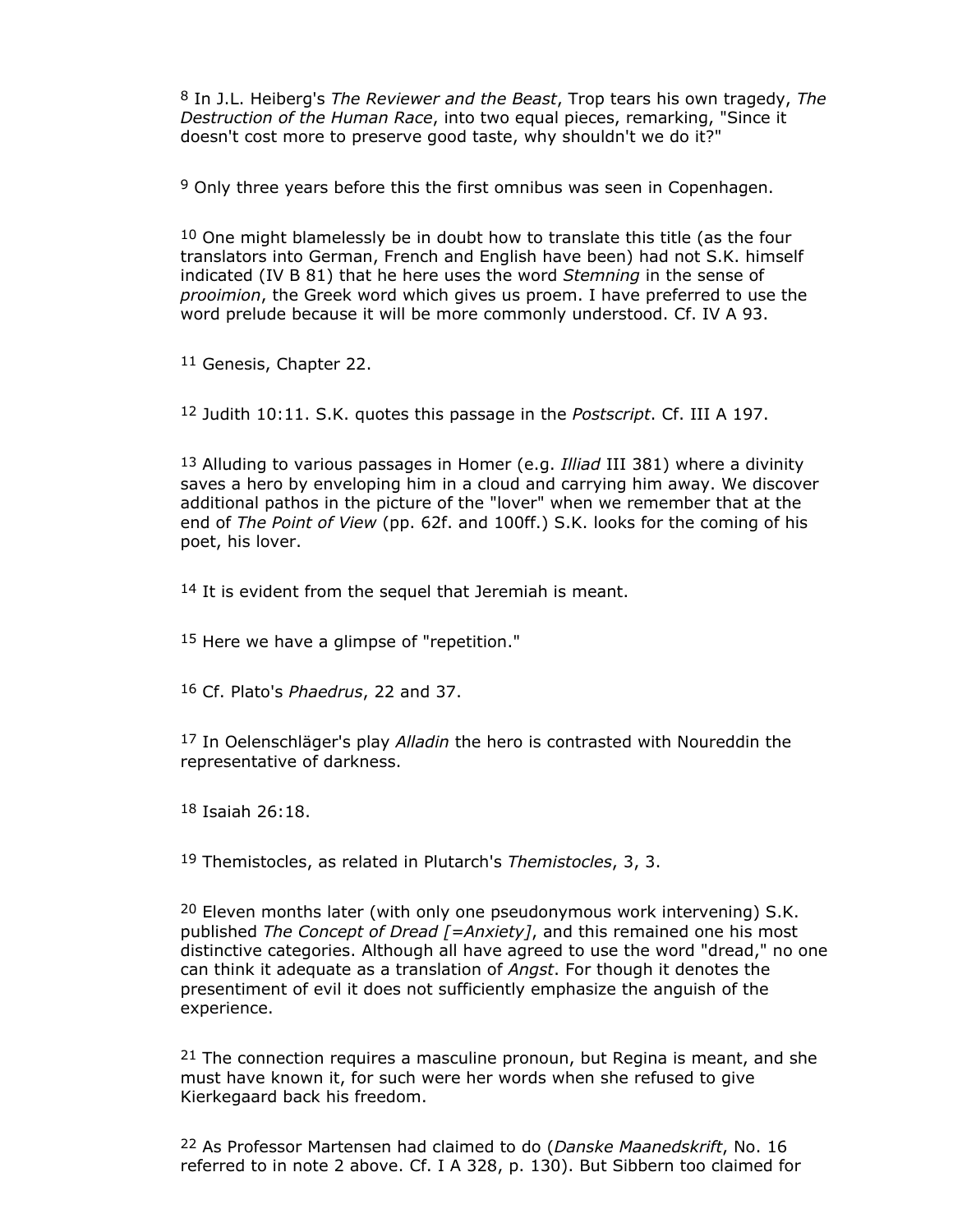[8] In J.L. Heiberg's *The Reviewer and the Beast*, Trop tears his own tragedy, *The Destruction of the Human Race*, into two equal pieces, remarking, "Since it doesn't cost more to preserve good taste, why shouldn't we do it?"

[9] Only three years before this the first omnibus was seen in Copenhagen.

[10] One might blamelessly be in doubt how to translate this title (as the four translators into German, French and English have been) had not S.K. himself indicated (IV B 81) that he here uses the word *Stemning* in the sense of *prooimion*, the Greek word which gives us proem. I have preferred to use the word prelude because it will be more commonly understood. Cf. IV A 93.

[11] Genesis, Chapter 22.

[12] Judith 10:11. S.K. quotes this passage in the *Postscript*. Cf. III A 197.

[13] Alluding to various passages in Homer (e.g. *Illiad* III 381) where a divinity saves a hero by enveloping him in a cloud and carrying him away. We discover additional pathos in the picture of the "lover" when we remember that at the end of *The Point of View* (pp. 62f. and 100ff.) S.K. looks for the coming of his poet, his lover.

[14] It is evident from the sequel that Jeremiah is meant.

[15] Here we have a glimpse of "repetition."

[16] Cf. Plato's *Phaedrus*, 22 and 37.

[17] In Oelenschläger's play *Alladin* the hero is contrasted with Noureddin the representative of darkness.

[18] Isaiah 26:18.

[19] Themistocles, as related in Plutarch's *Themistocles*, 3, 3.

[20] Eleven months later (with only one pseudonymous work intervening) S.K. published *The Concept of Dread [=Anxiety]*, and this remained one his most distinctive categories. Although all have agreed to use the word "dread," no one can think it adequate as a translation of *Angst*. For though it denotes the presentiment of evil it does not sufficiently emphasize the anguish of the experience.

[21] The connection requires a masculine pronoun, but Regina is meant, and she must have known it, for such were her words when she refused to give Kierkegaard back his freedom.

[22] As Professor Martensen had claimed to do (*Danske Maanedskrift*, No. 16 referred to in note 2 above. Cf. I A 328, p. 130). But Sibbern too claimed for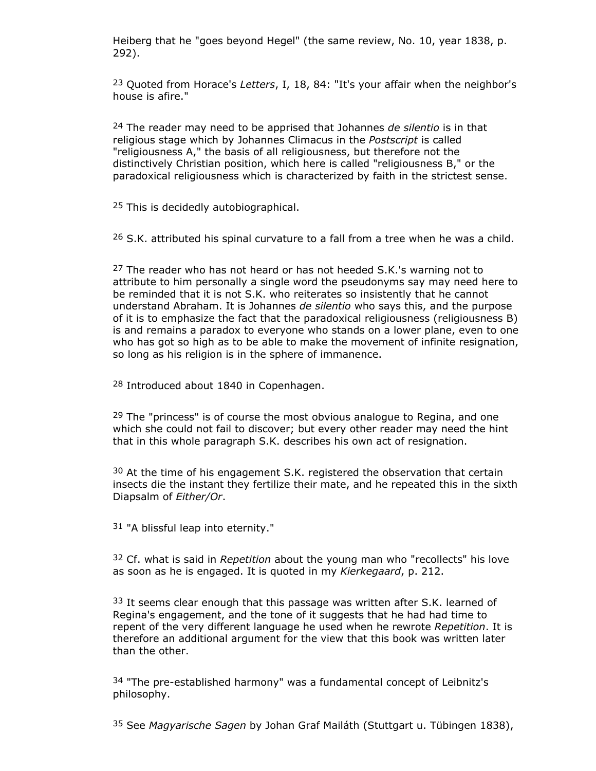Heiberg that he "goes beyond Hegel" (the same review, No. 10, year 1838, p. 292).

[23] Quoted from Horace's *Letters*, I, 18, 84: "It's your affair when the neighbor's house is afire."

[24] The reader may need to be apprised that Johannes *de silentio* is in that religious stage which by Johannes Climacus in the *Postscript* is called "religiousness A," the basis of all religiousness, but therefore not the distinctively Christian position, which here is called "religiousness B," or the paradoxical religiousness which is characterized by faith in the strictest sense.

[25] This is decidedly autobiographical.

[26] S.K. attributed his spinal curvature to a fall from a tree when he was a child.

[27] The reader who has not heard or has not heeded S.K.'s warning not to attribute to him personally a single word the pseudonyms say may need here to be reminded that it is not S.K. who reiterates so insistently that he cannot understand Abraham. It is Johannes *de silentio* who says this, and the purpose of it is to emphasize the fact that the paradoxical religiousness (religiousness B) is and remains a paradox to everyone who stands on a lower plane, even to one who has got so high as to be able to make the movement of infinite resignation, so long as his religion is in the sphere of immanence.

[28] Introduced about 1840 in Copenhagen.

[29] The "princess" is of course the most obvious analogue to Regina, and one which she could not fail to discover; but every other reader may need the hint that in this whole paragraph S.K. describes his own act of resignation.

[30] At the time of his engagement S.K. registered the observation that certain insects die the instant they fertilize their mate, and he repeated this in the sixth Diapsalm of *Either/Or*.

[31] "A blissful leap into eternity."

[32] Cf. what is said in *Repetition* about the young man who "recollects" his love as soon as he is engaged. It is quoted in my *Kierkegaard*, p. 212.

[33] It seems clear enough that this passage was written after S.K. learned of Regina's engagement, and the tone of it suggests that he had had time to repent of the very different language he used when he rewrote *Repetition*. It is therefore an additional argument for the view that this book was written later than the other.

[34] "The pre-established harmony" was a fundamental concept of Leibnitz's philosophy.

[35] See *Magyarische Sagen* by Johan Graf Mailáth (Stuttgart u. Tübingen 1838),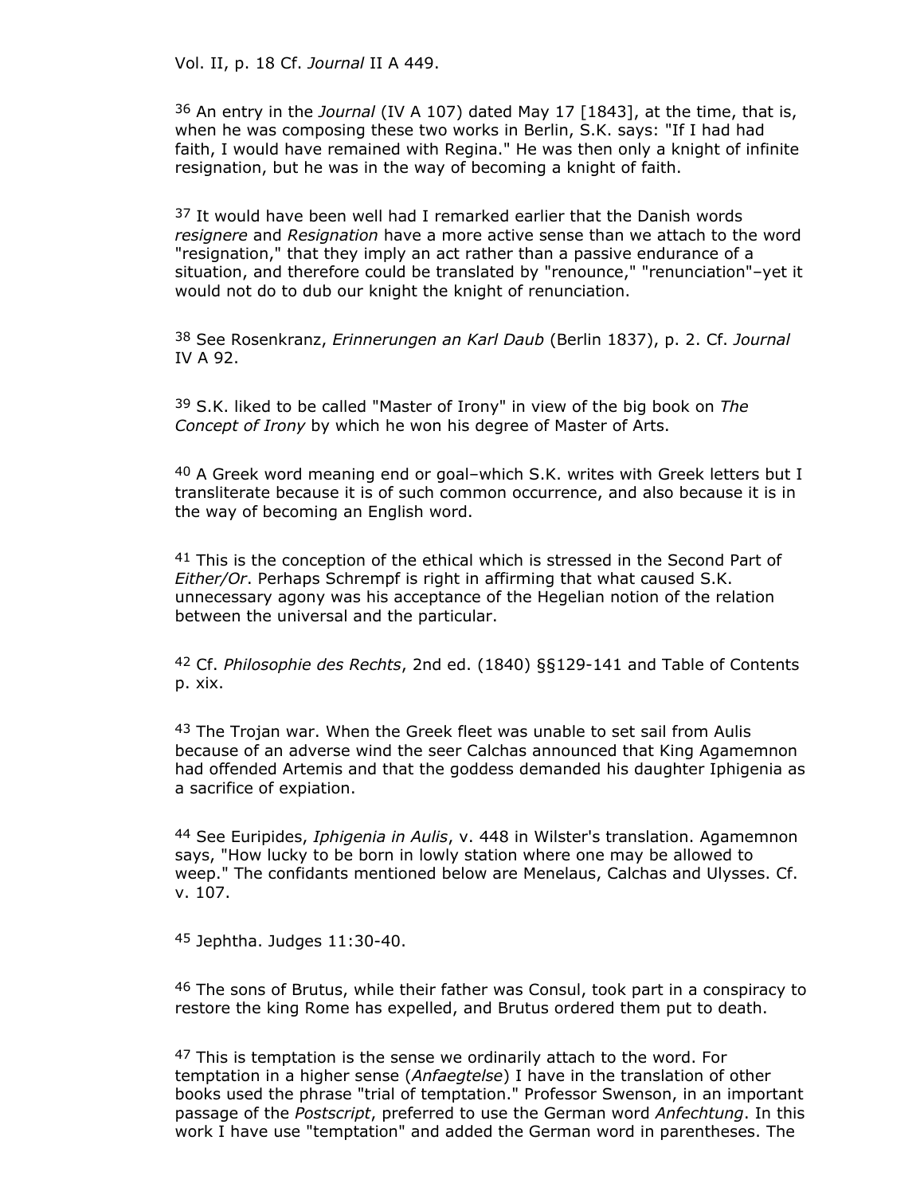Vol. II, p. 18 Cf. *Journal* II A 449.

36 An entry in the *Journal* (IV A 107) dated May 17 [1843], at the time, that is, when he was composing these two works in Berlin, S.K. says: "If I had had faith, I would have remained with Regina." He was then only a knight of infinite resignation, but he was in the way of becoming a knight of faith.

37 It would have been well had I remarked earlier that the Danish words *resignere* and *Resignation* have a more active sense than we attach to the word "resignation," that they imply an act rather than a passive endurance of a situation, and therefore could be translated by "renounce," "renunciation"–yet it would not do to dub our knight the knight of renunciation.

38 See Rosenkranz, *Erinnerungen an Karl Daub* (Berlin 1837), p. 2. Cf. *Journal* IV A 92.

39 S.K. liked to be called "Master of Irony" in view of the big book on *The Concept of Irony* by which he won his degree of Master of Arts.

40 A Greek word meaning end or goal–which S.K. writes with Greek letters but I transliterate because it is of such common occurrence, and also because it is in the way of becoming an English word.

41 This is the conception of the ethical which is stressed in the Second Part of *Either/Or*. Perhaps Schrempf is right in affirming that what caused S.K. unnecessary agony was his acceptance of the Hegelian notion of the relation between the universal and the particular.

42 Cf. *Philosophie des Rechts*, 2nd ed. (1840) §§129-141 and Table of Contents p. xix.

43 The Trojan war. When the Greek fleet was unable to set sail from Aulis because of an adverse wind the seer Calchas announced that King Agamemnon had offended Artemis and that the goddess demanded his daughter Iphigenia as a sacrifice of expiation.

44 See Euripides, *Iphigenia in Aulis*, v. 448 in Wilster's translation. Agamemnon says, "How lucky to be born in lowly station where one may be allowed to weep." The confidants mentioned below are Menelaus, Calchas and Ulysses. Cf. v. 107.

45 Jephtha. Judges 11:30-40.

46 The sons of Brutus, while their father was Consul, took part in a conspiracy to restore the king Rome has expelled, and Brutus ordered them put to death.

47 This is temptation is the sense we ordinarily attach to the word. For temptation in a higher sense (*Anfaegtelse*) I have in the translation of other books used the phrase "trial of temptation." Professor Swenson, in an important passage of the *Postscript*, preferred to use the German word *Anfechtung*. In this work I have use "temptation" and added the German word in parentheses. The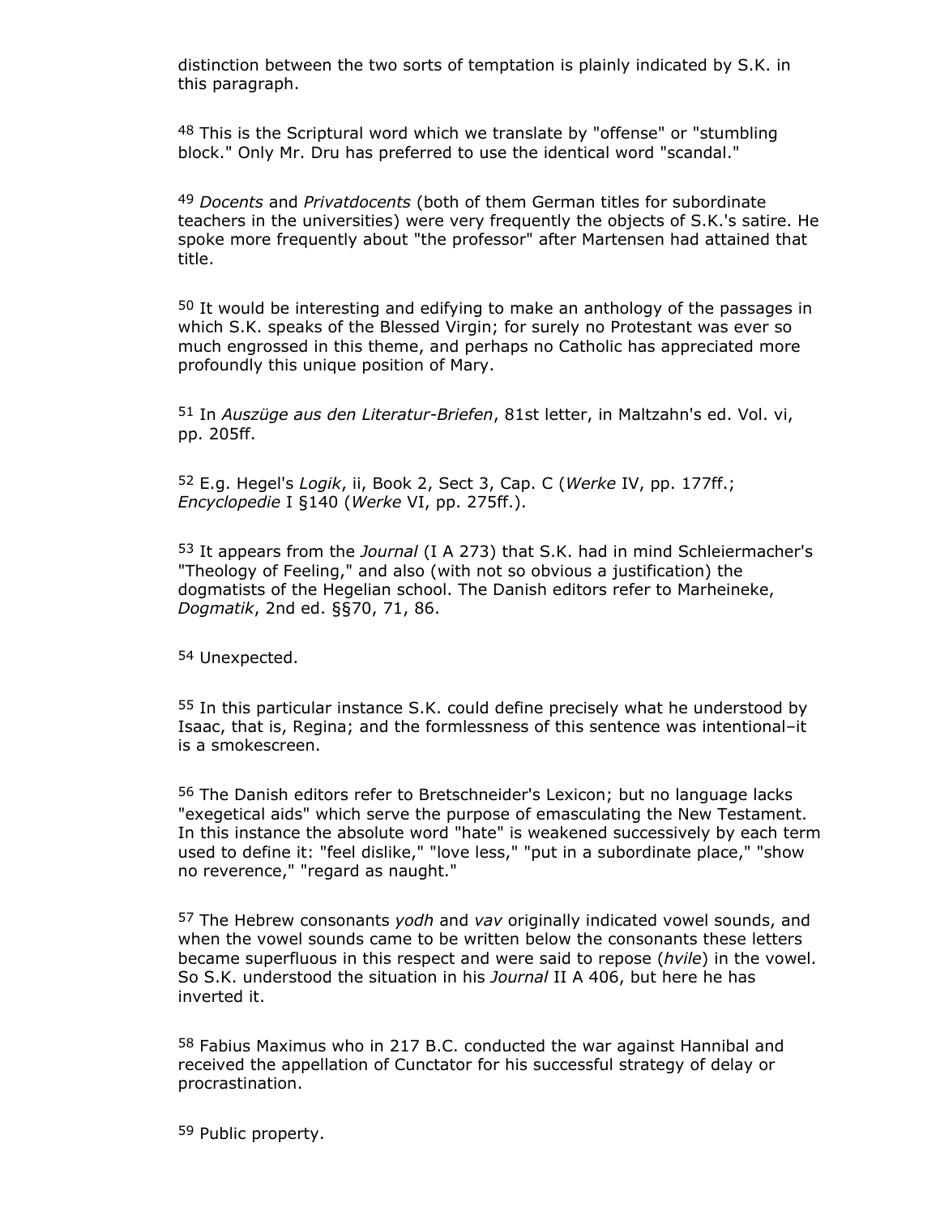distinction between the two sorts of temptation is plainly indicated by S.K. in this paragraph.

[48] This is the Scriptural word which we translate by "offense" or "stumbling block." Only Mr. Dru has preferred to use the identical word "scandal."

[49] *Docents* and *Privatdocents* (both of them German titles for subordinate teachers in the universities) were very frequently the objects of S.K.'s satire. He spoke more frequently about "the professor" after Martensen had attained that title.

[50] It would be interesting and edifying to make an anthology of the passages in which S.K. speaks of the Blessed Virgin; for surely no Protestant was ever so much engrossed in this theme, and perhaps no Catholic has appreciated more profoundly this unique position of Mary.

[51] In *Auszüge aus den Literatur-Briefen*, 81st letter, in Maltzahn's ed. Vol. vi, pp. 205ff.

[52] E.g. Hegel's *Logik*, ii, Book 2, Sect 3, Cap. C (*Werke* IV, pp. 177ff.; *Encyclopedie* I §140 (*Werke* VI, pp. 275ff.).

[53] It appears from the *Journal* (I A 273) that S.K. had in mind Schleiermacher's "Theology of Feeling," and also (with not so obvious a justification) the dogmatists of the Hegelian school. The Danish editors refer to Marheineke, *Dogmatik*, 2nd ed. §§70, 71, 86.

[54] Unexpected.

[55] In this particular instance S.K. could define precisely what he understood by Isaac, that is, Regina; and the formlessness of this sentence was intentional–it is a smokescreen.

[56] The Danish editors refer to Bretschneider's Lexicon; but no language lacks "exegetical aids" which serve the purpose of emasculating the New Testament. In this instance the absolute word "hate" is weakened successively by each term used to define it: "feel dislike," "love less," "put in a subordinate place," "show no reverence," "regard as naught."

[57] The Hebrew consonants *yodh* and *vav* originally indicated vowel sounds, and when the vowel sounds came to be written below the consonants these letters became superfluous in this respect and were said to repose (*hvile*) in the vowel. So S.K. understood the situation in his *Journal* II A 406, but here he has inverted it.

[58] Fabius Maximus who in 217 B.C. conducted the war against Hannibal and received the appellation of Cunctator for his successful strategy of delay or procrastination.

[59] Public property.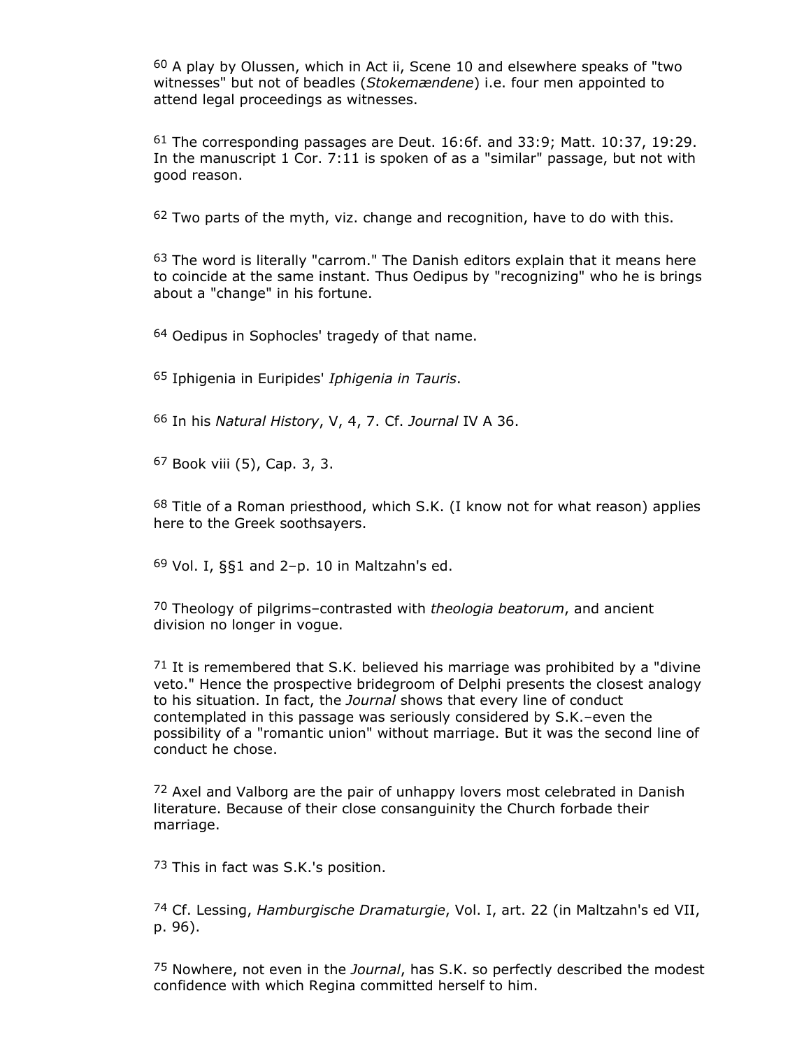[60] A play by Olussen, which in Act ii, Scene 10 and elsewhere speaks of "two witnesses" but not of beadles (*Stokemændene*) i.e. four men appointed to attend legal proceedings as witnesses.

[61] The corresponding passages are Deut. 16:6f. and 33:9; Matt. 10:37, 19:29. In the manuscript 1 Cor. 7:11 is spoken of as a "similar" passage, but not with good reason.

[62] Two parts of the myth, viz. change and recognition, have to do with this.

[63] The word is literally "carrom." The Danish editors explain that it means here to coincide at the same instant. Thus Oedipus by "recognizing" who he is brings about a "change" in his fortune.

[64] Oedipus in Sophocles' tragedy of that name.

[65] Iphigenia in Euripides' *Iphigenia in Tauris*.

[66] In his *Natural History*, V, 4, 7. Cf. *Journal* IV A 36.

[67] Book viii (5), Cap. 3, 3.

[68] Title of a Roman priesthood, which S.K. (I know not for what reason) applies here to the Greek soothsayers.

[69] Vol. I, §§1 and 2–p. 10 in Maltzahn's ed.

[70] Theology of pilgrims–contrasted with *theologia beatorum*, and ancient division no longer in vogue.

[71] It is remembered that S.K. believed his marriage was prohibited by a "divine veto." Hence the prospective bridegroom of Delphi presents the closest analogy to his situation. In fact, the *Journal* shows that every line of conduct contemplated in this passage was seriously considered by S.K.–even the possibility of a "romantic union" without marriage. But it was the second line of conduct he chose.

[72] Axel and Valborg are the pair of unhappy lovers most celebrated in Danish literature. Because of their close consanguinity the Church forbade their marriage.

[73] This in fact was S.K.'s position.

[74] Cf. Lessing, *Hamburgische Dramaturgie*, Vol. I, art. 22 (in Maltzahn's ed VII, p. 96).

[75] Nowhere, not even in the *Journal*, has S.K. so perfectly described the modest confidence with which Regina committed herself to him.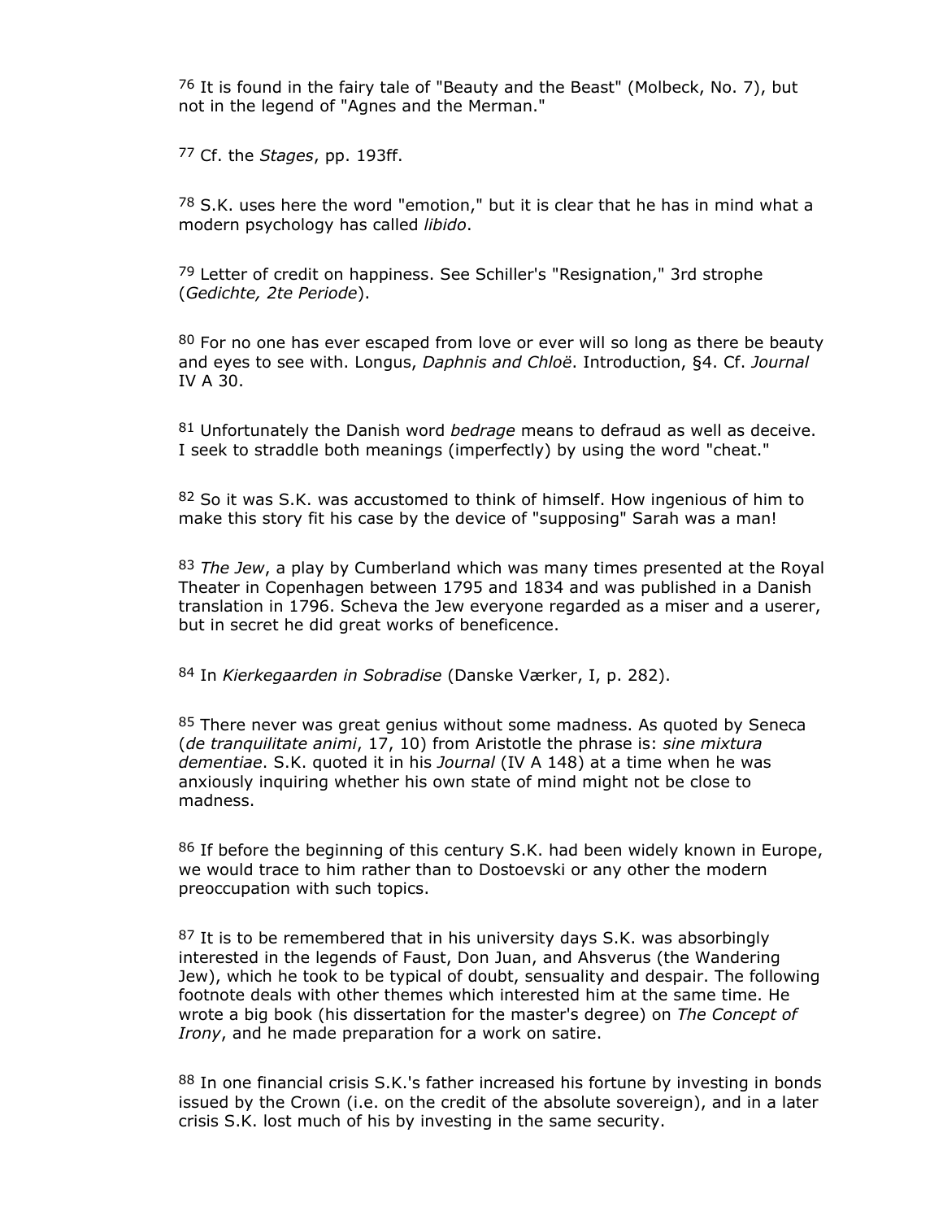[76] It is found in the fairy tale of "Beauty and the Beast" (Molbeck, No. 7), but not in the legend of "Agnes and the Merman."

[77] Cf. the *Stages*, pp. 193ff.

[78] S.K. uses here the word "emotion," but it is clear that he has in mind what a modern psychology has called *libido*.

[79] Letter of credit on happiness. See Schiller's "Resignation," 3rd strophe (*Gedichte, 2te Periode*).

[80] For no one has ever escaped from love or ever will so long as there be beauty and eyes to see with. Longus, *Daphnis and Chloë*. Introduction, §4. Cf. *Journal* IV A 30.

[81] Unfortunately the Danish word *bedrage* means to defraud as well as deceive. I seek to straddle both meanings (imperfectly) by using the word "cheat."

[82] So it was S.K. was accustomed to think of himself. How ingenious of him to make this story fit his case by the device of "supposing" Sarah was a man!

[83] *The Jew*, a play by Cumberland which was many times presented at the Royal Theater in Copenhagen between 1795 and 1834 and was published in a Danish translation in 1796. Scheva the Jew everyone regarded as a miser and a userer, but in secret he did great works of beneficence.

[84] In *Kierkegaarden in Sobradise* (Danske Værker, I, p. 282).

[85] There never was great genius without some madness. As quoted by Seneca (*de tranquilitate animi*, 17, 10) from Aristotle the phrase is: *sine mixtura dementiae*. S.K. quoted it in his *Journal* (IV A 148) at a time when he was anxiously inquiring whether his own state of mind might not be close to madness.

[86] If before the beginning of this century S.K. had been widely known in Europe, we would trace to him rather than to Dostoevski or any other the modern preoccupation with such topics.

[87] It is to be remembered that in his university days S.K. was absorbingly interested in the legends of Faust, Don Juan, and Ahsverus (the Wandering Jew), which he took to be typical of doubt, sensuality and despair. The following footnote deals with other themes which interested him at the same time. He wrote a big book (his dissertation for the master's degree) on *The Concept of Irony*, and he made preparation for a work on satire.

[88] In one financial crisis S.K.'s father increased his fortune by investing in bonds issued by the Crown (i.e. on the credit of the absolute sovereign), and in a later crisis S.K. lost much of his by investing in the same security.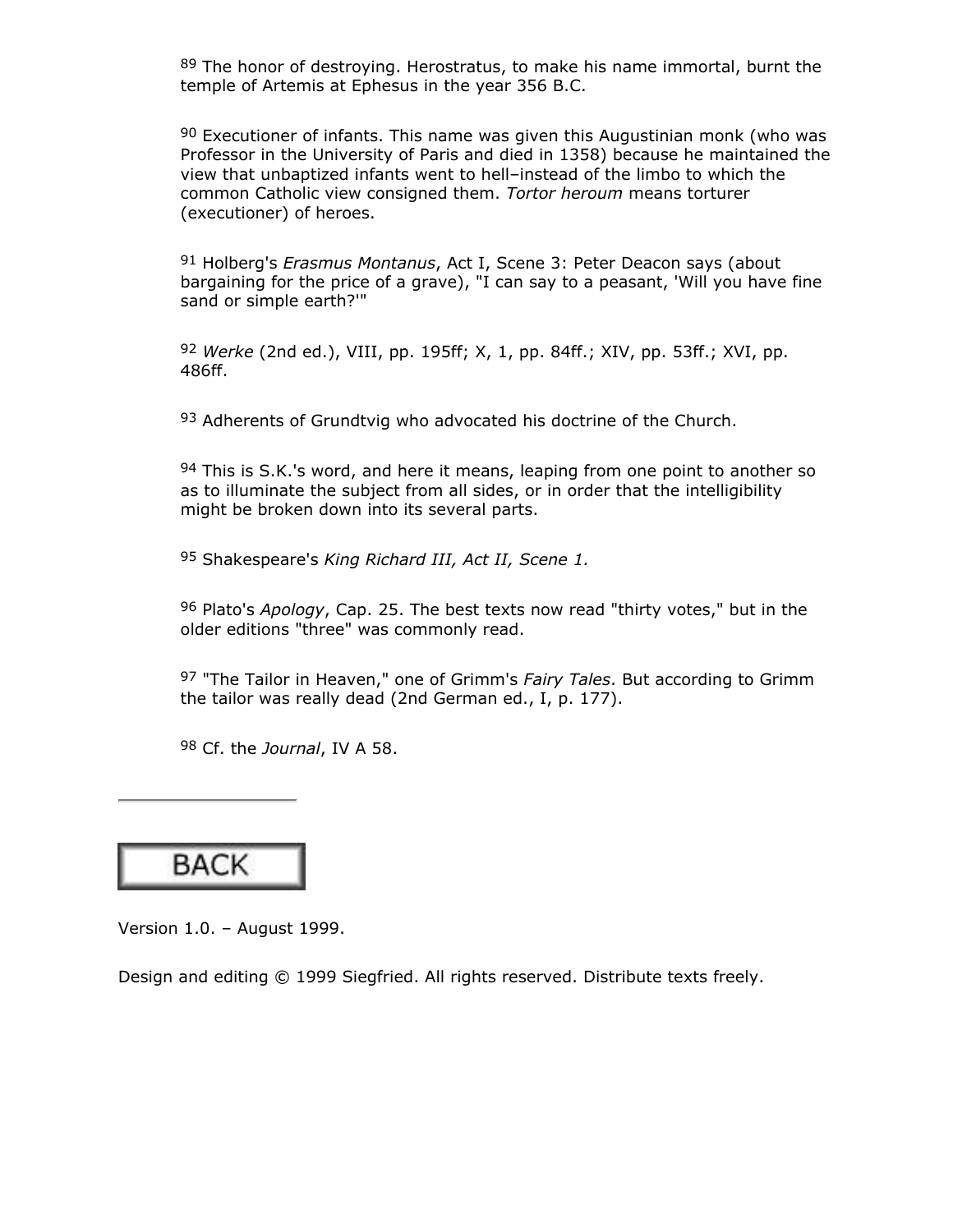[89] The honor of destroying. Herostratus, to make his name immortal, burnt the temple of Artemis at Ephesus in the year 356 B.C.

[90] Executioner of infants. This name was given this Augustinian monk (who was Professor in the University of Paris and died in 1358) because he maintained the view that unbaptized infants went to hell–instead of the limbo to which the common Catholic view consigned them. *Tortor heroum* means torturer (executioner) of heroes.

[91] Holberg's *Erasmus Montanus*, Act I, Scene 3: Peter Deacon says (about bargaining for the price of a grave), "I can say to a peasant, 'Will you have fine sand or simple earth?'"

[92] *Werke* (2nd ed.), VIII, pp. 195ff; X, 1, pp. 84ff.; XIV, pp. 53ff.; XVI, pp. 486ff.

[93] Adherents of Grundtvig who advocated his doctrine of the Church.

[94] This is S.K.'s word, and here it means, leaping from one point to another so as to illuminate the subject from all sides, or in order that the intelligibility might be broken down into its several parts.

[95] Shakespeare's *King Richard III, Act II, Scene 1.*

[96] Plato's *Apology*, Cap. 25. The best texts now read "thirty votes," but in the older editions "three" was commonly read.

[97] "The Tailor in Heaven," one of Grimm's *Fairy Tales*. But according to Grimm the tailor was really dead (2nd German ed., I, p. 177).

[98] Cf. the *Journal*, IV A 58.

---

BACK

Version 1.0. – August 1999.

Design and editing © 1999 Siegfried. All rights reserved. Distribute texts freely.